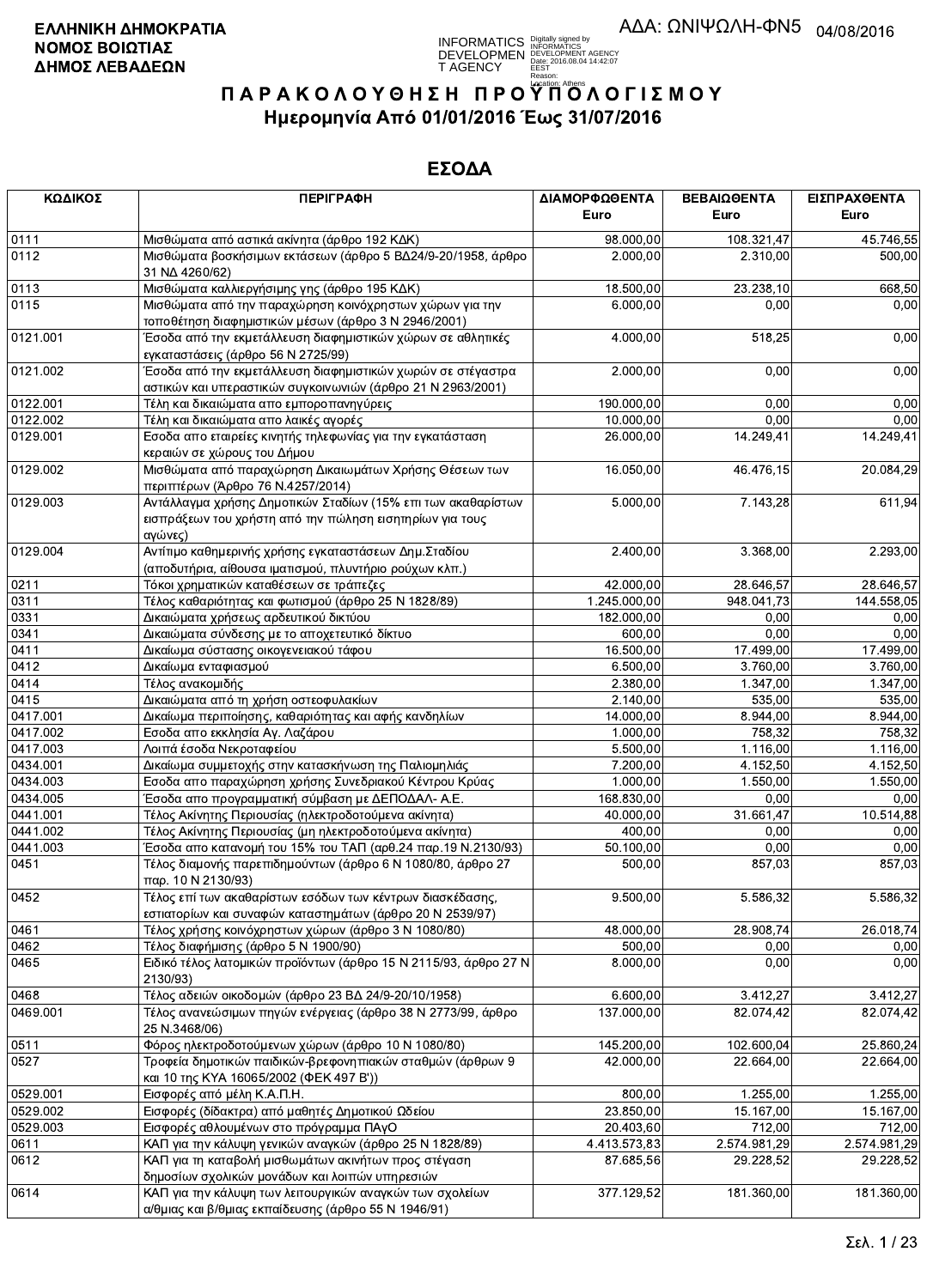**ΕΛΛΗΝΙΚΗ ΔΗΜΟΚΡΑΤΙΑ**
**ΝΟΜΟΣ ΒΟΙΩΤΙΑΣ**
**ΔΗΜΟΣ ΛΕΒΑΔΕΩΝ**

ΑΔΑ: ΩΝΙΨΩΛΗ-ΦΝ5 04/08/2016

# Π Α Ρ Α Κ Ο Λ Ο Υ Θ Η Σ Η  Π Ρ Ο Υ Π Ο Λ Ο Γ Ι Σ Μ Ο Υ

## Ημερομηνία Από 01/01/2016 Έως 31/07/2016

## ΕΣΟΔΑ

| ΚΩΔΙΚΟΣ | ΠΕΡΙΓΡΑΦΗ | ΔΙΑΜΟΡΦΩΘΕΝΤΑ Euro | ΒΕΒΑΙΩΘΕΝΤΑ Euro | ΕΙΣΠΡΑΧΘΕΝΤΑ Euro |
|---|---|---|---|---|
| 0111 | Μισθώματα από αστικά ακίνητα (άρθρο 192 ΚΔΚ) | 98.000,00 | 108.321,47 | 45.746,55 |
| 0112 | Μισθώματα βοσκήσιμων εκτάσεων (άρθρο 5 ΒΔ24/9-20/1958, άρθρο 31 ΝΔ 4260/62) | 2.000,00 | 2.310,00 | 500,00 |
| 0113 | Μισθώματα καλλιεργήσιμης γης (άρθρο 195 ΚΔΚ) | 18.500,00 | 23.238,10 | 668,50 |
| 0115 | Μισθώματα από την παραχώρηση κοινόχρηστων χώρων για την τοποθέτηση διαφημιστικών μέσων (άρθρο 3 Ν 2946/2001) | 6.000,00 | 0,00 | 0,00 |
| 0121.001 | Έσοδα από την εκμετάλλευση διαφημιστικών χώρων σε αθλητικές εγκαταστάσεις (άρθρο 56 Ν 2725/99) | 4.000,00 | 518,25 | 0,00 |
| 0121.002 | Έσοδα από την εκμετάλλευση διαφημιστικών χωρών σε στέγαστρα αστικών και υπεραστικών συγκοινωνιών (άρθρο 21 Ν 2963/2001) | 2.000,00 | 0,00 | 0,00 |
| 0122.001 | Τέλη και δικαιώματα απο εμποροπανηγύρεις | 190.000,00 | 0,00 | 0,00 |
| 0122.002 | Τέλη και δικαιώματα απο λαικές αγορές | 10.000,00 | 0,00 | 0,00 |
| 0129.001 | Εσοδα απο εταιρείες κινητής τηλεφωνίας για την εγκατάσταση κεραιών σε χώρους του Δήμου | 26.000,00 | 14.249,41 | 14.249,41 |
| 0129.002 | Μισθώματα από παραχώρηση Δικαιωμάτων Χρήσης Θέσεων των περιπτέρων (Άρθρο 76 Ν.4257/2014) | 16.050,00 | 46.476,15 | 20.084,29 |
| 0129.003 | Αντάλλαγμα χρήσης Δημοτικών Σταδίων (15% επι των ακαθαρίστων εισπράξεων του χρήστη από την πώληση εισητηρίων για τους αγώνες) | 5.000,00 | 7.143,28 | 611,94 |
| 0129.004 | Αντίτιμο καθημερινής χρήσης εγκαταστάσεων Δημ.Σταδίου (αποδυτήρια, αίθουσα ιματισμού, πλυντήριο ρούχων κλπ.) | 2.400,00 | 3.368,00 | 2.293,00 |
| 0211 | Τόκοι χρηματικών καταθέσεων σε τράπεζες | 42.000,00 | 28.646,57 | 28.646,57 |
| 0311 | Τέλος καθαριότητας και φωτισμού (άρθρο 25 Ν 1828/89) | 1.245.000,00 | 948.041,73 | 144.558,05 |
| 0331 | Δικαιώματα χρήσεως αρδευτικού δικτύου | 182.000,00 | 0,00 | 0,00 |
| 0341 | Δικαιώματα σύνδεσης με το αποχετευτικό δίκτυο | 600,00 | 0,00 | 0,00 |
| 0411 | Δικαίωμα σύστασης οικογενειακού τάφου | 16.500,00 | 17.499,00 | 17.499,00 |
| 0412 | Δικαίωμα ενταφιασμού | 6.500,00 | 3.760,00 | 3.760,00 |
| 0414 | Τέλος ανακομιδής | 2.380,00 | 1.347,00 | 1.347,00 |
| 0415 | Δικαιώματα από τη χρήση οστεοφυλακίων | 2.140,00 | 535,00 | 535,00 |
| 0417.001 | Δικαίωμα περιποίησης, καθαριότητας και αφής κανδηλίων | 14.000,00 | 8.944,00 | 8.944,00 |
| 0417.002 | Εσοδα απο εκκλησία Αγ. Λαζάρου | 1.000,00 | 758,32 | 758,32 |
| 0417.003 | Λοιπά έσοδα Νεκροταφείου | 5.500,00 | 1.116,00 | 1.116,00 |
| 0434.001 | Δικαίωμα συμμετοχής στην κατασκήνωση της Παλιομηλιάς | 7.200,00 | 4.152,50 | 4.152,50 |
| 0434.003 | Εσοδα απο παραχώρηση χρήσης Συνεδριακού Κέντρου Κρύας | 1.000,00 | 1.550,00 | 1.550,00 |
| 0434.005 | Έσοδα απο προγραμματική σύμβαση με ΔΕΠΟΔΑΛ- Α.Ε. | 168.830,00 | 0,00 | 0,00 |
| 0441.001 | Τέλος Ακίνητης Περιουσίας (ηλεκτροδοτούμενα ακίνητα) | 40.000,00 | 31.661,47 | 10.514,88 |
| 0441.002 | Τέλος Ακίνητης Περιουσίας (μη ηλεκτροδοτούμενα ακίνητα) | 400,00 | 0,00 | 0,00 |
| 0441.003 | Έσοδα απο κατανομή του 15% του ΤΑΠ (αρθ.24 παρ.19 Ν.2130/93) | 50.100,00 | 0,00 | 0,00 |
| 0451 | Τέλος διαμονής παρεπιδημούντων (άρθρο 6 Ν 1080/80, άρθρο 27 παρ. 10 Ν 2130/93) | 500,00 | 857,03 | 857,03 |
| 0452 | Τέλος επί των ακαθαρίστων εσόδων των κέντρων διασκέδασης, εστιατορίων και συναφών καταστημάτων (άρθρο 20 Ν 2539/97) | 9.500,00 | 5.586,32 | 5.586,32 |
| 0461 | Τέλος χρήσης κοινόχρηστων χώρων (άρθρο 3 Ν 1080/80) | 48.000,00 | 28.908,74 | 26.018,74 |
| 0462 | Τέλος διαφήμισης (άρθρο 5 Ν 1900/90) | 500,00 | 0,00 | 0,00 |
| 0465 | Ειδικό τέλος λατομικών προϊόντων (άρθρο 15 Ν 2115/93, άρθρο 27 Ν 2130/93) | 8.000,00 | 0,00 | 0,00 |
| 0468 | Τέλος αδειών οικοδομών (άρθρο 23 ΒΔ 24/9-20/10/1958) | 6.600,00 | 3.412,27 | 3.412,27 |
| 0469.001 | Τέλος ανανεώσιμων πηγών ενέργειας (άρθρο 38 Ν 2773/99, άρθρο 25 Ν.3468/06) | 137.000,00 | 82.074,42 | 82.074,42 |
| 0511 | Φόρος ηλεκτροδοτούμενων χώρων (άρθρο 10 Ν 1080/80) | 145.200,00 | 102.600,04 | 25.860,24 |
| 0527 | Τροφεία δημοτικών παιδικών-βρεφονηπιακών σταθμών (άρθρων 9 και 10 της ΚΥΑ 16065/2002 (ΦΕΚ 497 Β')) | 42.000,00 | 22.664,00 | 22.664,00 |
| 0529.001 | Εισφορές από μέλη Κ.Α.Π.Η. | 800,00 | 1.255,00 | 1.255,00 |
| 0529.002 | Εισφορές (δίδακτρα) από μαθητές Δημοτικού Ωδείου | 23.850,00 | 15.167,00 | 15.167,00 |
| 0529.003 | Εισφορές αθλουμένων στο πρόγραμμα ΠΑγΟ | 20.403,60 | 712,00 | 712,00 |
| 0611 | ΚΑΠ για την κάλυψη γενικών αναγκών (άρθρο 25 Ν 1828/89) | 4.413.573,83 | 2.574.981,29 | 2.574.981,29 |
| 0612 | ΚΑΠ για τη καταβολή μισθωμάτων ακινήτων προς στέγαση δημοσίων σχολικών μονάδων και λοιπών υπηρεσιών | 87.685,56 | 29.228,52 | 29.228,52 |
| 0614 | ΚΑΠ για την κάλυψη των λειτουργικών αναγκών των σχολείων α/θμιας και β/θμιας εκπαίδευσης (άρθρο 55 Ν 1946/91) | 377.129,52 | 181.360,00 | 181.360,00 |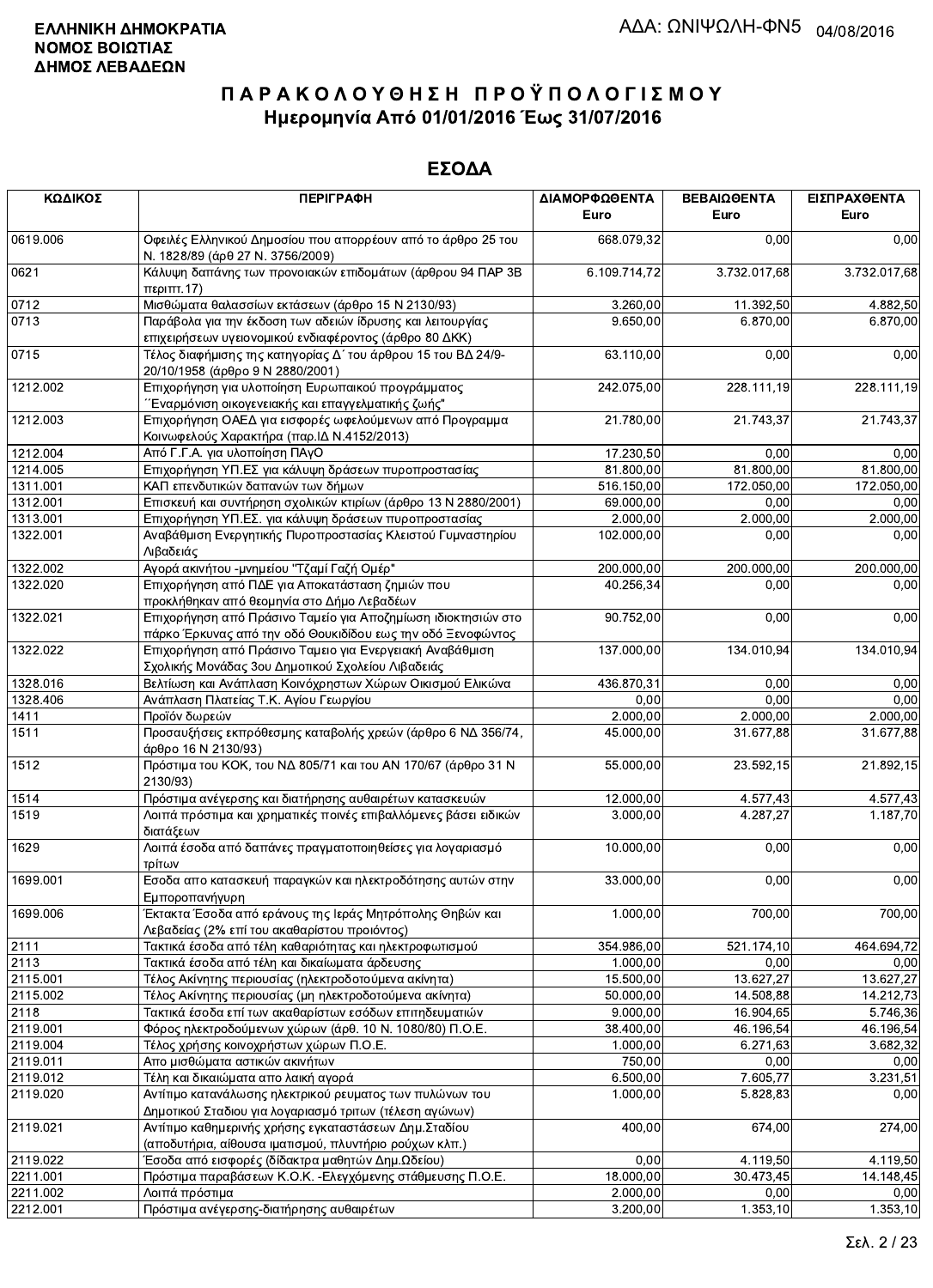**ΕΛΛΗΝΙΚΗ ΔΗΜΟΚΡΑΤΙΑ**
**ΝΟΜΟΣ ΒΟΙΩΤΙΑΣ**
**ΔΗΜΟΣ ΛΕΒΑΔΕΩΝ**

ΑΔΑ: ΩΝΙΨΩΛΗ-ΦΝ5 04/08/2016

# Π Α Ρ Α Κ Ο Λ Ο Υ Θ Η Σ Η   Π Ρ Ο Ϋ Π Ο Λ Ο Γ Ι Σ Μ Ο Υ
## Ημερομηνία Από 01/01/2016 Έως 31/07/2016

## ΕΣΟΔΑ

| ΚΩΔΙΚΟΣ | ΠΕΡΙΓΡΑΦΗ | ΔΙΑΜΟΡΦΩΘΕΝΤΑ Euro | ΒΕΒΑΙΩΘΕΝΤΑ Euro | ΕΙΣΠΡΑΧΘΕΝΤΑ Euro |
|---|---|---|---|---|
| 0619.006 | Οφειλές Ελληνικού Δημοσίου που απορρέουν από το άρθρο 25 του Ν. 1828/89 (άρθ 27 Ν. 3756/2009) | 668.079,32 | 0,00 | 0,00 |
| 0621 | Κάλυψη δαπάνης των προνοιακών επιδομάτων (άρθρου 94 ΠΑΡ 3Β περιπτ.17) | 6.109.714,72 | 3.732.017,68 | 3.732.017,68 |
| 0712 | Μισθώματα θαλασσίων εκτάσεων (άρθρο 15 Ν 2130/93) | 3.260,00 | 11.392,50 | 4.882,50 |
| 0713 | Παράβολα για την έκδοση των αδειών ίδρυσης και λειτουργίας επιχειρήσεων υγειονομικού ενδιαφέροντος (άρθρο 80 ΔΚΚ) | 9.650,00 | 6.870,00 | 6.870,00 |
| 0715 | Τέλος διαφήμισης της κατηγορίας Δ΄ του άρθρου 15 του ΒΔ 24/9-20/10/1958 (άρθρο 9 Ν 2880/2001) | 63.110,00 | 0,00 | 0,00 |
| 1212.002 | Επιχορήγηση για υλοποίηση Ευρωπαικού προγράμματος ΄΄Εναρμόνιση οικογενειακής και επαγγελματικής ζωής" | 242.075,00 | 228.111,19 | 228.111,19 |
| 1212.003 | Επιχορήγηση ΟΑΕΔ για εισφορές ωφελούμενων από Προγραμμα Κοινωφελούς Χαρακτήρα (παρ.ΙΔ Ν.4152/2013) | 21.780,00 | 21.743,37 | 21.743,37 |
| 1212.004 | Από Γ.Γ.Α. για υλοποίηση ΠΑγΟ | 17.230,50 | 0,00 | 0,00 |
| 1214.005 | Επιχορήγηση ΥΠ.ΕΣ για κάλυψη δράσεων πυροπροστασίας | 81.800,00 | 81.800,00 | 81.800,00 |
| 1311.001 | ΚΑΠ επενδυτικών δαπανών των δήμων | 516.150,00 | 172.050,00 | 172.050,00 |
| 1312.001 | Επισκευή και συντήρηση σχολικών κτιρίων (άρθρο 13 Ν 2880/2001) | 69.000,00 | 0,00 | 0,00 |
| 1313.001 | Επιχορήγηση ΥΠ.ΕΣ. για κάλυψη δράσεων πυροπροστασίας | 2.000,00 | 2.000,00 | 2.000,00 |
| 1322.001 | Αναβάθμιση Ενεργητικής Πυροπροστασίας Κλειστού Γυμναστηρίου Λιβαδειάς | 102.000,00 | 0,00 | 0,00 |
| 1322.002 | Αγορά ακινήτου -μνημείου "Τζαμί Γαζή Ομέρ" | 200.000,00 | 200.000,00 | 200.000,00 |
| 1322.020 | Επιχορήγηση από ΠΔΕ για Αποκατάσταση ζημιών που προκλήθηκαν από θεομηνία στο Δήμο Λεβαδέων | 40.256,34 | 0,00 | 0,00 |
| 1322.021 | Επιχορήγηση από Πράσινο Ταμείο για Αποζημίωση ιδιοκτησιών στο πάρκο Έρκυνας από την οδό Θουκιδίδου εως την οδό Ξενοφώντος | 90.752,00 | 0,00 | 0,00 |
| 1322.022 | Επιχορήγηση από Πράσινο Ταμειο για Ενεργειακή Αναβάθμιση Σχολικής Μονάδας 3ου Δημοτικού Σχολείου Λιβαδειάς | 137.000,00 | 134.010,94 | 134.010,94 |
| 1328.016 | Βελτίωση και Ανάπλαση Κοινόχρηστων Χώρων Οικισμού Ελικώνα | 436.870,31 | 0,00 | 0,00 |
| 1328.406 | Ανάπλαση Πλατείας Τ.Κ. Αγίου Γεωργίου | 0,00 | 0,00 | 0,00 |
| 1411 | Προϊόν δωρεών | 2.000,00 | 2.000,00 | 2.000,00 |
| 1511 | Προσαυξήσεις εκπρόθεσμης καταβολής χρεών (άρθρο 6 ΝΔ 356/74, άρθρο 16 Ν 2130/93) | 45.000,00 | 31.677,88 | 31.677,88 |
| 1512 | Πρόστιμα του ΚΟΚ, του ΝΔ 805/71 και του ΑΝ 170/67 (άρθρο 31 Ν 2130/93) | 55.000,00 | 23.592,15 | 21.892,15 |
| 1514 | Πρόστιμα ανέγερσης και διατήρησης αυθαιρέτων κατασκευών | 12.000,00 | 4.577,43 | 4.577,43 |
| 1519 | Λοιπά πρόστιμα και χρηματικές ποινές επιβαλλόμενες βάσει ειδικών διατάξεων | 3.000,00 | 4.287,27 | 1.187,70 |
| 1629 | Λοιπά έσοδα από δαπάνες πραγματοποιηθείσες για λογαριασμό τρίτων | 10.000,00 | 0,00 | 0,00 |
| 1699.001 | Εσοδα απο κατασκευή παραγκών και ηλεκτροδότησης αυτών στην Εμποροπανήγυρη | 33.000,00 | 0,00 | 0,00 |
| 1699.006 | Έκτακτα Έσοδα από εράνους της Ιεράς Μητρόπολης Θηβών και Λεβαδείας (2% επί του ακαθαρίστου προιόντος) | 1.000,00 | 700,00 | 700,00 |
| 2111 | Τακτικά έσοδα από τέλη καθαριότητας και ηλεκτροφωτισμού | 354.986,00 | 521.174,10 | 464.694,72 |
| 2113 | Τακτικά έσοδα από τέλη και δικαίωματα άρδευσης | 1.000,00 | 0,00 | 0,00 |
| 2115.001 | Τέλος Ακίνητης περιουσίας (ηλεκτροδοτούμενα ακίνητα) | 15.500,00 | 13.627,27 | 13.627,27 |
| 2115.002 | Τέλος Ακίνητης περιουσίας (μη ηλεκτροδοτούμενα ακίνητα) | 50.000,00 | 14.508,88 | 14.212,73 |
| 2118 | Τακτικά έσοδα επί των ακαθαρίστων εσόδων επιτηδευματιών | 9.000,00 | 16.904,65 | 5.746,36 |
| 2119.001 | Φόρος ηλεκτροδοτούμενων χώρων (άρθ. 10 Ν. 1080/80) Π.Ο.Ε. | 38.400,00 | 46.196,54 | 46.196,54 |
| 2119.004 | Τέλος χρήσης κοινοχρήστων χώρων Π.Ο.Ε. | 1.000,00 | 6.271,63 | 3.682,32 |
| 2119.011 | Απο μισθώματα αστικών ακινήτων | 750,00 | 0,00 | 0,00 |
| 2119.012 | Τέλη και δικαιώματα απο λαική αγορά | 6.500,00 | 7.605,77 | 3.231,51 |
| 2119.020 | Αντίτιμο κατανάλωσης ηλεκτρικού ρευματος των πυλώνων του Δημοτικού Σταδιου για λογαριασμό τριτων (τέλεση αγώνων) | 1.000,00 | 5.828,83 | 0,00 |
| 2119.021 | Αντίτιμο καθημερινής χρήσης εγκαταστάσεων Δημ.Σταδίου (αποδυτήρια, αίθουσα ιματισμού, πλυντήριο ρούχων κλπ.) | 400,00 | 674,00 | 274,00 |
| 2119.022 | Έσοδα από εισφορές (δίδακτρα μαθητών Δημ.Ωδείου) | 0,00 | 4.119,50 | 4.119,50 |
| 2211.001 | Πρόστιμα παραβάσεων Κ.Ο.Κ. -Ελεγχόμενης στάθμευσης Π.Ο.Ε. | 18.000,00 | 30.473,45 | 14.148,45 |
| 2211.002 | Λοιπά πρόστιμα | 2.000,00 | 0,00 | 0,00 |
| 2212.001 | Πρόστιμα ανέγερσης-διατήρησης αυθαιρέτων | 3.200,00 | 1.353,10 | 1.353,10 |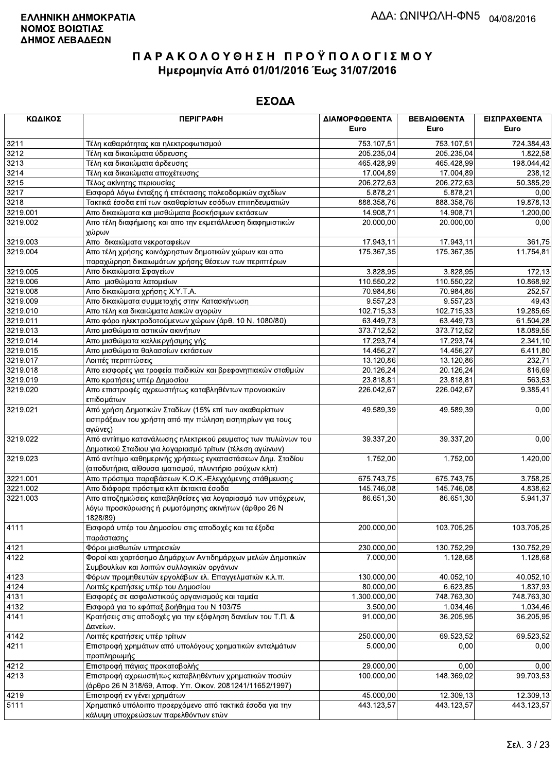**ΕΛΛΗΝΙΚΗ ΔΗΜΟΚΡΑΤΙΑ**
**ΝΟΜΟΣ ΒΟΙΩΤΙΑΣ**
**ΔΗΜΟΣ ΛΕΒΑΔΕΩΝ**

ΑΔΑ: ΩΝΙΨΩΛΗ-ΦΝ5 04/08/2016

# ΠΑΡΑΚΟΛΟΥΘΗΣΗ ΠΡΟΫΠΟΛΟΓΙΣΜΟΥ
## Ημερομηνία Από 01/01/2016 Έως 31/07/2016

## ΕΣΟΔΑ

| ΚΩΔΙΚΟΣ | ΠΕΡΙΓΡΑΦΗ | ΔΙΑΜΟΡΦΩΘΕΝΤΑ Euro | ΒΕΒΑΙΩΘΕΝΤΑ Euro | ΕΙΣΠΡΑΧΘΕΝΤΑ Euro |
|---|---|---|---|---|
| 3211 | Τέλη καθαριότητας και ηλεκτροφωτισμού | 753.107,51 | 753.107,51 | 724.384,43 |
| 3212 | Τέλη και δικαιώματα ύδρευσης | 205.235,04 | 205.235,04 | 1.822,58 |
| 3213 | Τέλη και δικαιώματα άρδευσης | 465.428,99 | 465.428,99 | 198.044,42 |
| 3214 | Τέλη και δικαιώματα αποχέτευσης | 17.004,89 | 17.004,89 | 238,12 |
| 3215 | Τέλος ακίνητης περιουσίας | 206.272,63 | 206.272,63 | 50.385,29 |
| 3217 | Εισφορά λόγω ένταξης ή επέκτασης πολεοδομικών σχεδίων | 5.878,21 | 5.878,21 | 0,00 |
| 3218 | Τακτικά έσοδα επί των ακαθαρίστων εσόδων επιτηδευματιών | 888.358,76 | 888.358,76 | 19.878,13 |
| 3219.001 | Απο δικαιώματα και μισθώματα βοσκήσιμων εκτάσεων | 14.908,71 | 14.908,71 | 1.200,00 |
| 3219.002 | Απο τέλη διαφήμισης και απο την εκμετάλλευση διαφημιστικών χώρων | 20.000,00 | 20.000,00 | 0,00 |
| 3219.003 | Απο δικαιώματα νεκροταφείων | 17.943,11 | 17.943,11 | 361,75 |
| 3219.004 | Απο τέλη χρήσης κοινόχρηστων δημοτικών χώρων και απο παραχώρηση δικαιωμάτων χρήσης θέσεων των περιπτέρων | 175.367,35 | 175.367,35 | 11.754,81 |
| 3219.005 | Απο δικαιώματα Σφαγείων | 3.828,95 | 3.828,95 | 172,13 |
| 3219.006 | Απο μισθώματα λατομείων | 110.550,22 | 110.550,22 | 10.868,92 |
| 3219.008 | Απο δικαιώματα χρήσης Χ.Υ.Τ.Α. | 70.984,86 | 70.984,86 | 252,57 |
| 3219.009 | Απο δικαιώματα συμμετοχής στην Κατασκήνωση | 9.557,23 | 9.557,23 | 49,43 |
| 3219.010 | Απο τέλη και δικαιώματα λαικών αγορών | 102.715,33 | 102.715,33 | 19.285,65 |
| 3219.011 | Απο φόρο ηλεκτροδοτούμενων χώρων (άρθ. 10 Ν. 1080/80) | 63.449,73 | 63.449,73 | 61.504,28 |
| 3219.013 | Απο μισθώματα αστικών ακινήτων | 373.712,52 | 373.712,52 | 18.089,55 |
| 3219.014 | Απο μισθώματα καλλιεργήσιμης γής | 17.293,74 | 17.293,74 | 2.341,10 |
| 3219.015 | Απο μισθώματα θαλασσίων εκτάσεων | 14.456,27 | 14.456,27 | 6.411,80 |
| 3219.017 | Λοιπές περιπτώσεις | 13.120,86 | 13.120,86 | 232,71 |
| 3219.018 | Απο εισφορές για τροφεία παιδικών και βρεφονηπιακών σταθμών | 20.126,24 | 20.126,24 | 816,69 |
| 3219.019 | Απο κρατήσεις υπέρ Δημοσίου | 23.818,81 | 23.818,81 | 563,53 |
| 3219.020 | Απο επιστροφές αχρεωστήτως καταβληθέντων προνοιακών επιδομάτων | 226.042,67 | 226.042,67 | 9.385,41 |
| 3219.021 | Από χρήση Δημοτικών Σταδίων (15% επί των ακαθαρίστων εισπράξεων του χρήστη από την πώληση εισιτηρίων για τους αγώνες) | 49.589,39 | 49.589,39 | 0,00 |
| 3219.022 | Από αντίτιμο κατανάλωσης ηλεκτρικού ρευματος των πυλώνων του Δημοτικού Σταδιου για λογαριασμό τρίτων (τέλεση αγώνων) | 39.337,20 | 39.337,20 | 0,00 |
| 3219.023 | Από αντίτιμο καθημερινής χρήσεως εγκαταστάσεων Δημ. Σταδίου (αποδυτήρια, αίθουσα ιματισμού, πλυντήριο ρούχων κλπ) | 1.752,00 | 1.752,00 | 1.420,00 |
| 3221.001 | Απο πρόστιμα παραβάσεων Κ.Ο.Κ.-Ελεγχόμενης στάθμευσης | 675.743,75 | 675.743,75 | 3.758,25 |
| 3221.002 | Απο διάφορα πρόστιμα κλπ έκτακτα έσοδα | 145.746,08 | 145.746,08 | 4.838,62 |
| 3221.003 | Απο αποζημιώσεις καταβληθείσες για λογαριασμό των υπόχρεων, λόγω προσκύρωσης ή ρυμοτόμησης ακινήτων (άρθρο 26 Ν 1828/89) | 86.651,30 | 86.651,30 | 5.941,37 |
| 4111 | Εισφορά υπέρ του Δημοσίου στις αποδοχές και τα έξοδα παράστασης | 200.000,00 | 103.705,25 | 103.705,25 |
| 4121 | Φόροι μισθωτών υπηρεσιών | 230.000,00 | 130.752,29 | 130.752,29 |
| 4122 | Φοροί και χαρτόσημο Δημάρχων Αντιδημάρχων μελών Δημοτικών Συμβουλίων και λοιπών συλλογικών οργάνων | 7.000,00 | 1.128,68 | 1.128,68 |
| 4123 | Φόρων προμηθευτών εργολάβων ελ. Επαγγελματιών κ.λ.π. | 130.000,00 | 40.052,10 | 40.052,10 |
| 4124 | Λοιπές κρατήσεις υπέρ του Δημοσίου | 80.000,00 | 6.623,85 | 1.837,93 |
| 4131 | Εισφορές σε ασφαλιστικούς οργανισμούς και ταμεία | 1.300.000,00 | 748.763,30 | 748.763,30 |
| 4132 | Εισφορά για το εφάπαξ βοήθημα του Ν 103/75 | 3.500,00 | 1.034,46 | 1.034,46 |
| 4141 | Κρατήσεις στις αποδοχές για την εξόφληση δανείων του Τ.Π. & Δανείων. | 91.000,00 | 36.205,95 | 36.205,95 |
| 4142 | Λοιπές κρατήσεις υπέρ τρίτων | 250.000,00 | 69.523,52 | 69.523,52 |
| 4211 | Επιστροφή χρημάτων από υπολόγους χρηματικών ενταλμάτων προπληρωμής | 5.000,00 | 0,00 | 0,00 |
| 4212 | Επιστροφή πάγιας προκαταβολής | 29.000,00 | 0,00 | 0,00 |
| 4213 | Επιστροφή αχρεωστήτως καταβληθέντων χρηματικών ποσών (άρθρο 26 Ν 318/69, Αποφ. Υπ. Οικον. 2081241/11652/1997) | 100.000,00 | 148.369,02 | 99.703,53 |
| 4219 | Επιστροφή εν γένει χρημάτων | 45.000,00 | 12.309,13 | 12.309,13 |
| 5111 | Χρηματικό υπόλοιπο προερχόμενο από τακτικά έσοδα για την κάλυψη υποχρεώσεων παρελθόντων ετών | 443.123,57 | 443.123,57 | 443.123,57 |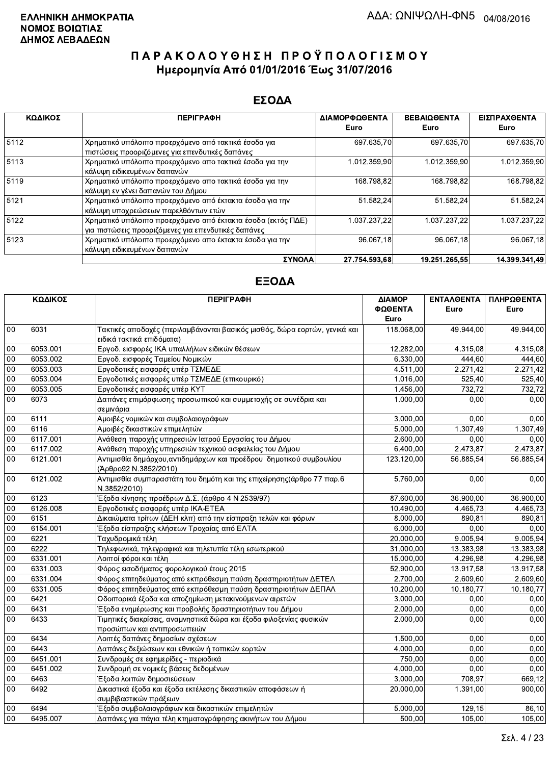**ΕΛΛΗΝΙΚΗ ΔΗΜΟΚΡΑΤΙΑ**
**ΝΟΜΟΣ ΒΟΙΩΤΙΑΣ**
**ΔΗΜΟΣ ΛΕΒΑΔΕΩΝ**

ΑΔΑ: ΩΝΙΨΩΛΗ-ΦΝ5 04/08/2016

# ΠΑΡΑΚΟΛΟΥΘΗΣΗ ΠΡΟΫΠΟΛΟΓΙΣΜΟΥ
## Ημερομηνία Από 01/01/2016 Έως 31/07/2016

## ΕΣΟΔΑ

| ΚΩΔΙΚΟΣ | ΠΕΡΙΓΡΑΦΗ | ΔΙΑΜΟΡΦΩΘΕΝΤΑ Euro | ΒΕΒΑΙΩΘΕΝΤΑ Euro | ΕΙΣΠΡΑΧΘΕΝΤΑ Euro |
|---|---|---|---|---|
| 5112 | Χρηματικό υπόλοιπο προερχόμενο από τακτικά έσοδα για πιστώσεις προοριζόμενες για επενδυτικές δαπάνες | 697.635,70 | 697.635,70 | 697.635,70 |
| 5113 | Χρηματικό υπόλοιπο προερχόμενο απο τακτικά έσοδα για την κάλυψη ειδικευμένων δαπανών | 1.012.359,90 | 1.012.359,90 | 1.012.359,90 |
| 5119 | Χρηματικό υπόλοιπο προερχόμενο απο τακτικά έσοδα για την κάλυψη εν γένει δαπανών του Δήμου | 168.798,82 | 168.798,82 | 168.798,82 |
| 5121 | Χρηματικό υπόλοιπο προερχόμενο από έκτακτα έσοδα για την κάλυψη υποχρεώσεων παρελθόντων ετών | 51.582,24 | 51.582,24 | 51.582,24 |
| 5122 | Χρηματικό υπόλοιπο προερχόμενο από έκτακτα έσοδα (εκτός ΠΔΕ) για πιστώσεις προοριζόμενες για επενδυτικές δαπάνες | 1.037.237,22 | 1.037.237,22 | 1.037.237,22 |
| 5123 | Χρηματικό υπόλοιπο προερχόμενο απο έκτακτα έσοδα για την κάλυψη ειδικευμένων δαπανών | 96.067,18 | 96.067,18 | 96.067,18 |
| | **ΣΥΝΟΛΑ** | **27.754.593,68** | **19.251.265,55** | **14.399.341,49** |

## ΕΞΟΔΑ

| ΚΩΔΙΚΟΣ | | ΠΕΡΙΓΡΑΦΗ | ΔΙΑΜΟΡΦΩΘΕΝΤΑ Euro | ΕΝΤΑΛΘΕΝΤΑ Euro | ΠΛΗΡΩΘΕΝΤΑ Euro |
|---|---|---|---|---|---|
| 00 | 6031 | Τακτικές αποδοχές (περιλαμβάνονται βασικός μισθός, δώρα εορτών, γενικά και ειδικά τακτικά επιδόματα) | 118.068,00 | 49.944,00 | 49.944,00 |
| 00 | 6053.001 | Εργοδ. εισφορές ΙΚΑ υπαλλήλων ειδικών θέσεων | 12.282,00 | 4.315,08 | 4.315,08 |
| 00 | 6053.002 | Εργοδ. εισφορές Ταμείου Νομικών | 6.330,00 | 444,60 | 444,60 |
| 00 | 6053.003 | Εργοδοτικές εισφορές υπέρ ΤΣΜΕΔΕ | 4.511,00 | 2.271,42 | 2.271,42 |
| 00 | 6053.004 | Εργοδοτικές εισφορές υπέρ ΤΣΜΕΔΕ (επικουρικό) | 1.016,00 | 525,40 | 525,40 |
| 00 | 6053.005 | Εργοδοτικές εισφορές υπέρ ΚΥΤ | 1.456,00 | 732,72 | 732,72 |
| 00 | 6073 | Δαπάνες επιμόρφωσης προσωπικού και συμμετοχής σε συνέδρια και σεμινάρια | 1.000,00 | 0,00 | 0,00 |
| 00 | 6111 | Αμοιβές νομικών και συμβολαιογράφων | 3.000,00 | 0,00 | 0,00 |
| 00 | 6116 | Αμοιβές δικαστικών επιμελητών | 5.000,00 | 1.307,49 | 1.307,49 |
| 00 | 6117.001 | Ανάθεση παροχής υπηρεσιών Ιατρού Εργασίας του Δήμου | 2.600,00 | 0,00 | 0,00 |
| 00 | 6117.002 | Ανάθεση παροχής υπηρεσιών τεχνικού ασφαλείας του Δήμου | 6.400,00 | 2.473,87 | 2.473,87 |
| 00 | 6121.001 | Αντιμισθία δημάρχου,αντιδημάρχων και προέδρου δημοτικού συμβουλίου (Άρθρο92 Ν.3852/2010) | 123.120,00 | 56.885,54 | 56.885,54 |
| 00 | 6121.002 | Αντιμισθία συμπαραστάτη του δημότη και της επιχείρησης(άρθρο 77 παρ.6 Ν.3852/2010) | 5.760,00 | 0,00 | 0,00 |
| 00 | 6123 | Έξοδα κίνησης προέδρων Δ.Σ. (άρθρο 4 Ν 2539/97) | 87.600,00 | 36.900,00 | 36.900,00 |
| 00 | 6126.008 | Εργοδοτικές εισφορές υπέρ ΙΚΑ-ΕΤΕΑ | 10.490,00 | 4.465,73 | 4.465,73 |
| 00 | 6151 | Δικαιώματα τρίτων (ΔΕΗ κλπ) από την είσπραξη τελών και φόρων | 8.000,00 | 890,81 | 890,81 |
| 00 | 6154.001 | Έξοδα είσπραξης κλήσεων Τροχαίας από ΕΛΤΑ | 6.000,00 | 0,00 | 0,00 |
| 00 | 6221 | Ταχυδρομικά τέλη | 20.000,00 | 9.005,94 | 9.005,94 |
| 00 | 6222 | Τηλεφωνικά, τηλεγραφικά και τηλετυπία τέλη εσωτερικού | 31.000,00 | 13.383,98 | 13.383,98 |
| 00 | 6331.001 | Λοιποί φόροι και τέλη | 15.000,00 | 4.296,98 | 4.296,98 |
| 00 | 6331.003 | Φόρος εισοδήματος φορολογικού έτους 2015 | 52.900,00 | 13.917,58 | 13.917,58 |
| 00 | 6331.004 | Φόρος επιτηδεύματος από εκπρόθεσμη παύση δραστηριοτήτων ΔΕΤΕΛ | 2.700,00 | 2.609,60 | 2.609,60 |
| 00 | 6331.005 | Φόρος επιτηδεύματος από εκπρόθεσμη παύση δραστηριοτήτων ΔΕΠΑΛ | 10.200,00 | 10.180,77 | 10.180,77 |
| 00 | 6421 | Οδοιπορικά έξοδα και αποζημίωση μετακινούμενων αιρετών | 3.000,00 | 0,00 | 0,00 |
| 00 | 6431 | Έξοδα ενημέρωσης και προβολής δραστηριοτήτων του Δήμου | 2.000,00 | 0,00 | 0,00 |
| 00 | 6433 | Τιμητικές διακρίσεις, αναμνηστικά δώρα και έξοδα φιλοξενίας φυσικών προσώπων και αντιπροσωπειών | 2.000,00 | 0,00 | 0,00 |
| 00 | 6434 | Λοιπές δαπάνες δημοσίων σχέσεων | 1.500,00 | 0,00 | 0,00 |
| 00 | 6443 | Δαπάνες δεξιώσεων και εθνικών ή τοπικών εορτών | 4.000,00 | 0,00 | 0,00 |
| 00 | 6451.001 | Συνδρομές σε εφημερίδες - περιοδικά | 750,00 | 0,00 | 0,00 |
| 00 | 6451.002 | Συνδρομή σε νομικές βάσεις δεδομένων | 4.000,00 | 0,00 | 0,00 |
| 00 | 6463 | Έξοδα λοιπών δημοσιεύσεων | 3.000,00 | 708,97 | 669,12 |
| 00 | 6492 | Δικαστικά έξοδα και έξοδα εκτέλεσης δικαστικών αποφάσεων ή συμβιβαστικών πράξεων | 20.000,00 | 1.391,00 | 900,00 |
| 00 | 6494 | Έξοδα συμβολαιογράφων και δικαστικών επιμελητών | 5.000,00 | 129,15 | 86,10 |
| 00 | 6495.007 | Δαπάνες για πάγια τέλη κτηματογράφησης ακινήτων του Δήμου | 500,00 | 105,00 | 105,00 |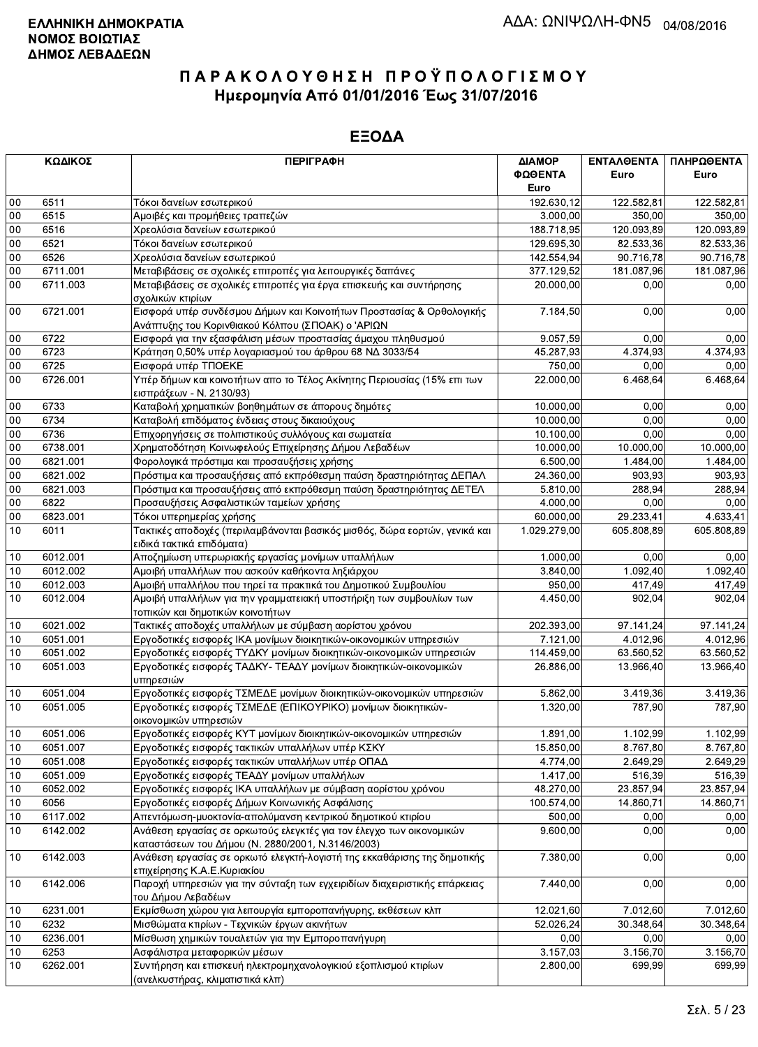**ΕΛΛΗΝΙΚΗ ΔΗΜΟΚΡΑΤΙΑ**
**ΝΟΜΟΣ ΒΟΙΩΤΙΑΣ**
**ΔΗΜΟΣ ΛΕΒΑΔΕΩΝ**

ΑΔΑ: ΩΝΙΨΩΛΗ-ΦΝ5 04/08/2016

# ΠΑΡΑΚΟΛΟΥΘΗΣΗ ΠΡΟΫΠΟΛΟΓΙΣΜΟΥ
## Ημερομηνία Από 01/01/2016 Έως 31/07/2016

## ΕΞΟΔΑ

| ΚΩΔΙΚΟΣ | | ΠΕΡΙΓΡΑΦΗ | ΔΙΑΜΟΡ ΦΩΘΕΝΤΑ Euro | ΕΝΤΑΛΘΕΝΤΑ Euro | ΠΛΗΡΩΘΕΝΤΑ Euro |
|---|---|---|---|---|---|
| 00 | 6511 | Τόκοι δανείων εσωτερικού | 192.630,12 | 122.582,81 | 122.582,81 |
| 00 | 6515 | Αμοιβές και προμήθειες τραπεζών | 3.000,00 | 350,00 | 350,00 |
| 00 | 6516 | Χρεολύσια δανείων εσωτερικού | 188.718,95 | 120.093,89 | 120.093,89 |
| 00 | 6521 | Τόκοι δανείων εσωτερικού | 129.695,30 | 82.533,36 | 82.533,36 |
| 00 | 6526 | Χρεολύσια δανείων εσωτερικού | 142.554,94 | 90.716,78 | 90.716,78 |
| 00 | 6711.001 | Μεταβιβάσεις σε σχολικές επιτροπές για λειτουργικές δαπάνες | 377.129,52 | 181.087,96 | 181.087,96 |
| 00 | 6711.003 | Μεταβιβάσεις σε σχολικές επιτροπές για έργα επισκευής και συντήρησης σχολικών κτιρίων | 20.000,00 | 0,00 | 0,00 |
| 00 | 6721.001 | Εισφορά υπέρ συνδέσμου Δήμων και Κοινοτήτων Προστασίας & Ορθολογικής Ανάπτυξης του Κορινθιακού Κόλπου (ΣΠΟΑΚ) ο 'ΑΡΙΩΝ | 7.184,50 | 0,00 | 0,00 |
| 00 | 6722 | Εισφορά για την εξασφάλιση μέσων προστασίας άμαχου πληθυσμού | 9.057,59 | 0,00 | 0,00 |
| 00 | 6723 | Κράτηση 0,50% υπέρ λογαριασμού του άρθρου 68 ΝΔ 3033/54 | 45.287,93 | 4.374,93 | 4.374,93 |
| 00 | 6725 | Εισφορά υπέρ ΤΠΟΕΚΕ | 750,00 | 0,00 | 0,00 |
| 00 | 6726.001 | Υπέρ δήμων και κοινοτήτων απο το Τέλος Ακίνητης Περιουσίας (15% επι των εισπράξεων - Ν. 2130/93) | 22.000,00 | 6.468,64 | 6.468,64 |
| 00 | 6733 | Καταβολή χρηματικών βοηθημάτων σε άπορους δημότες | 10.000,00 | 0,00 | 0,00 |
| 00 | 6734 | Καταβολή επιδόματος ένδειας στους δικαιούχους | 10.000,00 | 0,00 | 0,00 |
| 00 | 6736 | Επιχορηγήσεις σε πολιτιστικούς συλλόγους και σωματεία | 10.100,00 | 0,00 | 0,00 |
| 00 | 6738.001 | Χρηματοδότηση Κοινωφελούς Επιχείρησης Δήμου Λεβαδέων | 10.000,00 | 10.000,00 | 10.000,00 |
| 00 | 6821.001 | Φορολογικά πρόστιμα και προσαυξήσεις χρήσης | 6.500,00 | 1.484,00 | 1.484,00 |
| 00 | 6821.002 | Πρόστιμα και προσαυξήσεις από εκπρόθεσμη παύση δραστηριότητας ΔΕΠΑΛ | 24.360,00 | 903,93 | 903,93 |
| 00 | 6821.003 | Πρόστιμα και προσαυξήσεις από εκπρόθεσμη παύση δραστηριότητας ΔΕΤΕΛ | 5.810,00 | 288,94 | 288,94 |
| 00 | 6822 | Προσαυξήσεις Ασφαλιστικών ταμείων χρήσης | 4.000,00 | 0,00 | 0,00 |
| 00 | 6823.001 | Τόκοι υπερημερίας χρήσης | 60.000,00 | 29.233,41 | 4.633,41 |
| 10 | 6011 | Τακτικές αποδοχές (περιλαμβάνονται βασικός μισθός, δώρα εορτών, γενικά και ειδικά τακτικά επιδόματα) | 1.029.279,00 | 605.808,89 | 605.808,89 |
| 10 | 6012.001 | Αποζημίωση υπερωριακής εργασίας μονίμων υπαλλήλων | 1.000,00 | 0,00 | 0,00 |
| 10 | 6012.002 | Αμοιβή υπαλλήλων που ασκούν καθήκοντα ληξιάρχου | 3.840,00 | 1.092,40 | 1.092,40 |
| 10 | 6012.003 | Αμοιβή υπαλλήλου που τηρεί τα πρακτικά του Δημοτικού Συμβουλίου | 950,00 | 417,49 | 417,49 |
| 10 | 6012.004 | Αμοιβή υπαλλήλων για την γραμματειακή υποστήριξη των συμβουλίων των τοπικών και δημοτικών κοινοτήτων | 4.450,00 | 902,04 | 902,04 |
| 10 | 6021.002 | Τακτικές αποδοχές υπαλλήλων με σύμβαση αορίστου χρόνου | 202.393,00 | 97.141,24 | 97.141,24 |
| 10 | 6051.001 | Εργοδοτικές εισφορές ΙΚΑ μονίμων διοικητικών-οικονομικών υπηρεσιών | 7.121,00 | 4.012,96 | 4.012,96 |
| 10 | 6051.002 | Εργοδοτικές εισφορές ΤΥΔΚΥ μονίμων διοικητικών-οικονομικών υπηρεσιών | 114.459,00 | 63.560,52 | 63.560,52 |
| 10 | 6051.003 | Εργοδοτικές εισφορές ΤΑΔΚΥ- ΤΕΑΔΥ μονίμων διοικητικών-οικονομικών υπηρεσιών | 26.886,00 | 13.966,40 | 13.966,40 |
| 10 | 6051.004 | Εργοδοτικές εισφορές ΤΣΜΕΔΕ μονίμων διοικητικών-οικονομικών υπηρεσιών | 5.862,00 | 3.419,36 | 3.419,36 |
| 10 | 6051.005 | Εργοδοτικές εισφορές ΤΣΜΕΔΕ (ΕΠΙΚΟΥΡΙΚΟ) μονίμων διοικητικών-οικονομικών υπηρεσιών | 1.320,00 | 787,90 | 787,90 |
| 10 | 6051.006 | Εργοδοτικές εισφορές ΚΥΤ μονίμων διοικητικών-οικονομικών υπηρεσιών | 1.891,00 | 1.102,99 | 1.102,99 |
| 10 | 6051.007 | Εργοδοτικές εισφορές τακτικών υπαλλήλων υπέρ ΚΣΚΥ | 15.850,00 | 8.767,80 | 8.767,80 |
| 10 | 6051.008 | Εργοδοτικές εισφορές τακτικών υπαλλήλων υπέρ ΟΠΑΔ | 4.774,00 | 2.649,29 | 2.649,29 |
| 10 | 6051.009 | Εργοδοτικές εισφορές ΤΕΑΔΥ μονίμων υπαλλήλων | 1.417,00 | 516,39 | 516,39 |
| 10 | 6052.002 | Εργοδοτικές εισφορές ΙΚΑ υπαλλήλων με σύμβαση αορίστου χρόνου | 48.270,00 | 23.857,94 | 23.857,94 |
| 10 | 6056 | Εργοδοτικές εισφορές Δήμων Κοινωνικής Ασφάλισης | 100.574,00 | 14.860,71 | 14.860,71 |
| 10 | 6117.002 | Απεντόμωση-μυοκτονία-απολύμανση κεντρικού δημοτικού κτιρίου | 500,00 | 0,00 | 0,00 |
| 10 | 6142.002 | Ανάθεση εργασίας σε ορκωτούς ελεγκτές για τον έλεγχο των οικονομικών καταστάσεων του Δήμου (Ν. 2880/2001, Ν.3146/2003) | 9.600,00 | 0,00 | 0,00 |
| 10 | 6142.003 | Ανάθεση εργασίας σε ορκωτό ελεγκτή-λογιστή της εκκαθάρισης της δημοτικής επιχείρησης Κ.Α.Ε.Κυριακίου | 7.380,00 | 0,00 | 0,00 |
| 10 | 6142.006 | Παροχή υπηρεσιών για την σύνταξη των εγχειριδίων διαχειριστικής επάρκειας του Δήμου Λεβαδέων | 7.440,00 | 0,00 | 0,00 |
| 10 | 6231.001 | Εκμίσθωση χώρου για λειτουργία εμποροπανήγυρης, εκθέσεων κλπ | 12.021,60 | 7.012,60 | 7.012,60 |
| 10 | 6232 | Μισθώματα κτιρίων - Τεχνικών έργων ακινήτων | 52.026,24 | 30.348,64 | 30.348,64 |
| 10 | 6236.001 | Μίσθωση χημικών τουαλετών για την Εμποροπανήγυρη | 0,00 | 0,00 | 0,00 |
| 10 | 6253 | Ασφάλιστρα μεταφορικών μέσων | 3.157,03 | 3.156,70 | 3.156,70 |
| 10 | 6262.001 | Συντήρηση και επισκευή ηλεκτρομηχανολογικιού εξοπλισμού κτιρίων (ανελκυστήρας, κλιματιστικά κλπ) | 2.800,00 | 699,99 | 699,99 |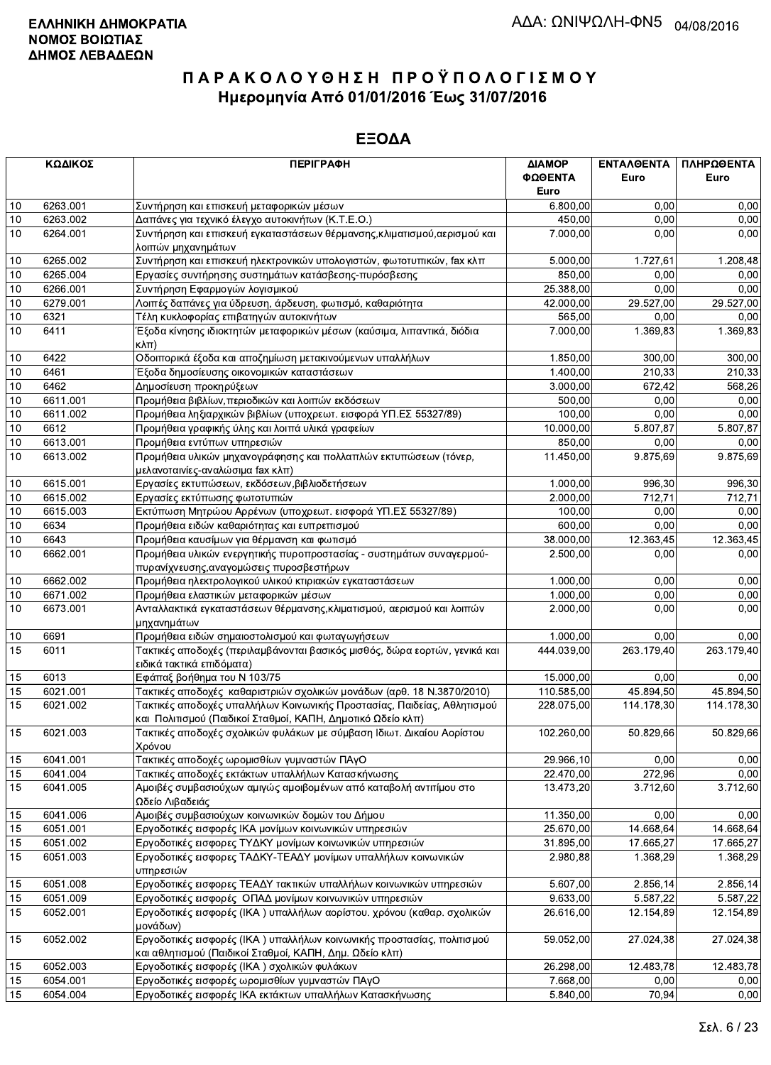**ΕΛΛΗΝΙΚΗ ΔΗΜΟΚΡΑΤΙΑ**
**ΝΟΜΟΣ ΒΟΙΩΤΙΑΣ**
**ΔΗΜΟΣ ΛΕΒΑΔΕΩΝ**

ΑΔΑ: ΩΝΙΨΩΛΗ-ΦΝ5 04/08/2016

# ΠΑΡΑΚΟΛΟΥΘΗΣΗ ΠΡΟΫΠΟΛΟΓΙΣΜΟΥ
## Ημερομηνία Από 01/01/2016 Έως 31/07/2016

## ΕΞΟΔΑ

| ΚΩΔΙΚΟΣ | | ΠΕΡΙΓΡΑΦΗ | ΔΙΑΜΟΡΦΩΘΕΝΤΑ Euro | ΕΝΤΑΛΘΕΝΤΑ Euro | ΠΛΗΡΩΘΕΝΤΑ Euro |
|---|---|---|---|---|---|
| 10 | 6263.001 | Συντήρηση και επισκευή μεταφορικών μέσων | 6.800,00 | 0,00 | 0,00 |
| 10 | 6263.002 | Δαπάνες για τεχνικό έλεγχο αυτοκινήτων (Κ.Τ.Ε.Ο.) | 450,00 | 0,00 | 0,00 |
| 10 | 6264.001 | Συντήρηση και επισκευή εγκαταστάσεων θέρμανσης,κλιματισμού,αερισμού και λοιπών μηχανημάτων | 7.000,00 | 0,00 | 0,00 |
| 10 | 6265.002 | Συντήρηση και επισκευή ηλεκτρονικών υπολογιστών, φωτοτυπικών, fax κλπ | 5.000,00 | 1.727,61 | 1.208,48 |
| 10 | 6265.004 | Εργασίες συντήρησης συστημάτων κατάσβεσης-πυρόσβεσης | 850,00 | 0,00 | 0,00 |
| 10 | 6266.001 | Συντήρηση Εφαρμογών λογισμικού | 25.388,00 | 0,00 | 0,00 |
| 10 | 6279.001 | Λοιπές δαπάνες για ύδρευση, άρδευση, φωτισμό, καθαριότητα | 42.000,00 | 29.527,00 | 29.527,00 |
| 10 | 6321 | Τέλη κυκλοφορίας επιβατηγών αυτοκινήτων | 565,00 | 0,00 | 0,00 |
| 10 | 6411 | Έξοδα κίνησης ιδιοκτητών μεταφορικών μέσων (καύσιμα, λιπαντικά, διόδια κλπ) | 7.000,00 | 1.369,83 | 1.369,83 |
| 10 | 6422 | Οδοιπορικά έξοδα και αποζημίωση μετακινούμενων υπαλλήλων | 1.850,00 | 300,00 | 300,00 |
| 10 | 6461 | Έξοδα δημοσίευσης οικονομικών καταστάσεων | 1.400,00 | 210,33 | 210,33 |
| 10 | 6462 | Δημοσίευση προκηρύξεων | 3.000,00 | 672,42 | 568,26 |
| 10 | 6611.001 | Προμήθεια βιβλίων,περιοδικών και λοιπών εκδόσεων | 500,00 | 0,00 | 0,00 |
| 10 | 6611.002 | Προμήθεια ληξιαρχικών βιβλίων (υποχρεωτ. εισφορά ΥΠ.ΕΣ 55327/89) | 100,00 | 0,00 | 0,00 |
| 10 | 6612 | Προμήθεια γραφικής ύλης και λοιπά υλικά γραφείων | 10.000,00 | 5.807,87 | 5.807,87 |
| 10 | 6613.001 | Προμήθεια εντύπων υπηρεσιών | 850,00 | 0,00 | 0,00 |
| 10 | 6613.002 | Προμήθεια υλικών μηχανογράφησης και πολλαπλών εκτυπώσεων (τόνερ, μελανοταινίες-αναλώσιμα fax κλπ) | 11.450,00 | 9.875,69 | 9.875,69 |
| 10 | 6615.001 | Εργασίες εκτυπώσεων, εκδόσεων,βιβλιοδετήσεων | 1.000,00 | 996,30 | 996,30 |
| 10 | 6615.002 | Εργασίες εκτύπωσης φωτοτυπιών | 2.000,00 | 712,71 | 712,71 |
| 10 | 6615.003 | Εκτύπωση Μητρώου Αρρένων (υποχρεωτ. εισφορά ΥΠ.ΕΣ 55327/89) | 100,00 | 0,00 | 0,00 |
| 10 | 6634 | Προμήθεια ειδών καθαριότητας και ευπρεπισμού | 600,00 | 0,00 | 0,00 |
| 10 | 6643 | Προμήθεια καυσίμων για θέρμανση και φωτισμό | 38.000,00 | 12.363,45 | 12.363,45 |
| 10 | 6662.001 | Προμήθεια υλικών ενεργητικής πυροπροστασίας - συστημάτων συναγερμού-πυρανίχνευσης,αναγομώσεις πυροσβεστήρων | 2.500,00 | 0,00 | 0,00 |
| 10 | 6662.002 | Προμήθεια ηλεκτρολογικού υλικού κτιριακών εγκαταστάσεων | 1.000,00 | 0,00 | 0,00 |
| 10 | 6671.002 | Προμήθεια ελαστικών μεταφορικών μέσων | 1.000,00 | 0,00 | 0,00 |
| 10 | 6673.001 | Ανταλλακτικά εγκαταστάσεων θέρμανσης,κλιματισμού, αερισμού και λοιπών μηχανημάτων | 2.000,00 | 0,00 | 0,00 |
| 10 | 6691 | Προμήθεια ειδών σημαιοστολισμού και φωταγωγήσεων | 1.000,00 | 0,00 | 0,00 |
| 15 | 6011 | Τακτικές αποδοχές (περιλαμβάνονται βασικός μισθός, δώρα εορτών, γενικά και ειδικά τακτικά επιδόματα) | 444.039,00 | 263.179,40 | 263.179,40 |
| 15 | 6013 | Εφάπαξ βοήθημα του Ν 103/75 | 15.000,00 | 0,00 | 0,00 |
| 15 | 6021.001 | Τακτικές αποδοχές καθαριστριών σχολικών μονάδων (αρθ. 18 Ν.3870/2010) | 110.585,00 | 45.894,50 | 45.894,50 |
| 15 | 6021.002 | Τακτικές αποδοχές υπαλλήλων Κοινωνικής Προστασίας, Παιδείας, Αθλητισμού και Πολιτισμού (Παιδικοί Σταθμοί, ΚΑΠΗ, Δημοτικό Ωδείο κλπ) | 228.075,00 | 114.178,30 | 114.178,30 |
| 15 | 6021.003 | Τακτικές αποδοχές σχολικών φυλάκων με σύμβαση Ιδιωτ. Δικαίου Αορίστου Χρόνου | 102.260,00 | 50.829,66 | 50.829,66 |
| 15 | 6041.001 | Τακτικές αποδοχές ωρομισθίων γυμναστών ΠΑγΟ | 29.966,10 | 0,00 | 0,00 |
| 15 | 6041.004 | Τακτικές αποδοχές εκτάκτων υπαλλήλων Κατασκήνωσης | 22.470,00 | 272,96 | 0,00 |
| 15 | 6041.005 | Αμοιβές συμβασιούχων αμιγώς αμοιβομένων από καταβολή αντιτίμου στο Ωδείο Λιβαδειάς | 13.473,20 | 3.712,60 | 3.712,60 |
| 15 | 6041.006 | Αμοιβές συμβασιούχων κοινωνικών δομών του Δήμου | 11.350,00 | 0,00 | 0,00 |
| 15 | 6051.001 | Εργοδοτικές εισφορές ΙΚΑ μονίμων κοινωνικών υπηρεσιών | 25.670,00 | 14.668,64 | 14.668,64 |
| 15 | 6051.002 | Εργοδοτικές εισφορές ΤΥΔΚΥ μονίμων κοινωνικών υπηρεσιών | 31.895,00 | 17.665,27 | 17.665,27 |
| 15 | 6051.003 | Εργοδοτικές εισφορές ΤΑΔΚΥ-ΤΕΑΔΥ μονίμων υπαλλήλων κοινωνικών υπηρεσιών | 2.980,88 | 1.368,29 | 1.368,29 |
| 15 | 6051.008 | Εργοδοτικές εισφορές ΤΕΑΔΥ τακτικών υπαλλήλων κοινωνικών υπηρεσιών | 5.607,00 | 2.856,14 | 2.856,14 |
| 15 | 6051.009 | Εργοδοτικές εισφορές ΟΠΑΔ μονίμων κοινωνικών υπηρεσιών | 9.633,00 | 5.587,22 | 5.587,22 |
| 15 | 6052.001 | Εργοδοτικές εισφορές (ΙΚΑ ) υπαλλήλων αορίστου. χρόνου (καθαρ. σχολικών μονάδων) | 26.616,00 | 12.154,89 | 12.154,89 |
| 15 | 6052.002 | Εργοδοτικές εισφορές (ΙΚΑ ) υπαλλήλων κοινωνικής προστασίας, πολιτισμού και αθλητισμού (Παιδικοί Σταθμοί, ΚΑΠΗ, Δημ. Ωδείο κλπ) | 59.052,00 | 27.024,38 | 27.024,38 |
| 15 | 6052.003 | Εργοδοτικές εισφορές (ΙΚΑ ) σχολικών φυλάκων | 26.298,00 | 12.483,78 | 12.483,78 |
| 15 | 6054.001 | Εργοδοτικές εισφορές ωρομισθίων γυμναστών ΠΑγΟ | 7.668,00 | 0,00 | 0,00 |
| 15 | 6054.004 | Εργοδοτικές εισφορές ΙΚΑ εκτάκτων υπαλλήλων Κατασκήνωσης | 5.840,00 | 70,94 | 0,00 |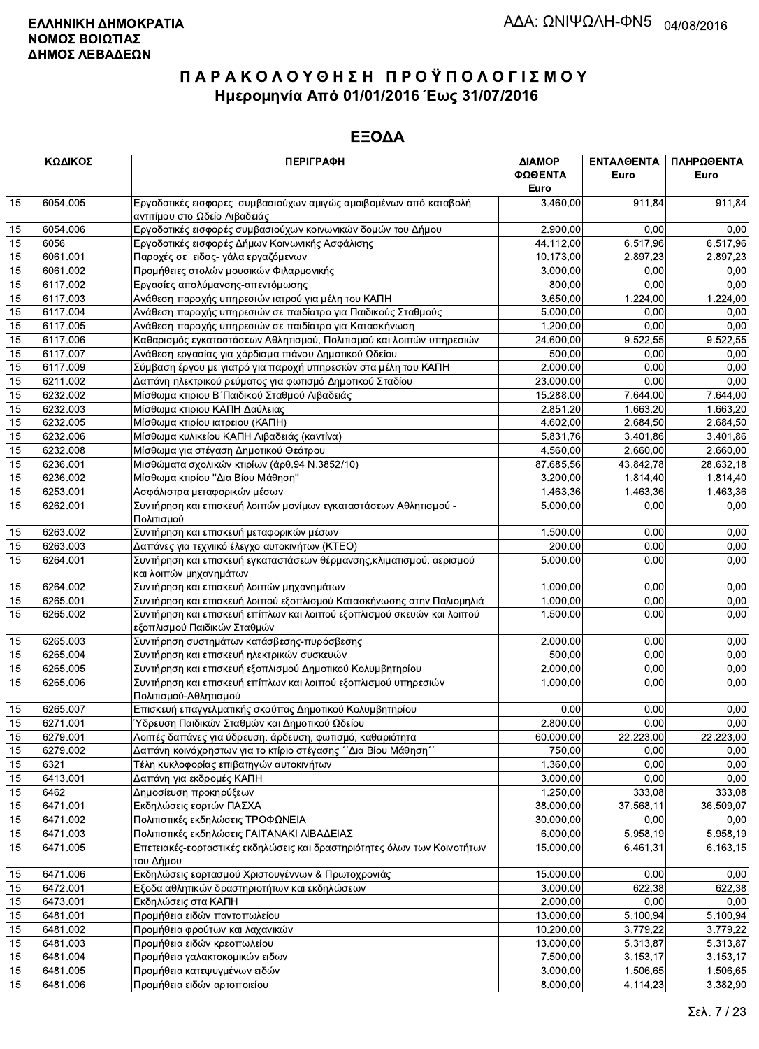**ΕΛΛΗΝΙΚΗ ΔΗΜΟΚΡΑΤΙΑ**
**ΝΟΜΟΣ ΒΟΙΩΤΙΑΣ**
**ΔΗΜΟΣ ΛΕΒΑΔΕΩΝ**

ΑΔΑ: ΩΝΙΨΩΛΗ-ΦΝ5 04/08/2016

# ΠΑΡΑΚΟΛΟΥΘΗΣΗ ΠΡΟΫΠΟΛΟΓΙΣΜΟΥ
## Ημερομηνία Από 01/01/2016 Έως 31/07/2016

## ΕΞΟΔΑ

| ΚΩΔΙΚΟΣ | | ΠΕΡΙΓΡΑΦΗ | ΔΙΑΜΟΡ ΦΩΘΕΝΤΑ Euro | ΕΝΤΑΛΘΕΝΤΑ Euro | ΠΛΗΡΩΘΕΝΤΑ Euro |
|---|---|---|---|---|---|
| 15 | 6054.005 | Εργοδοτικές εισφορες συμβασιούχων αμιγώς αμοιβομένων από καταβολή αντιτίμου στο Ωδείο Λιβαδειάς | 3.460,00 | 911,84 | 911,84 |
| 15 | 6054.006 | Εργοδοτικές εισφορές συμβασιούχων κοινωνικών δομών του Δήμου | 2.900,00 | 0,00 | 0,00 |
| 15 | 6056 | Εργοδοτικές εισφορές Δήμων Κοινωνικής Ασφάλισης | 44.112,00 | 6.517,96 | 6.517,96 |
| 15 | 6061.001 | Παροχές σε ειδος- γάλα εργαζόμενων | 10.173,00 | 2.897,23 | 2.897,23 |
| 15 | 6061.002 | Προμήθειες στολών μουσικών Φιλαρμονικής | 3.000,00 | 0,00 | 0,00 |
| 15 | 6117.002 | Εργασίες απολύμανσης-απεντόμωσης | 800,00 | 0,00 | 0,00 |
| 15 | 6117.003 | Ανάθεση παροχής υπηρεσιών ιατρού για μέλη του ΚΑΠΗ | 3.650,00 | 1.224,00 | 1.224,00 |
| 15 | 6117.004 | Ανάθεση παροχής υπηρεσιών σε παιδίατρο για Παιδικούς Σταθμούς | 5.000,00 | 0,00 | 0,00 |
| 15 | 6117.005 | Ανάθεση παροχής υπηρεσιών σε παιδίατρο για Κατασκήνωση | 1.200,00 | 0,00 | 0,00 |
| 15 | 6117.006 | Καθαρισμός εγκαταστάσεων Αθλητισμού, Πολιτισμού και λοιπών υπηρεσιών | 24.600,00 | 9.522,55 | 9.522,55 |
| 15 | 6117.007 | Ανάθεση εργασίας για χόρδισμα πιάνου Δημοτικού Ωδείου | 500,00 | 0,00 | 0,00 |
| 15 | 6117.009 | Σύμβαση έργου με γιατρό για παροχή υπηρεσιών στα μέλη του ΚΑΠΗ | 2.000,00 | 0,00 | 0,00 |
| 15 | 6211.002 | Δαπάνη ηλεκτρικού ρεύματος για φωτισμό Δημοτικού Σταδίου | 23.000,00 | 0,00 | 0,00 |
| 15 | 6232.002 | Μίσθωμα κτιριου Β΄Παιδικού Σταθμού Λιβαδειάς | 15.288,00 | 7.644,00 | 7.644,00 |
| 15 | 6232.003 | Μίσθωμα κτιριου ΚΑΠΗ Δαύλειας | 2.851,20 | 1.663,20 | 1.663,20 |
| 15 | 6232.005 | Μίσθωμα κτιρίου ιατρειου (ΚΑΠΗ) | 4.602,00 | 2.684,50 | 2.684,50 |
| 15 | 6232.006 | Μίσθωμα κυλικείου ΚΑΠΗ Λιβαδειάς (καντίνα) | 5.831,76 | 3.401,86 | 3.401,86 |
| 15 | 6232.008 | Μίσθωμα για στέγαση Δημοτικού Θεάτρου | 4.560,00 | 2.660,00 | 2.660,00 |
| 15 | 6236.001 | Μισθώματα σχολικών κτιρίων (άρθ.94 Ν.3852/10) | 87.685,56 | 43.842,78 | 28.632,18 |
| 15 | 6236.002 | Μίσθωμα κτιρίου "Δια Βίου Μάθηση" | 3.200,00 | 1.814,40 | 1.814,40 |
| 15 | 6253.001 | Ασφάλιστρα μεταφορικών μέσων | 1.463,36 | 1.463,36 | 1.463,36 |
| 15 | 6262.001 | Συντήρηση και επισκευή λοιπών μονίμων εγκαταστάσεων Αθλητισμού - Πολιτισμού | 5.000,00 | 0,00 | 0,00 |
| 15 | 6263.002 | Συντήρηση και επισκευή μεταφορικών μέσων | 1.500,00 | 0,00 | 0,00 |
| 15 | 6263.003 | Δαπάνες για τεχνιικό έλεγχο αυτοκινήτων (ΚΤΕΟ) | 200,00 | 0,00 | 0,00 |
| 15 | 6264.001 | Συντήρηση και επισκευή εγκαταστάσεων θέρμανσης,κλιματισμού, αερισμού και λοιπών μηχανημάτων | 5.000,00 | 0,00 | 0,00 |
| 15 | 6264.002 | Συντήρηση και επισκευή λοιπών μηχανημάτων | 1.000,00 | 0,00 | 0,00 |
| 15 | 6265.001 | Συντήρηση και επισκευή λοιπού εξοπλισμού Κατασκήνωσης στην Παλιομηλιά | 1.000,00 | 0,00 | 0,00 |
| 15 | 6265.002 | Συντήρηση και επισκευή επίπλων και λοιπού εξοπλισμού σκευών και λοιπού εξοπλισμού Παιδικών Σταθμών | 1.500,00 | 0,00 | 0,00 |
| 15 | 6265.003 | Συντήρηση συστημάτων κατάσβεσης-πυρόσβεσης | 2.000,00 | 0,00 | 0,00 |
| 15 | 6265.004 | Συντήρηση και επισκευή ηλεκτρικών συσκευών | 500,00 | 0,00 | 0,00 |
| 15 | 6265.005 | Συντήρηση και επισκευή εξοπλισμού Δημοτικού Κολυμβητηρίου | 2.000,00 | 0,00 | 0,00 |
| 15 | 6265.006 | Συντήρηση και επισκευή επίπλων και λοιπού εξοπλισμού υπηρεσιών Πολιτισμού-Αθλητισμού | 1.000,00 | 0,00 | 0,00 |
| 15 | 6265.007 | Επισκευή επαγγελματικής σκούπας Δημοτικού Κολυμβητηρίου | 0,00 | 0,00 | 0,00 |
| 15 | 6271.001 | Ύδρευση Παιδικών Σταθμών και Δημοτικού Ωδείου | 2.800,00 | 0,00 | 0,00 |
| 15 | 6279.001 | Λοιπές δαπάνες για ύδρευση, άρδευση, φωτισμό, καθαριότητα | 60.000,00 | 22.223,00 | 22.223,00 |
| 15 | 6279.002 | Δαπάνη κοινόχρηστων για το κτίριο στέγασης ΄΄Δια Βίου Μάθηση΄΄ | 750,00 | 0,00 | 0,00 |
| 15 | 6321 | Τέλη κυκλοφορίας επιβατηγών αυτοκινήτων | 1.360,00 | 0,00 | 0,00 |
| 15 | 6413.001 | Δαπάνη για εκδρομές ΚΑΠΗ | 3.000,00 | 0,00 | 0,00 |
| 15 | 6462 | Δημοσίευση προκηρύξεων | 1.250,00 | 333,08 | 333,08 |
| 15 | 6471.001 | Εκδηλώσεις εορτών ΠΑΣΧΑ | 38.000,00 | 37.568,11 | 36.509,07 |
| 15 | 6471.002 | Πολιτιστικές εκδηλώσεις ΤΡΟΦΩΝΕΙΑ | 30.000,00 | 0,00 | 0,00 |
| 15 | 6471.003 | Πολιτιστικές εκδηλώσεις ΓΑΙΤΑΝΑΚΙ ΛΙΒΑΔΕΙΑΣ | 6.000,00 | 5.958,19 | 5.958,19 |
| 15 | 6471.005 | Επετειακές-εορταστικές εκδηλώσεις και δραστηριότητες όλων των Κοινοτήτων του Δήμου | 15.000,00 | 6.461,31 | 6.163,15 |
| 15 | 6471.006 | Εκδηλώσεις εορτασμού Χριστουγέννων & Πρωτοχρονιάς | 15.000,00 | 0,00 | 0,00 |
| 15 | 6472.001 | Έξοδα αθλητικών δραστηριοτήτων και εκδηλώσεων | 3.000,00 | 622,38 | 622,38 |
| 15 | 6473.001 | Εκδηλώσεις στα ΚΑΠΗ | 2.000,00 | 0,00 | 0,00 |
| 15 | 6481.001 | Προμήθεια ειδών παντοπωλείου | 13.000,00 | 5.100,94 | 5.100,94 |
| 15 | 6481.002 | Προμήθεια φρούτων και λαχανικών | 10.200,00 | 3.779,22 | 3.779,22 |
| 15 | 6481.003 | Προμήθεια ειδών κρεοπωλείου | 13.000,00 | 5.313,87 | 5.313,87 |
| 15 | 6481.004 | Προμήθεια γαλακτοκομικών ειδων | 7.500,00 | 3.153,17 | 3.153,17 |
| 15 | 6481.005 | Προμήθεια κατεψυγμένων ειδών | 3.000,00 | 1.506,65 | 1.506,65 |
| 15 | 6481.006 | Προμήθεια ειδών αρτοποιείου | 8.000,00 | 4.114,23 | 3.382,90 |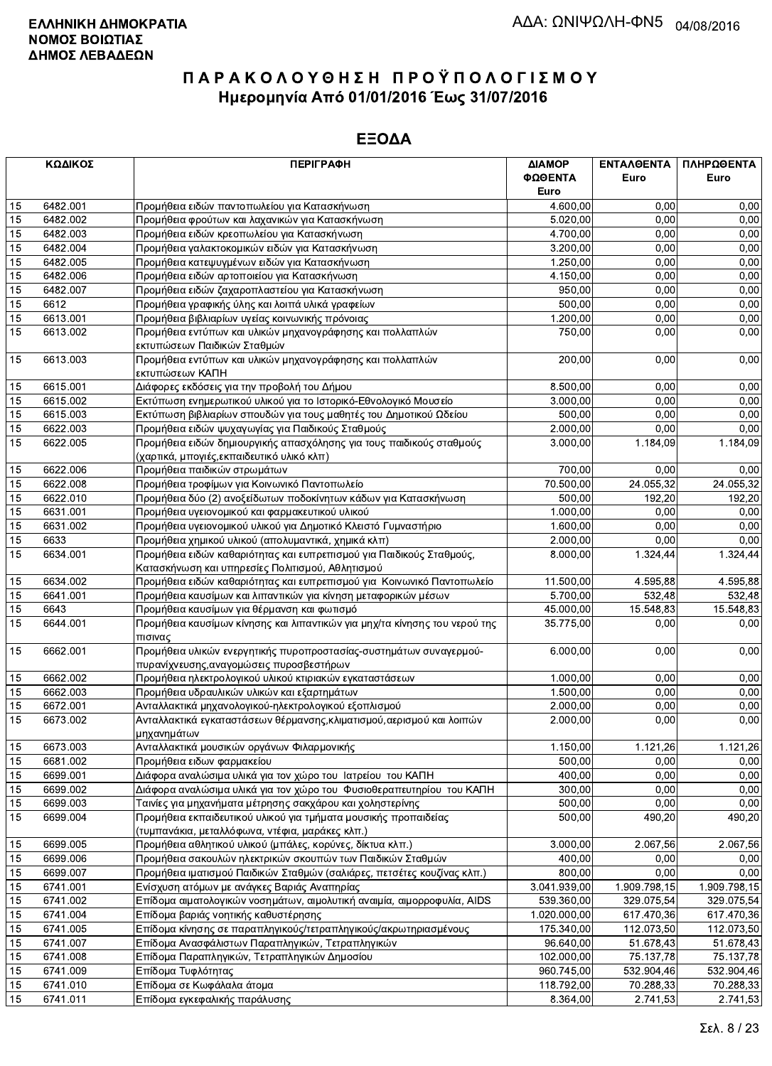**ΕΛΛΗΝΙΚΗ ΔΗΜΟΚΡΑΤΙΑ**
**ΝΟΜΟΣ ΒΟΙΩΤΙΑΣ**
**ΔΗΜΟΣ ΛΕΒΑΔΕΩΝ**

ΑΔΑ: ΩΝΙΨΩΛΗ-ΦΝ5 04/08/2016

# Π Α Ρ Α Κ Ο Λ Ο Υ Θ Η Σ Η  Π Ρ Ο Ϋ Π Ο Λ Ο Γ Ι Σ Μ Ο Υ

## Ημερομηνία Από 01/01/2016 Έως 31/07/2016

## ΕΞΟΔΑ

| ΚΩΔΙΚΟΣ | | ΠΕΡΙΓΡΑΦΗ | ΔΙΑΜΟΡ ΦΩΘΕΝΤΑ Euro | ΕΝΤΑΛΘΕΝΤΑ Euro | ΠΛΗΡΩΘΕΝΤΑ Euro |
|---|---|---|---|---|---|
| 15 | 6482.001 | Προμήθεια ειδών παντοπωλείου για Κατασκήνωση | 4.600,00 | 0,00 | 0,00 |
| 15 | 6482.002 | Προμήθεια φρούτων και λαχανικών για Κατασκήνωση | 5.020,00 | 0,00 | 0,00 |
| 15 | 6482.003 | Προμήθεια ειδών κρεοπωλείου για Κατασκήνωση | 4.700,00 | 0,00 | 0,00 |
| 15 | 6482.004 | Προμήθεια γαλακτοκομικών ειδών για Κατασκήνωση | 3.200,00 | 0,00 | 0,00 |
| 15 | 6482.005 | Προμήθεια κατεψυγμένων ειδών για Κατασκήνωση | 1.250,00 | 0,00 | 0,00 |
| 15 | 6482.006 | Προμήθεια ειδών αρτοποιείου για Κατασκήνωση | 4.150,00 | 0,00 | 0,00 |
| 15 | 6482.007 | Προμήθεια ειδών ζαχαροπλαστείου για Κατασκήνωση | 950,00 | 0,00 | 0,00 |
| 15 | 6612 | Προμήθεια γραφικής ύλης και λοιπά υλικά γραφείων | 500,00 | 0,00 | 0,00 |
| 15 | 6613.001 | Προμήθεια βιβλιαρίων υγείας κοινωνικής πρόνοιας | 1.200,00 | 0,00 | 0,00 |
| 15 | 6613.002 | Προμήθεια εντύπων και υλικών μηχανογράφησης και πολλαπλών εκτυπώσεων Παιδικών Σταθμών | 750,00 | 0,00 | 0,00 |
| 15 | 6613.003 | Προμήθεια εντύπων και υλικών μηχανογράφησης και πολλαπλών εκτυπώσεων ΚΑΠΗ | 200,00 | 0,00 | 0,00 |
| 15 | 6615.001 | Διάφορες εκδόσεις για την προβολή του Δήμου | 8.500,00 | 0,00 | 0,00 |
| 15 | 6615.002 | Εκτύπωση ενημερωτικού υλικού για το Ιστορικό-Εθνολογικό Μουσείο | 3.000,00 | 0,00 | 0,00 |
| 15 | 6615.003 | Εκτύπωση βιβλιαρίων σπουδών για τους μαθητές του Δημοτικού Ωδείου | 500,00 | 0,00 | 0,00 |
| 15 | 6622.003 | Προμήθεια ειδών ψυχαγωγίας για Παιδικούς Σταθμούς | 2.000,00 | 0,00 | 0,00 |
| 15 | 6622.005 | Προμήθεια ειδών δημιουργικής απασχόλησης για τους παιδικούς σταθμούς (χαρτικά, μπογιές,εκπαιδευτικό υλικό κλπ) | 3.000,00 | 1.184,09 | 1.184,09 |
| 15 | 6622.006 | Προμήθεια παιδικών στρωμάτων | 700,00 | 0,00 | 0,00 |
| 15 | 6622.008 | Προμήθεια τροφίμων για Κοινωνικό Παντοπωλείο | 70.500,00 | 24.055,32 | 24.055,32 |
| 15 | 6622.010 | Προμήθεια δύο (2) ανοξείδωτων ποδοκίνητων κάδων για Κατασκήνωση | 500,00 | 192,20 | 192,20 |
| 15 | 6631.001 | Προμήθεια υγειονομικού και φαρμακευτικού υλικού | 1.000,00 | 0,00 | 0,00 |
| 15 | 6631.002 | Προμήθεια υγειονομικού υλικού για Δημοτικό Κλειστό Γυμναστήριο | 1.600,00 | 0,00 | 0,00 |
| 15 | 6633 | Προμήθεια χημικού υλικού (απολυμαντικά, χημικά κλπ) | 2.000,00 | 0,00 | 0,00 |
| 15 | 6634.001 | Προμήθεια ειδών καθαριότητας και ευπρεπισμού για Παιδικούς Σταθμούς, Κατασκήνωση και υπηρεσίες Πολιτισμού, Αθλητισμού | 8.000,00 | 1.324,44 | 1.324,44 |
| 15 | 6634.002 | Προμήθεια ειδών καθαριότητας και ευπρεπισμού για Κοινωνικό Παντοπωλείο | 11.500,00 | 4.595,88 | 4.595,88 |
| 15 | 6641.001 | Προμήθεια καυσίμων και λιπαντικών για κίνηση μεταφορικών μέσων | 5.700,00 | 532,48 | 532,48 |
| 15 | 6643 | Προμήθεια καυσίμων για θέρμανση και φωτισμό | 45.000,00 | 15.548,83 | 15.548,83 |
| 15 | 6644.001 | Προμήθεια καυσίμων κίνησης και λιπαντικών για μηχ/τα κίνησης του νερού της πισινας | 35.775,00 | 0,00 | 0,00 |
| 15 | 6662.001 | Προμήθεια υλικών ενεργητικής πυροπροστασίας-συστημάτων συναγερμού-πυρανίχνευσης,αναγομώσεις πυροσβεστήρων | 6.000,00 | 0,00 | 0,00 |
| 15 | 6662.002 | Προμήθεια ηλεκτρολογικού υλικού κτιριακών εγκαταστάσεων | 1.000,00 | 0,00 | 0,00 |
| 15 | 6662.003 | Προμήθεια υδραυλικών υλικών και εξαρτημάτων | 1.500,00 | 0,00 | 0,00 |
| 15 | 6672.001 | Ανταλλακτικά μηχανολογικού-ηλεκτρολογικού εξοπλισμού | 2.000,00 | 0,00 | 0,00 |
| 15 | 6673.002 | Ανταλλακτικά εγκαταστάσεων θέρμανσης,κλιματισμού,αερισμού και λοιπών μηχανημάτων | 2.000,00 | 0,00 | 0,00 |
| 15 | 6673.003 | Ανταλλακτικά μουσικών οργάνων Φιλαρμονικής | 1.150,00 | 1.121,26 | 1.121,26 |
| 15 | 6681.002 | Προμήθεια ειδων φαρμακείου | 500,00 | 0,00 | 0,00 |
| 15 | 6699.001 | Διάφορα αναλώσιμα υλικά για τον χώρο του Ιατρείου του ΚΑΠΗ | 400,00 | 0,00 | 0,00 |
| 15 | 6699.002 | Διάφορα αναλώσιμα υλικά για τον χώρο του Φυσιοθεραπευτηρίου του ΚΑΠΗ | 300,00 | 0,00 | 0,00 |
| 15 | 6699.003 | Ταινίες για μηχανήματα μέτρησης σακχάρου και χοληστερίνης | 500,00 | 0,00 | 0,00 |
| 15 | 6699.004 | Προμήθεια εκπαιδευτικού υλικού για τμήματα μουσικής προπαιδείας (τυμπανάκια, μεταλλόφωνα, ντέφια, μαράκες κλπ.) | 500,00 | 490,20 | 490,20 |
| 15 | 6699.005 | Προμήθεια αθλητικού υλικού (μπάλες, κορύνες, δίκτυα κλπ.) | 3.000,00 | 2.067,56 | 2.067,56 |
| 15 | 6699.006 | Προμήθεια σακουλών ηλεκτρικών σκουπών των Παιδικών Σταθμών | 400,00 | 0,00 | 0,00 |
| 15 | 6699.007 | Προμήθεια ιματισμού Παιδικών Σταθμών (σαλιάρες, πετσέτες κουζίνας κλπ.) | 800,00 | 0,00 | 0,00 |
| 15 | 6741.001 | Ενίσχυση ατόμων με ανάγκες Βαριάς Αναπηρίας | 3.041.939,00 | 1.909.798,15 | 1.909.798,15 |
| 15 | 6741.002 | Επίδομα αιματολογικών νοσημάτων, αιμολυτική αναιμία, αιμορροφυλία, AIDS | 539.360,00 | 329.075,54 | 329.075,54 |
| 15 | 6741.004 | Επίδομα βαριάς νοητικής καθυστέρησης | 1.020.000,00 | 617.470,36 | 617.470,36 |
| 15 | 6741.005 | Επίδομα κίνησης σε παραπληγικούς/τετραπληγικούς/ακρωτηριασμένους | 175.340,00 | 112.073,50 | 112.073,50 |
| 15 | 6741.007 | Επίδομα Ανασφάλιστων Παραπληγικών, Τετραπληγικών | 96.640,00 | 51.678,43 | 51.678,43 |
| 15 | 6741.008 | Επίδομα Παραπληγικών, Τετραπληγικών Δημοσίου | 102.000,00 | 75.137,78 | 75.137,78 |
| 15 | 6741.009 | Επίδομα Τυφλότητας | 960.745,00 | 532.904,46 | 532.904,46 |
| 15 | 6741.010 | Επίδομα σε Κωφάλαλα άτομα | 118.792,00 | 70.288,33 | 70.288,33 |
| 15 | 6741.011 | Επίδομα εγκεφαλικής παράλυσης | 8.364,00 | 2.741,53 | 2.741,53 |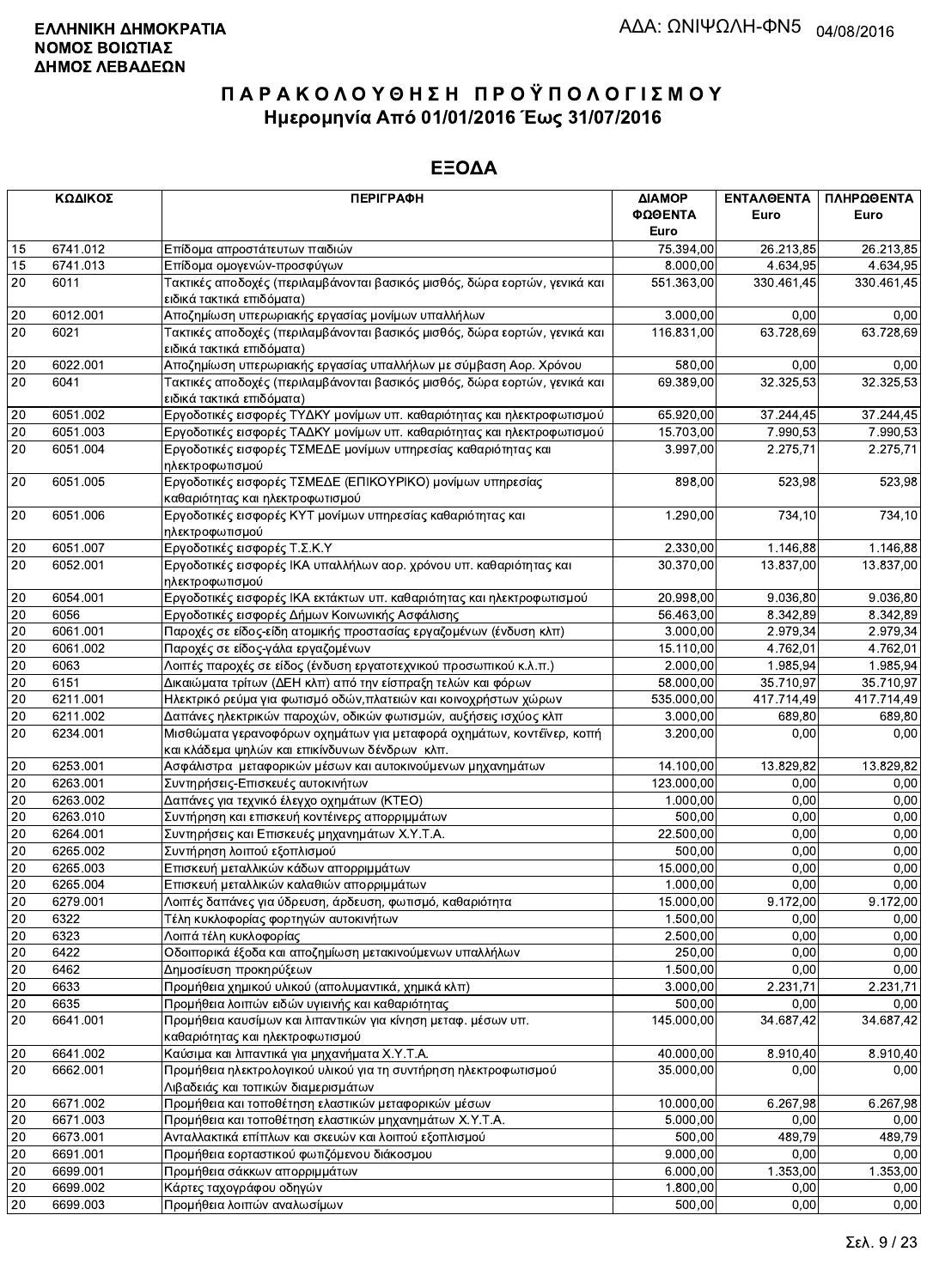**ΕΛΛΗΝΙΚΗ ΔΗΜΟΚΡΑΤΙΑ**
**ΝΟΜΟΣ ΒΟΙΩΤΙΑΣ**
**ΔΗΜΟΣ ΛΕΒΑΔΕΩΝ**

ΑΔΑ: ΩΝΙΨΩΛΗ-ΦΝ5 04/08/2016

# ΠΑΡΑΚΟΛΟΥΘΗΣΗ ΠΡΟΫΠΟΛΟΓΙΣΜΟΥ
## Ημερομηνία Από 01/01/2016 Έως 31/07/2016

## ΕΞΟΔΑ

| ΚΩΔΙΚΟΣ | | ΠΕΡΙΓΡΑΦΗ | ΔΙΑΜΟΡ ΦΩΘΕΝΤΑ Euro | ΕΝΤΑΛΘΕΝΤΑ Euro | ΠΛΗΡΩΘΕΝΤΑ Euro |
|---|---|---|---|---|---|
| 15 | 6741.012 | Επίδομα απροστάτευτων παιδιών | 75.394,00 | 26.213,85 | 26.213,85 |
| 15 | 6741.013 | Επίδομα ομογενών-προσφύγων | 8.000,00 | 4.634,95 | 4.634,95 |
| 20 | 6011 | Τακτικές αποδοχές (περιλαμβάνονται βασικός μισθός, δώρα εορτών, γενικά και ειδικά τακτικά επιδόματα) | 551.363,00 | 330.461,45 | 330.461,45 |
| 20 | 6012.001 | Αποζημίωση υπερωριακής εργασίας μονίμων υπαλλήλων | 3.000,00 | 0,00 | 0,00 |
| 20 | 6021 | Τακτικές αποδοχές (περιλαμβάνονται βασικός μισθός, δώρα εορτών, γενικά και ειδικά τακτικά επιδόματα) | 116.831,00 | 63.728,69 | 63.728,69 |
| 20 | 6022.001 | Αποζημίωση υπερωριακής εργασίας υπαλλήλων με σύμβαση Αορ. Χρόνου | 580,00 | 0,00 | 0,00 |
| 20 | 6041 | Τακτικές αποδοχές (περιλαμβάνονται βασικός μισθός, δώρα εορτών, γενικά και ειδικά τακτικά επιδόματα) | 69.389,00 | 32.325,53 | 32.325,53 |
| 20 | 6051.002 | Εργοδοτικές εισφορές ΤΥΔΚΥ μονίμων υπ. καθαριότητας και ηλεκτροφωτισμού | 65.920,00 | 37.244,45 | 37.244,45 |
| 20 | 6051.003 | Εργοδοτικές εισφορές ΤΑΔΚΥ μονίμων υπ. καθαριότητας και ηλεκτροφωτισμού | 15.703,00 | 7.990,53 | 7.990,53 |
| 20 | 6051.004 | Εργοδοτικές εισφορές ΤΣΜΕΔΕ μονίμων υπηρεσίας καθαριότητας και ηλεκτροφωτισμού | 3.997,00 | 2.275,71 | 2.275,71 |
| 20 | 6051.005 | Εργοδοτικές εισφορές ΤΣΜΕΔΕ (ΕΠΙΚΟΥΡΙΚΟ) μονίμων υπηρεσίας καθαριότητας και ηλεκτροφωτισμού | 898,00 | 523,98 | 523,98 |
| 20 | 6051.006 | Εργοδοτικές εισφορές ΚΥΤ μονίμων υπηρεσίας καθαριότητας και ηλεκτροφωτισμού | 1.290,00 | 734,10 | 734,10 |
| 20 | 6051.007 | Εργοδοτικές εισφορές Τ.Σ.Κ.Υ | 2.330,00 | 1.146,88 | 1.146,88 |
| 20 | 6052.001 | Εργοδοτικές εισφορές ΙΚΑ υπαλλήλων αορ. χρόνου υπ. καθαριότητας και ηλεκτροφωτισμού | 30.370,00 | 13.837,00 | 13.837,00 |
| 20 | 6054.001 | Εργοδοτικές εισφορές ΙΚΑ εκτάκτων υπ. καθαριότητας και ηλεκτροφωτισμού | 20.998,00 | 9.036,80 | 9.036,80 |
| 20 | 6056 | Εργοδοτικές εισφορές Δήμων Κοινωνικής Ασφάλισης | 56.463,00 | 8.342,89 | 8.342,89 |
| 20 | 6061.001 | Παροχές σε είδος-είδη ατομικής προστασίας εργαζομένων (ένδυση κλπ) | 3.000,00 | 2.979,34 | 2.979,34 |
| 20 | 6061.002 | Παροχές σε είδος-γάλα εργαζομένων | 15.110,00 | 4.762,01 | 4.762,01 |
| 20 | 6063 | Λοιπές παροχές σε είδος (ένδυση εργατοτεχνικού προσωπικού κ.λ.π.) | 2.000,00 | 1.985,94 | 1.985,94 |
| 20 | 6151 | Δικαιώματα τρίτων (ΔΕΗ κλπ) από την είσπραξη τελών και φόρων | 58.000,00 | 35.710,97 | 35.710,97 |
| 20 | 6211.001 | Ηλεκτρικό ρεύμα για φωτισμό οδών,πλατειών και κοινοχρήστων χώρων | 535.000,00 | 417.714,49 | 417.714,49 |
| 20 | 6211.002 | Δαπάνες ηλεκτρικών παροχών, οδικών φωτισμών, αυξήσεις ισχύος κλπ | 3.000,00 | 689,80 | 689,80 |
| 20 | 6234.001 | Μισθώματα γερανοφόρων οχημάτων για μεταφορά οχημάτων, κοντέινερ, κοπή και κλάδεμα ψηλών και επικίνδυνων δένδρων κλπ. | 3.200,00 | 0,00 | 0,00 |
| 20 | 6253.001 | Ασφάλιστρα μεταφορικών μέσων και αυτοκινούμενων μηχανημάτων | 14.100,00 | 13.829,82 | 13.829,82 |
| 20 | 6263.001 | Συντηρήσεις-Επισκευές αυτοκινήτων | 123.000,00 | 0,00 | 0,00 |
| 20 | 6263.002 | Δαπάνες για τεχνικό έλεγχο οχημάτων (ΚΤΕΟ) | 1.000,00 | 0,00 | 0,00 |
| 20 | 6263.010 | Συντήρηση και επισκευή κοντέινερς απορριμμάτων | 500,00 | 0,00 | 0,00 |
| 20 | 6264.001 | Συντηρήσεις και Επισκευές μηχανημάτων Χ.Υ.Τ.Α. | 22.500,00 | 0,00 | 0,00 |
| 20 | 6265.002 | Συντήρηση λοιπού εξοπλισμού | 500,00 | 0,00 | 0,00 |
| 20 | 6265.003 | Επισκευή μεταλλικών κάδων απορριμμάτων | 15.000,00 | 0,00 | 0,00 |
| 20 | 6265.004 | Επισκευή μεταλλικών καλαθιών απορριμμάτων | 1.000,00 | 0,00 | 0,00 |
| 20 | 6279.001 | Λοιπές δαπάνες για ύδρευση, άρδευση, φωτισμό, καθαριότητα | 15.000,00 | 9.172,00 | 9.172,00 |
| 20 | 6322 | Τέλη κυκλοφορίας φορτηγών αυτοκινήτων | 1.500,00 | 0,00 | 0,00 |
| 20 | 6323 | Λοιπά τέλη κυκλοφορίας | 2.500,00 | 0,00 | 0,00 |
| 20 | 6422 | Οδοιπορικά έξοδα και αποζημίωση μετακινούμενων υπαλλήλων | 250,00 | 0,00 | 0,00 |
| 20 | 6462 | Δημοσίευση προκηρύξεων | 1.500,00 | 0,00 | 0,00 |
| 20 | 6633 | Προμήθεια χημικού υλικού (απολυμαντικά, χημικά κλπ) | 3.000,00 | 2.231,71 | 2.231,71 |
| 20 | 6635 | Προμήθεια λοιπών ειδών υγιεινής και καθαριότητας | 500,00 | 0,00 | 0,00 |
| 20 | 6641.001 | Προμήθεια καυσίμων και λιπαντικών για κίνηση μεταφ. μέσων υπ. καθαριότητας και ηλεκτροφωτισμού | 145.000,00 | 34.687,42 | 34.687,42 |
| 20 | 6641.002 | Καύσιμα και λιπαντικά για μηχανήματα Χ.Υ.Τ.Α. | 40.000,00 | 8.910,40 | 8.910,40 |
| 20 | 6662.001 | Προμήθεια ηλεκτρολογικού υλικού για τη συντήρηση ηλεκτροφωτισμού Λιβαδειάς και τοπικών διαμερισμάτων | 35.000,00 | 0,00 | 0,00 |
| 20 | 6671.002 | Προμήθεια και τοποθέτηση ελαστικών μεταφορικών μέσων | 10.000,00 | 6.267,98 | 6.267,98 |
| 20 | 6671.003 | Προμήθεια και τοποθέτηση ελαστικών μηχανημάτων Χ.Υ.Τ.Α. | 5.000,00 | 0,00 | 0,00 |
| 20 | 6673.001 | Ανταλλακτικά επίπλων και σκευών και λοιπού εξοπλισμού | 500,00 | 489,79 | 489,79 |
| 20 | 6691.001 | Προμήθεια εορταστικού φωτιζόμενου διάκοσμου | 9.000,00 | 0,00 | 0,00 |
| 20 | 6699.001 | Προμήθεια σάκκων απορριμμάτων | 6.000,00 | 1.353,00 | 1.353,00 |
| 20 | 6699.002 | Κάρτες ταχογράφου οδηγών | 1.800,00 | 0,00 | 0,00 |
| 20 | 6699.003 | Προμήθεια λοιπών αναλωσίμων | 500,00 | 0,00 | 0,00 |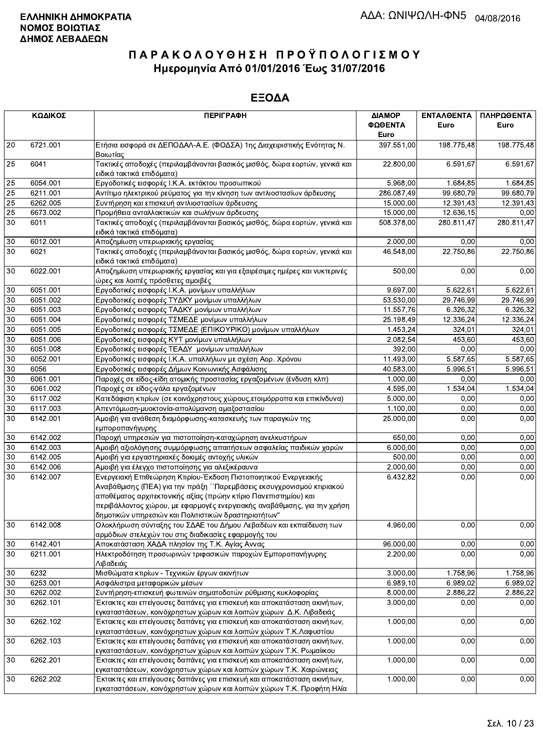ΕΛΛΗΝΙΚΗ ΔΗΜΟΚΡΑΤΙΑ
ΝΟΜΟΣ ΒΟΙΩΤΙΑΣ
ΔΗΜΟΣ ΛΕΒΑΔΕΩΝ

ΑΔΑ: ΩΝΙΨΩΛΗ-ΦΝ5 04/08/2016

# ΠΑΡΑΚΟΛΟΥΘΗΣΗ ΠΡΟΫΠΟΛΟΓΙΣΜΟΥ
## Ημερομηνία Από 01/01/2016 Έως 31/07/2016

## ΕΞΟΔΑ

| ΚΩΔΙΚΟΣ | | ΠΕΡΙΓΡΑΦΗ | ΔΙΑΜΟΡΦΩΘΕΝΤΑ Euro | ΕΝΤΑΛΘΕΝΤΑ Euro | ΠΛΗΡΩΘΕΝΤΑ Euro |
|---|---|---|---|---|---|
| 20 | 6721.001 | Ετήσια εισφορά σε ΔΕΠΟΔΑΛ-Α.Ε. (ΦΟΔΣΑ) 1ης Διαχειριστικής Ενότητας Ν. Βοιωτίας | 397.551,00 | 198.775,48 | 198.775,48 |
| 25 | 6041 | Τακτικές αποδοχές (περιλαμβάνονται βασικός μισθός, δώρα εορτών, γενικά και ειδικά τακτικά επιδόματα) | 22.800,00 | 6.591,67 | 6.591,67 |
| 25 | 6054.001 | Εργοδοτικές εισφορές Ι.Κ.Α. εκτάκτου προσωπικού | 5.968,00 | 1.684,85 | 1.684,85 |
| 25 | 6211.001 | Αντίτιμο ηλεκτρικού ρεύματος για την κίνηση των αντλιοστασίων άρδευσης | 286.087,49 | 99.680,79 | 99.680,79 |
| 25 | 6262.005 | Συντήρηση και επισκευή αντλιοστασίων άρδευσης | 15.000,00 | 12.391,43 | 12.391,43 |
| 25 | 6673.002 | Προμήθεια ανταλλακτικών και σωλήνων άρδευσης | 15.000,00 | 12.636,15 | 0,00 |
| 30 | 6011 | Τακτικές αποδοχές (περιλαμβάνονται βασικός μισθός, δώρα εορτών, γενικά και ειδικά τακτικά επιδόματα) | 508.378,00 | 280.811,47 | 280.811,47 |
| 30 | 6012.001 | Αποζημίωση υπερωριακής εργασίας | 2.000,00 | 0,00 | 0,00 |
| 30 | 6021 | Τακτικές αποδοχές (περιλαμβάνονται βασικός μισθός, δώρα εορτών, γενικά και ειδικά τακτικά επιδόματα) | 46.548,00 | 22.750,86 | 22.750,86 |
| 30 | 6022.001 | Αποζημίωση υπερωριακής εργασίας και για εξαιρέσιμες ημέρες και νυκτερινές ώρες και λοιπές πρόσθετες αμοιβές | 500,00 | 0,00 | 0,00 |
| 30 | 6051.001 | Εργοδοτικές εισφορές Ι.Κ.Α. μονίμων υπαλλήλων | 9.697,00 | 5.622,61 | 5.622,61 |
| 30 | 6051.002 | Εργοδοτικές εισφορές ΤΥΔΚΥ μονίμων υπαλλήλων | 53.530,00 | 29.746,99 | 29.746,99 |
| 30 | 6051.003 | Εργοδοτικές εισφορές ΤΑΔΚΥ μονίμων υπαλλήλων | 11.557,76 | 6.326,32 | 6.326,32 |
| 30 | 6051.004 | Εργοδοτικές εισφορές ΤΣΜΕΔΕ μονίμων υπαλλήλων | 25.198,49 | 12.336,24 | 12.336,24 |
| 30 | 6051.005 | Εργοδοτικές εισφορές ΤΣΜΕΔΕ (ΕΠΙΚΟΥΡΙΚΟ) μονίμων υπαλλήλων | 1.453,24 | 324,01 | 324,01 |
| 30 | 6051.006 | Εργοδοτικές εισφορές ΚΥΤ μονίμων υπαλλήλων | 2.082,54 | 453,60 | 453,60 |
| 30 | 6051.008 | Εργοδοτικές εισφορές ΤΕΑΔΥ μονίμων υπαλλήλων | 392,00 | 0,00 | 0,00 |
| 30 | 6052.001 | Εργοδοτικές εισφορές Ι.Κ.Α. υπαλλήλων με σχέση Αορ. Χρόνου | 11.493,00 | 5.587,65 | 5.587,65 |
| 30 | 6056 | Εργοδοτικές εισφορές Δήμων Κοινωνικής Ασφάλισης | 40.583,00 | 5.996,51 | 5.996,51 |
| 30 | 6061.001 | Παροχές σε είδος-είδη ατομικής προστασίας εργαζομένων (ένδυση κλπ) | 1.000,00 | 0,00 | 0,00 |
| 30 | 6061.002 | Παροχές σε είδος-γάλα εργαζομένων | 4.595,00 | 1.534,04 | 1.534,04 |
| 30 | 6117.002 | Κατεδάφιση κτιρίων (σε κοινόχρηστους χώρους,ετοιμόρροπα και επικίνδυνα) | 5.000,00 | 0,00 | 0,00 |
| 30 | 6117.003 | Απεντόμωση-μυοκτονία-απολύμανση αμαξοστασίου | 1.100,00 | 0,00 | 0,00 |
| 30 | 6142.001 | Αμοιβή για ανάθεση διαμόρφωσης-κατασκευής των παραγκών της εμποροπανήγυρης | 25.000,00 | 0,00 | 0,00 |
| 30 | 6142.002 | Παροχή υπηρεσιών για πιστοποίηση-καταχώρηση ανελκυστήρων | 650,00 | 0,00 | 0,00 |
| 30 | 6142.003 | Αμοιβή αξιολόγησης συμμόρφωσης απαιτήσεων ασφαλείας παιδικών χαρών | 6.000,00 | 0,00 | 0,00 |
| 30 | 6142.005 | Αμοιβή για εργαστηριακές δοκιμές αντοχής υλικών | 500,00 | 0,00 | 0,00 |
| 30 | 6142.006 | Αμοιβή για έλεγχο πιστοποίησης για αλεξικέραυνα | 2.000,00 | 0,00 | 0,00 |
| 30 | 6142.007 | Ενεργειακή Επιθεώρηση Κτιρίου-Έκδοση Πιστοποιητικού Ενεργειακής Αναβάθμισης (ΠΕΑ) για την πράξη ΄΄Παρεμβάσεις εκσυγχρονισμού κτιριακού αποθέματος αρχιτεκτονικής αξίας (πρώην κτίριο Πανεπιστημίου) και περιβάλλοντος χώρου, με εφαρμογές ενεργειακής αναβάθμισης, για την χρήση δημοτικών υπηρεσιών και Πολιτιστικών δραστηριοτήτων'' | 6.432,82 | 0,00 | 0,00 |
| 30 | 6142.008 | Ολοκλήρωση σύνταξης του ΣΔΑΕ του Δήμου Λεβαδέων και εκπαίδευση των αρμόδιων στελεχών του στις διαδικασίες εφαρμογής του | 4.960,00 | 0,00 | 0,00 |
| 30 | 6142.401 | Αποκατάσταση ΧΑΔΑ πλησίον της Τ.Κ. Αγίας Αννας | 96.000,00 | 0,00 | 0,00 |
| 30 | 6211.001 | Ηλεκτροδότηση προσωρινών τριφασικών παροχών Εμποροπανήγυρης Λιβαδειάς | 2.200,00 | 0,00 | 0,00 |
| 30 | 6232 | Μισθώματα κτιρίων - Τεχνικών έργων ακινήτων | 3.000,00 | 1.758,96 | 1.758,96 |
| 30 | 6253.001 | Ασφάλιστρα μεταφορικών μέσων | 6.989,10 | 6.989,02 | 6.989,02 |
| 30 | 6262.002 | Συντήρηση-επισκευή φωτεινών σηματοδοτών ρύθμισης κυκλοφορίας | 8.000,00 | 2.886,22 | 2.886,22 |
| 30 | 6262.101 | Έκτακτες και επείγουσες δαπάνες για επισκευή και αποκατάσταση ακινήτων, εγκαταστάσεων, κοινόχρηστων χώρων και λοιπών χώρων Δ.Κ. Λιβαδειάς | 3.000,00 | 0,00 | 0,00 |
| 30 | 6262.102 | Έκτακτες και επείγουσες δαπάνες για επισκευή και αποκατάσταση ακινήτων, εγκαταστάσεων, κοινόχρηστων χώρων και λοιπών χώρων Τ.Κ.Λαφυστίου | 1.000,00 | 0,00 | 0,00 |
| 30 | 6262.103 | Έκτακτες και επείγουσες δαπάνες για επισκευή και αποκατάσταση ακινήτων, εγκαταστάσεων, κοινόχρηστων χώρων και λοιπών χώρων Τ.Κ. Ρωμαίικου | 1.000,00 | 0,00 | 0,00 |
| 30 | 6262.201 | Έκτακτες και επείγουσες δαπάνες για επισκευή και αποκατάσταση ακινήτων, εγκαταστάσεων, κοινόχρηστων χώρων και λοιπών χώρων Τ.Κ. Χαιρώνειας | 1.000,00 | 0,00 | 0,00 |
| 30 | 6262.202 | Έκτακτες και επείγουσες δαπάνες για επισκευή και αποκατάσταση ακινήτων, εγκαταστάσεων, κοινόχρηστων χώρων και λοιπών χώρων Τ.Κ. Προφήτη Ηλία | 1.000,00 | 0,00 | 0,00 |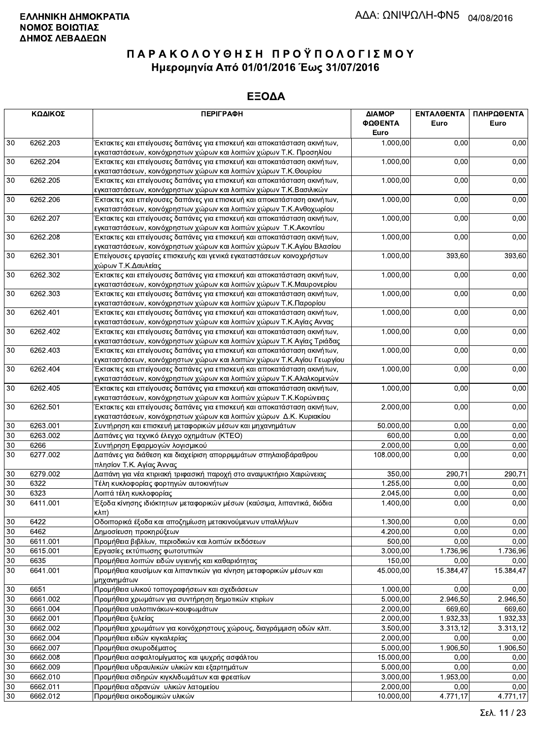**ΕΛΛΗΝΙΚΗ ΔΗΜΟΚΡΑΤΙΑ**
**ΝΟΜΟΣ ΒΟΙΩΤΙΑΣ**
**ΔΗΜΟΣ ΛΕΒΑΔΕΩΝ**

ΑΔΑ: ΩΝΙΨΩΛΗ-ΦΝ5 04/08/2016

# Π Α Ρ Α Κ Ο Λ Ο Υ Θ Η Σ Η   Π Ρ Ο Ϋ Π Ο Λ Ο Γ Ι Σ Μ Ο Υ

## Ημερομηνία Από 01/01/2016 Έως 31/07/2016

## ΕΞΟΔΑ

| ΚΩΔΙΚΟΣ | | ΠΕΡΙΓΡΑΦΗ | ΔΙΑΜΟΡ ΦΩΘΕΝΤΑ Euro | ΕΝΤΑΛΘΕΝΤΑ Euro | ΠΛΗΡΩΘΕΝΤΑ Euro |
|---|---|---|---|---|---|
| 30 | 6262.203 | Έκτακτες και επείγουσες δαπάνες για επισκευή και αποκατάσταση ακινήτων, εγκαταστάσεων, κοινόχρηστων χώρων και λοιπών χώρων Τ.Κ. Προσηλίου | 1.000,00 | 0,00 | 0,00 |
| 30 | 6262.204 | Έκτακτες και επείγουσες δαπάνες για επισκευή και αποκατάσταση ακινήτων, εγκαταστάσεων, κοινόχρηστων χώρων και λοιπών χώρων Τ.Κ.Θουρίου | 1.000,00 | 0,00 | 0,00 |
| 30 | 6262.205 | Έκτακτες και επείγουσες δαπάνες για επισκευή και αποκατάσταση ακινήτων, εγκαταστάσεων, κοινόχρηστων χώρων και λοιπών χώρων Τ.Κ.Βασιλικών | 1.000,00 | 0,00 | 0,00 |
| 30 | 6262.206 | Έκτακτες και επείγουσες δαπάνες για επισκευή και αποκατάσταση ακινήτων, εγκαταστάσεων, κοινόχρηστων χώρων και λοιπών χώρων Τ.Κ.Ανθοχωρίου | 1.000,00 | 0,00 | 0,00 |
| 30 | 6262.207 | Έκτακτες και επείγουσες δαπάνες για επισκευή και αποκατάσταση ακινήτων, εγκαταστάσεων, κοινόχρηστων χώρων και λοιπών χώρων Τ.Κ.Ακοντίου | 1.000,00 | 0,00 | 0,00 |
| 30 | 6262.208 | Έκτακτες και επείγουσες δαπάνες για επισκευή και αποκατάσταση ακινήτων, εγκαταστάσεων, κοινόχρηστων χώρων και λοιπών χώρων Τ.Κ.Αγίου Βλασίου | 1.000,00 | 0,00 | 0,00 |
| 30 | 6262.301 | Επείγουσες εργασίες επισκευής και γενικά εγκαταστάσεων κοινοχρήστων χώρων Τ.Κ.Δαυλείας | 1.000,00 | 393,60 | 393,60 |
| 30 | 6262.302 | Έκτακτες και επείγουσες δαπάνες για επισκευή και αποκατάσταση ακινήτων, εγκαταστάσεων, κοινόχρηστων χώρων και λοιπών χώρων Τ.Κ.Μαυρονερίου | 1.000,00 | 0,00 | 0,00 |
| 30 | 6262.303 | Έκτακτες και επείγουσες δαπάνες για επισκευή και αποκατάσταση ακινήτων, εγκαταστάσεων, κοινόχρηστων χώρων και λοιπών χώρων Τ.Κ.Παρορίου | 1.000,00 | 0,00 | 0,00 |
| 30 | 6262.401 | Έκτακτες και επείγουσες δαπάνες για επισκευή και αποκατάσταση ακινήτων, εγκαταστάσεων, κοινόχρηστων χώρων και λοιπών χώρων Τ.Κ.Αγίας Αννας | 1.000,00 | 0,00 | 0,00 |
| 30 | 6262.402 | Έκτακτες και επείγουσες δαπάνες για επισκευή και αποκατάσταση ακινήτων, εγκαταστάσεων, κοινόχρηστων χώρων και λοιπών χώρων Τ.Κ Αγίας Τριάδας | 1.000,00 | 0,00 | 0,00 |
| 30 | 6262.403 | Έκτακτες και επείγουσες δαπάνες για επισκευή και αποκατάσταση ακινήτων, εγκαταστάσεων, κοινόχρηστων χώρων και λοιπών χώρων Τ.Κ.Αγίου Γεωργίου | 1.000,00 | 0,00 | 0,00 |
| 30 | 6262.404 | Έκτακτες και επείγουσες δαπάνες για επισκευή και αποκατάσταση ακινήτων, εγκαταστάσεων, κοινόχρηστων χώρων και λοιπών χώρων Τ.Κ.Αλαλκομενών | 1.000,00 | 0,00 | 0,00 |
| 30 | 6262.405 | Έκτακτες και επείγουσες δαπάνες για επισκευή και αποκατάσταση ακινήτων, εγκαταστάσεων, κοινόχρηστων χώρων και λοιπών χώρων Τ.Κ.Κορώνειας | 1.000,00 | 0,00 | 0,00 |
| 30 | 6262.501 | Έκτακτες και επείγουσες δαπάνες για επισκευή και αποκατάσταση ακινήτων, εγκαταστάσεων, κοινόχρηστων χώρων και λοιπών χώρων Δ.Κ. Κυριακίου | 2.000,00 | 0,00 | 0,00 |
| 30 | 6263.001 | Συντήρηση και επισκευή μεταφορικών μέσων και μηχανημάτων | 50.000,00 | 0,00 | 0,00 |
| 30 | 6263.002 | Δαπάνες για τεχνικό έλεγχο οχημάτων (ΚΤΕΟ) | 600,00 | 0,00 | 0,00 |
| 30 | 6266 | Συντήρηση Εφαρμογών λογισμικού | 2.000,00 | 0,00 | 0,00 |
| 30 | 6277.002 | Δαπάνες για διάθεση και διαχείριση απορριμμάτων σπηλαιοβάραθρου πλησίον Τ.Κ. Αγίας Άννας | 108.000,00 | 0,00 | 0,00 |
| 30 | 6279.002 | Δαπάνη για νέα κτιριακή τριφασική παροχή στο αναψυκτήριο Χαιρώνειας | 350,00 | 290,71 | 290,71 |
| 30 | 6322 | Τέλη κυκλοφορίας φορτηγών αυτοκινήτων | 1.255,00 | 0,00 | 0,00 |
| 30 | 6323 | Λοιπά τέλη κυκλοφορίας | 2.045,00 | 0,00 | 0,00 |
| 30 | 6411.001 | Έξοδα κίνησης ιδιόκτητων μεταφορικών μέσων (καύσιμα, λιπαντικά, διόδια κλπ) | 1.400,00 | 0,00 | 0,00 |
| 30 | 6422 | Οδοιπορικά έξοδα και αποζημίωση μετακινούμενων υπαλλήλων | 1.300,00 | 0,00 | 0,00 |
| 30 | 6462 | Δημοσίευση προκηρύξεων | 4.200,00 | 0,00 | 0,00 |
| 30 | 6611.001 | Προμήθεια βιβλίων, περιοδικών και λοιπών εκδόσεων | 500,00 | 0,00 | 0,00 |
| 30 | 6615.001 | Εργασίες εκτύπωσης φωτοτυπιών | 3.000,00 | 1.736,96 | 1.736,96 |
| 30 | 6635 | Προμήθεια λοιπών ειδών υγιεινής και καθαριότητας | 150,00 | 0,00 | 0,00 |
| 30 | 6641.001 | Προμήθεια καυσίμων και λιπαντικών για κίνηση μεταφορικών μέσων και μηχανημάτων | 45.000,00 | 15.384,47 | 15.384,47 |
| 30 | 6651 | Προμήθεια υλικού τοπογραφήσεων και σχεδιάσεων | 1.000,00 | 0,00 | 0,00 |
| 30 | 6661.002 | Προμήθεια χρωμάτων για συντήρηση δημοτικών κτιρίων | 5.000,00 | 2.946,50 | 2.946,50 |
| 30 | 6661.004 | Προμήθεια υαλοπινάκων-κουφωμάτων | 2.000,00 | 669,60 | 669,60 |
| 30 | 6662.001 | Προμήθεια ξυλείας | 2.000,00 | 1.932,33 | 1.932,33 |
| 30 | 6662.002 | Προμήθεια χρωμάτων για κοινόχρηστους χώρους, διαγράμμιση οδών κλπ. | 3.500,00 | 3.313,12 | 3.313,12 |
| 30 | 6662.004 | Προμήθεια ειδών κιγκαλερίας | 2.000,00 | 0,00 | 0,00 |
| 30 | 6662.007 | Προμήθεια σκυροδέματος | 5.000,00 | 1.906,50 | 1.906,50 |
| 30 | 6662.008 | Προμήθεια ασφαλτομίγματος και ψυχρής ασφάλτου | 15.000,00 | 0,00 | 0,00 |
| 30 | 6662.009 | Προμήθεια υδραυλικών υλικών και εξαρτημάτων | 5.000,00 | 0,00 | 0,00 |
| 30 | 6662.010 | Προμήθεια σιδηρών κιγκλιδωμάτων και φρεατίων | 3.000,00 | 1.953,00 | 1.953,00 |
| 30 | 6662.011 | Προμήθεια αδρανών υλικών λατομείου | 2.000,00 | 0,00 | 0,00 |
| 30 | 6662.012 | Προμήθεια οικοδομικών υλικών | 10.000,00 | 4.771,17 | 4.771,17 |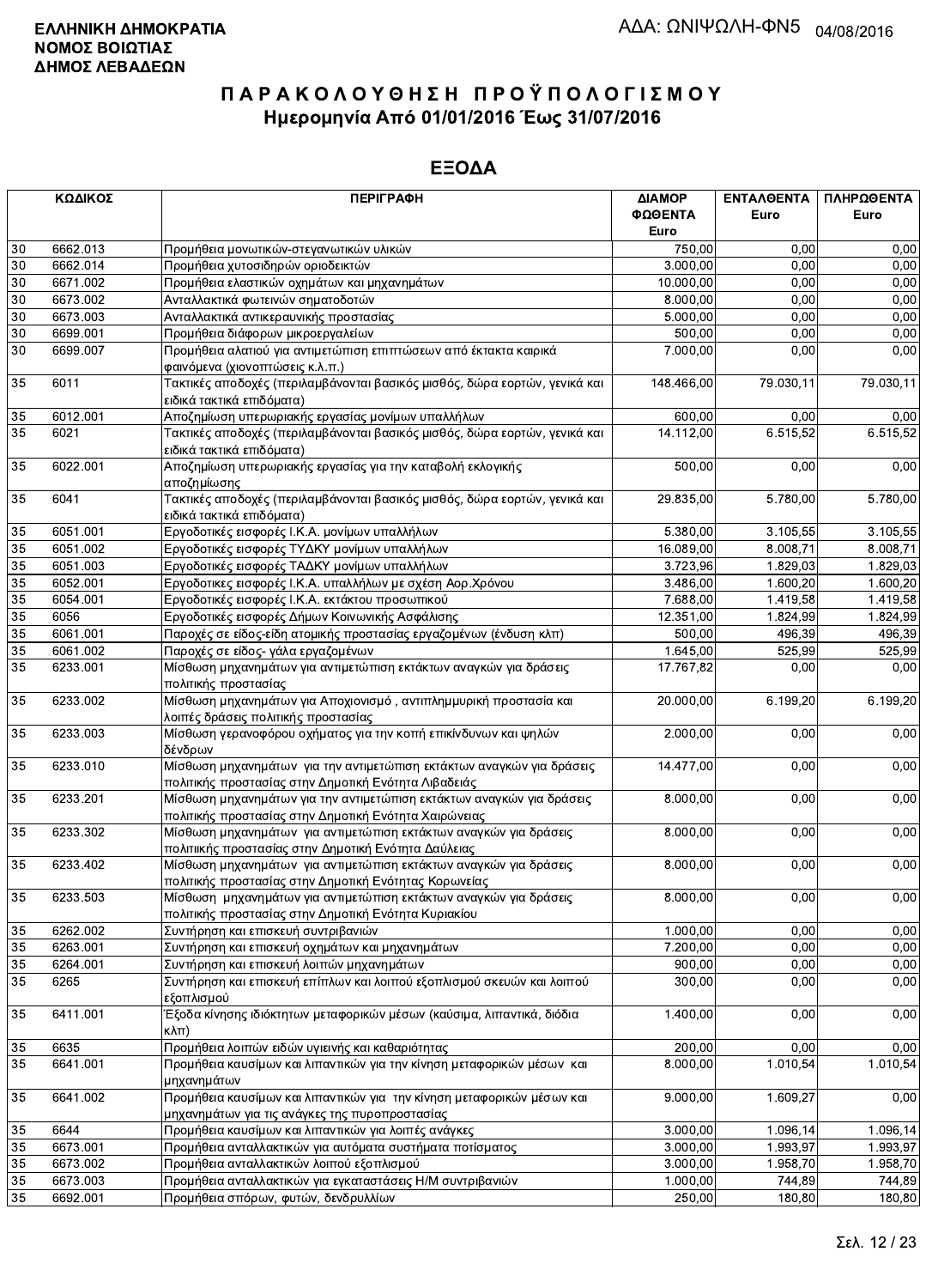**ΕΛΛΗΝΙΚΗ ΔΗΜΟΚΡΑΤΙΑ**
**ΝΟΜΟΣ ΒΟΙΩΤΙΑΣ**
**ΔΗΜΟΣ ΛΕΒΑΔΕΩΝ**

ΑΔΑ: ΩΝΙΨΩΛΗ-ΦΝ5 04/08/2016

# ΠΑΡΑΚΟΛΟΥΘΗΣΗ ΠΡΟΫΠΟΛΟΓΙΣΜΟΥ
## Ημερομηνία Από 01/01/2016 Έως 31/07/2016

## ΕΞΟΔΑ

| ΚΩΔΙΚΟΣ | | ΠΕΡΙΓΡΑΦΗ | ΔΙΑΜΟΡΦΩΘΕΝΤΑ Euro | ΕΝΤΑΛΘΕΝΤΑ Euro | ΠΛΗΡΩΘΕΝΤΑ Euro |
|---|---|---|---|---|---|
| 30 | 6662.013 | Προμήθεια μονωτικών-στεγανωτικών υλικών | 750,00 | 0,00 | 0,00 |
| 30 | 6662.014 | Προμήθεια χυτοσιδηρών οριοδεικτών | 3.000,00 | 0,00 | 0,00 |
| 30 | 6671.002 | Προμήθεια ελαστικών οχημάτων και μηχανημάτων | 10.000,00 | 0,00 | 0,00 |
| 30 | 6673.002 | Ανταλλακτικά φωτεινών σηματοδοτών | 8.000,00 | 0,00 | 0,00 |
| 30 | 6673.003 | Ανταλλακτικά αντικεραυνικής προστασίας | 5.000,00 | 0,00 | 0,00 |
| 30 | 6699.001 | Προμήθεια διάφορων μικροεργαλείων | 500,00 | 0,00 | 0,00 |
| 30 | 6699.007 | Προμήθεια αλατιού για αντιμετώπιση επιπτώσεων από έκτακτα καιρικά φαινόμενα (χιονοπτώσεις κ.λ.π.) | 7.000,00 | 0,00 | 0,00 |
| 35 | 6011 | Τακτικές αποδοχές (περιλαμβάνονται βασικός μισθός, δώρα εορτών, γενικά και ειδικά τακτικά επιδόματα) | 148.466,00 | 79.030,11 | 79.030,11 |
| 35 | 6012.001 | Αποζημίωση υπερωριακής εργασίας μονίμων υπαλλήλων | 600,00 | 0,00 | 0,00 |
| 35 | 6021 | Τακτικές αποδοχές (περιλαμβάνονται βασικός μισθός, δώρα εορτών, γενικά και ειδικά τακτικά επιδόματα) | 14.112,00 | 6.515,52 | 6.515,52 |
| 35 | 6022.001 | Αποζημίωση υπερωριακής εργασίας για την καταβολή εκλογικής αποζημίωσης | 500,00 | 0,00 | 0,00 |
| 35 | 6041 | Τακτικές αποδοχές (περιλαμβάνονται βασικός μισθός, δώρα εορτών, γενικά και ειδικά τακτικά επιδόματα) | 29.835,00 | 5.780,00 | 5.780,00 |
| 35 | 6051.001 | Εργοδοτικές εισφορές Ι.Κ.Α. μονίμων υπαλλήλων | 5.380,00 | 3.105,55 | 3.105,55 |
| 35 | 6051.002 | Εργοδοτικές εισφορές ΤΥΔΚΥ μονίμων υπαλλήλων | 16.089,00 | 8.008,71 | 8.008,71 |
| 35 | 6051.003 | Εργοδοτικές εισφορές ΤΑΔΚΥ μονίμων υπαλλήλων | 3.723,96 | 1.829,03 | 1.829,03 |
| 35 | 6052.001 | Εργοδοτικές εισφορές Ι.Κ.Α. υπαλλήλων με σχέση Αορ.Χρόνου | 3.486,00 | 1.600,20 | 1.600,20 |
| 35 | 6054.001 | Εργοδοτικές εισφορές Ι.Κ.Α. εκτάκτου προσωπικού | 7.688,00 | 1.419,58 | 1.419,58 |
| 35 | 6056 | Εργοδοτικές εισφορές Δήμων Κοινωνικής Ασφάλισης | 12.351,00 | 1.824,99 | 1.824,99 |
| 35 | 6061.001 | Παροχές σε είδος-είδη ατομικής προστασίας εργαζομένων (ένδυση κλπ) | 500,00 | 496,39 | 496,39 |
| 35 | 6061.002 | Παροχές σε είδος- γάλα εργαζομένων | 1.645,00 | 525,99 | 525,99 |
| 35 | 6233.001 | Μίσθωση μηχανημάτων για αντιμετώπιση εκτάκτων αναγκών για δράσεις πολιτικής προστασίας | 17.767,82 | 0,00 | 0,00 |
| 35 | 6233.002 | Μίσθωση μηχανημάτων για Αποχιονισμό , αντιπλημμυρική προστασία και λοιπές δράσεις πολιτικής προστασίας | 20.000,00 | 6.199,20 | 6.199,20 |
| 35 | 6233.003 | Μίσθωση γερανοφόρου οχήματος για την κοπή επικίνδυνων και ψηλών δένδρων | 2.000,00 | 0,00 | 0,00 |
| 35 | 6233.010 | Μίσθωση μηχανημάτων για την αντιμετώπιση εκτάκτων αναγκών για δράσεις πολιτικής προστασίας στην Δημοτική Ενότητα Λιβαδειάς | 14.477,00 | 0,00 | 0,00 |
| 35 | 6233.201 | Μίσθωση μηχανημάτων για την αντιμετώπιση εκτάκτων αναγκών για δράσεις πολιτικής προστασίας στην Δημοτική Ενότητα Χαιρώνειας | 8.000,00 | 0,00 | 0,00 |
| 35 | 6233.302 | Μίσθωση μηχανημάτων για αντιμετώπιση εκτάκτων αναγκών για δράσεις πολιτιικής προστασίας στην Δημοτική Ενότητα Δαύλειας | 8.000,00 | 0,00 | 0,00 |
| 35 | 6233.402 | Μίσθωση μηχανημάτων για αντιμετώπιση εκτάκτων αναγκών για δράσεις πολιτικής προστασίας στην Δημοτική Ενότητας Κορωνείας | 8.000,00 | 0,00 | 0,00 |
| 35 | 6233.503 | Μίσθωση μηχανημάτων για αντιμετώπιση εκτάκτων αναγκών για δράσεις πολιτικής προστασίας στην Δημοτική Ενότητα Κυριακίου | 8.000,00 | 0,00 | 0,00 |
| 35 | 6262.002 | Συντήρηση και επισκευή συντριβανιών | 1.000,00 | 0,00 | 0,00 |
| 35 | 6263.001 | Συντήρηση και επισκευή οχημάτων και μηχανημάτων | 7.200,00 | 0,00 | 0,00 |
| 35 | 6264.001 | Συντήρηση και επισκευή λοιπών μηχανημάτων | 900,00 | 0,00 | 0,00 |
| 35 | 6265 | Συντήρηση και επισκευή επίπλων και λοιπού εξοπλισμού σκευών και λοιπού εξοπλισμού | 300,00 | 0,00 | 0,00 |
| 35 | 6411.001 | Έξοδα κίνησης ιδιόκτητων μεταφορικών μέσων (καύσιμα, λιπαντικά, διόδια κλπ) | 1.400,00 | 0,00 | 0,00 |
| 35 | 6635 | Προμήθεια λοιπών ειδών υγιεινής και καθαριότητας | 200,00 | 0,00 | 0,00 |
| 35 | 6641.001 | Προμήθεια καυσίμων και λιπαντικών για την κίνηση μεταφορικών μέσων και μηχανημάτων | 8.000,00 | 1.010,54 | 1.010,54 |
| 35 | 6641.002 | Προμήθεια καυσίμων και λιπαντικών για την κίνηση μεταφορικών μέσων και μηχανημάτων για τις ανάγκες της πυροπροστασίας | 9.000,00 | 1.609,27 | 0,00 |
| 35 | 6644 | Προμήθεια καυσίμων και λιπαντικών για λοιπές ανάγκες | 3.000,00 | 1.096,14 | 1.096,14 |
| 35 | 6673.001 | Προμήθεια ανταλλακτικών για αυτόματα συστήματα ποτίσματος | 3.000,00 | 1.993,97 | 1.993,97 |
| 35 | 6673.002 | Προμήθεια ανταλλακτικών λοιπού εξοπλισμού | 3.000,00 | 1.958,70 | 1.958,70 |
| 35 | 6673.003 | Προμήθεια ανταλλακτικών για εγκαταστάσεις Η/Μ συντριβανιών | 1.000,00 | 744,89 | 744,89 |
| 35 | 6692.001 | Προμήθεια σπόρων, φυτών, δενδρυλλίων | 250,00 | 180,80 | 180,80 |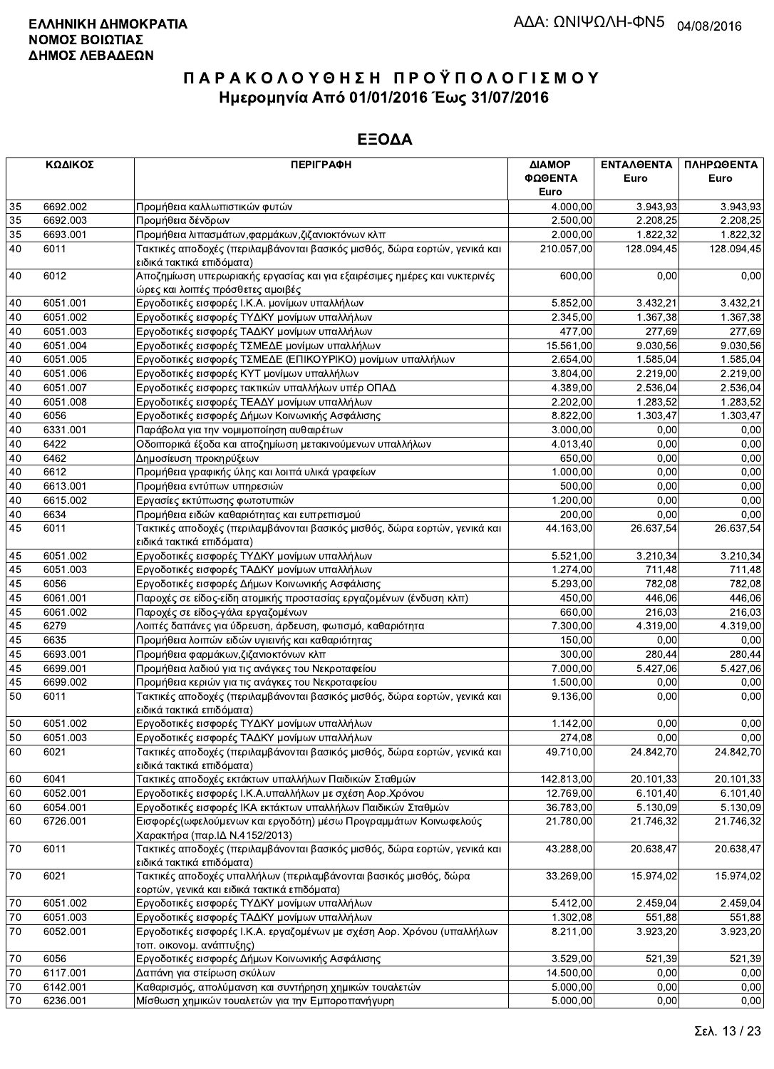**ΕΛΛΗΝΙΚΗ ΔΗΜΟΚΡΑΤΙΑ**
**ΝΟΜΟΣ ΒΟΙΩΤΙΑΣ**
**ΔΗΜΟΣ ΛΕΒΑΔΕΩΝ**

ΑΔΑ: ΩΝΙΨΩΛΗ-ΦΝ5 04/08/2016

# ΠΑΡΑΚΟΛΟΥΘΗΣΗ ΠΡΟΫΠΟΛΟΓΙΣΜΟΥ
## Ημερομηνία Από 01/01/2016 Έως 31/07/2016

## ΕΞΟΔΑ

| ΚΩΔΙΚΟΣ | | ΠΕΡΙΓΡΑΦΗ | ΔΙΑΜΟΡ ΦΩΘΕΝΤΑ Euro | ΕΝΤΑΛΘΕΝΤΑ Euro | ΠΛΗΡΩΘΕΝΤΑ Euro |
|---|---|---|---|---|---|
| 35 | 6692.002 | Προμήθεια καλλωπιστικών φυτών | 4.000,00 | 3.943,93 | 3.943,93 |
| 35 | 6692.003 | Προμήθεια δένδρων | 2.500,00 | 2.208,25 | 2.208,25 |
| 35 | 6693.001 | Προμήθεια λιπασμάτων,φαρμάκων,ζιζανιοκτόνων κλπ | 2.000,00 | 1.822,32 | 1.822,32 |
| 40 | 6011 | Τακτικές αποδοχές (περιλαμβάνονται βασικός μισθός, δώρα εορτών, γενικά και ειδικά τακτικά επιδόματα) | 210.057,00 | 128.094,45 | 128.094,45 |
| 40 | 6012 | Αποζημίωση υπερωριακής εργασίας και για εξαιρέσιμες ημέρες και νυκτερινές ώρες και λοιπές πρόσθετες αμοιβές | 600,00 | 0,00 | 0,00 |
| 40 | 6051.001 | Εργοδοτικές εισφορές Ι.Κ.Α. μονίμων υπαλλήλων | 5.852,00 | 3.432,21 | 3.432,21 |
| 40 | 6051.002 | Εργοδοτικές εισφορές ΤΥΔΚΥ μονίμων υπαλλήλων | 2.345,00 | 1.367,38 | 1.367,38 |
| 40 | 6051.003 | Εργοδοτικές εισφορές ΤΑΔΚΥ μονίμων υπαλλήλων | 477,00 | 277,69 | 277,69 |
| 40 | 6051.004 | Εργοδοτικές εισφορές ΤΣΜΕΔΕ μονίμων υπαλλήλων | 15.561,00 | 9.030,56 | 9.030,56 |
| 40 | 6051.005 | Εργοδοτικές εισφορές ΤΣΜΕΔΕ (ΕΠΙΚΟΥΡΙΚΟ) μονίμων υπαλλήλων | 2.654,00 | 1.585,04 | 1.585,04 |
| 40 | 6051.006 | Εργοδοτικές εισφορές ΚΥΤ μονίμων υπαλλήλων | 3.804,00 | 2.219,00 | 2.219,00 |
| 40 | 6051.007 | Εργοδοτικές εισφορες τακτικών υπαλλήλων υπέρ ΟΠΑΔ | 4.389,00 | 2.536,04 | 2.536,04 |
| 40 | 6051.008 | Εργοδοτικές εισφορές ΤΕΑΔΥ μονίμων υπαλλήλων | 2.202,00 | 1.283,52 | 1.283,52 |
| 40 | 6056 | Εργοδοτικές εισφορές Δήμων Κοινωνικής Ασφάλισης | 8.822,00 | 1.303,47 | 1.303,47 |
| 40 | 6331.001 | Παράβολα για την νομιμοποίηση αυθαιρέτων | 3.000,00 | 0,00 | 0,00 |
| 40 | 6422 | Οδοιπορικά έξοδα και αποζημίωση μετακινούμενων υπαλλήλων | 4.013,40 | 0,00 | 0,00 |
| 40 | 6462 | Δημοσίευση προκηρύξεων | 650,00 | 0,00 | 0,00 |
| 40 | 6612 | Προμήθεια γραφικής ύλης και λοιπά υλικά γραφείων | 1.000,00 | 0,00 | 0,00 |
| 40 | 6613.001 | Προμήθεια εντύπων υπηρεσιών | 500,00 | 0,00 | 0,00 |
| 40 | 6615.002 | Εργασίες εκτύπωσης φωτοτυπιών | 1.200,00 | 0,00 | 0,00 |
| 40 | 6634 | Προμήθεια ειδών καθαριότητας και ευπρεπισμού | 200,00 | 0,00 | 0,00 |
| 45 | 6011 | Τακτικές αποδοχές (περιλαμβάνονται βασικός μισθός, δώρα εορτών, γενικά και ειδικά τακτικά επιδόματα) | 44.163,00 | 26.637,54 | 26.637,54 |
| 45 | 6051.002 | Εργοδοτικές εισφορές ΤΥΔΚΥ μονίμων υπαλλήλων | 5.521,00 | 3.210,34 | 3.210,34 |
| 45 | 6051.003 | Εργοδοτικές εισφορές ΤΑΔΚΥ μονίμων υπαλλήλων | 1.274,00 | 711,48 | 711,48 |
| 45 | 6056 | Εργοδοτικές εισφορές Δήμων Κοινωνικής Ασφάλισης | 5.293,00 | 782,08 | 782,08 |
| 45 | 6061.001 | Παροχές σε είδος-είδη ατομικής προστασίας εργαζομένων (ένδυση κλπ) | 450,00 | 446,06 | 446,06 |
| 45 | 6061.002 | Παροχές σε είδος-γάλα εργαζομένων | 660,00 | 216,03 | 216,03 |
| 45 | 6279 | Λοιπές δαπάνες για ύδρευση, άρδευση, φωτισμό, καθαριότητα | 7.300,00 | 4.319,00 | 4.319,00 |
| 45 | 6635 | Προμήθεια λοιπών ειδών υγιεινής και καθαριότητας | 150,00 | 0,00 | 0,00 |
| 45 | 6693.001 | Προμήθεια φαρμάκων,ζιζανιοκτόνων κλπ | 300,00 | 280,44 | 280,44 |
| 45 | 6699.001 | Προμήθεια λαδιού για τις ανάγκες του Νεκροταφείου | 7.000,00 | 5.427,06 | 5.427,06 |
| 45 | 6699.002 | Προμήθεια κεριών για τις ανάγκες του Νεκροταφείου | 1.500,00 | 0,00 | 0,00 |
| 50 | 6011 | Τακτικές αποδοχές (περιλαμβάνονται βασικός μισθός, δώρα εορτών, γενικά και ειδικά τακτικά επιδόματα) | 9.136,00 | 0,00 | 0,00 |
| 50 | 6051.002 | Εργοδοτικές εισφορές ΤΥΔΚΥ μονίμων υπαλλήλων | 1.142,00 | 0,00 | 0,00 |
| 50 | 6051.003 | Εργοδοτικές εισφορές ΤΑΔΚΥ μονίμων υπαλλήλων | 274,08 | 0,00 | 0,00 |
| 60 | 6021 | Τακτικές αποδοχές (περιλαμβάνονται βασικός μισθός, δώρα εορτών, γενικά και ειδικά τακτικά επιδόματα) | 49.710,00 | 24.842,70 | 24.842,70 |
| 60 | 6041 | Τακτικές αποδοχές εκτάκτων υπαλλήλων Παιδικών Σταθμών | 142.813,00 | 20.101,33 | 20.101,33 |
| 60 | 6052.001 | Εργοδοτικές εισφορές Ι.Κ.Α.υπαλλήλων με σχέση Αορ.Χρόνου | 12.769,00 | 6.101,40 | 6.101,40 |
| 60 | 6054.001 | Εργοδοτικές εισφορές ΙΚΑ εκτάκτων υπαλλήλων Παιδικών Σταθμών | 36.783,00 | 5.130,09 | 5.130,09 |
| 60 | 6726.001 | Εισφορές(ωφελούμενων και εργοδότη) μέσω Προγραμμάτων Κοινωφελούς Χαρακτήρα (παρ.ΙΔ Ν.4152/2013) | 21.780,00 | 21.746,32 | 21.746,32 |
| 70 | 6011 | Τακτικές αποδοχές (περιλαμβάνονται βασικός μισθός, δώρα εορτών, γενικά και ειδικά τακτικά επιδόματα) | 43.288,00 | 20.638,47 | 20.638,47 |
| 70 | 6021 | Τακτικές αποδοχές υπαλλήλων (περιλαμβάνονται βασικός μισθός, δώρα εορτών, γενικά και ειδικά τακτικά επιδόματα) | 33.269,00 | 15.974,02 | 15.974,02 |
| 70 | 6051.002 | Εργοδοτικές εισφορές ΤΥΔΚΥ μονίμων υπαλλήλων | 5.412,00 | 2.459,04 | 2.459,04 |
| 70 | 6051.003 | Εργοδοτικές εισφορές ΤΑΔΚΥ μονίμων υπαλλήλων | 1.302,08 | 551,88 | 551,88 |
| 70 | 6052.001 | Εργοδοτικές εισφορές Ι.Κ.Α. εργαζομένων με σχέση Αορ. Χρόνου (υπαλλήλων τοπ. οικονομ. ανάπτυξης) | 8.211,00 | 3.923,20 | 3.923,20 |
| 70 | 6056 | Εργοδοτικές εισφορές Δήμων Κοινωνικής Ασφάλισης | 3.529,00 | 521,39 | 521,39 |
| 70 | 6117.001 | Δαπάνη για στείρωση σκύλων | 14.500,00 | 0,00 | 0,00 |
| 70 | 6142.001 | Καθαρισμός, απολύμανση και συντήρηση χημικών τουαλετών | 5.000,00 | 0,00 | 0,00 |
| 70 | 6236.001 | Μίσθωση χημικών τουαλετών για την Εμποροπανήγυρη | 5.000,00 | 0,00 | 0,00 |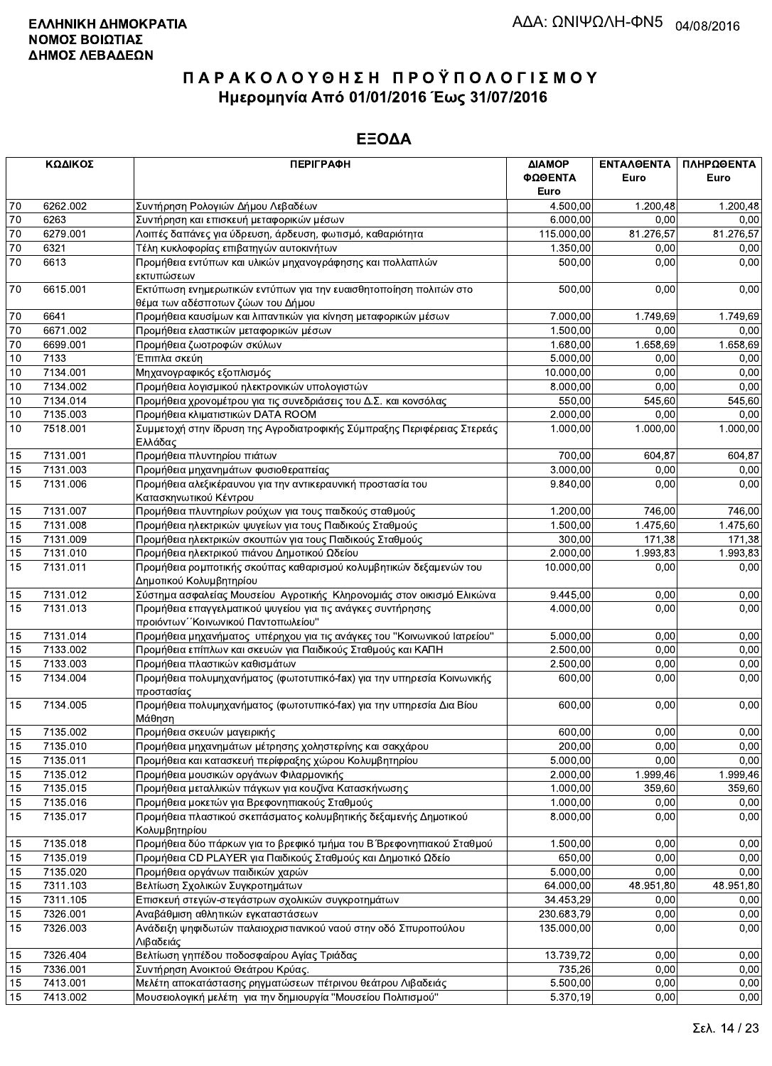**ΕΛΛΗΝΙΚΗ ΔΗΜΟΚΡΑΤΙΑ**
**ΝΟΜΟΣ ΒΟΙΩΤΙΑΣ**
**ΔΗΜΟΣ ΛΕΒΑΔΕΩΝ**

ΑΔΑ: ΩΝΙΨΩΛΗ-ΦΝ5 04/08/2016

# ΠΑΡΑΚΟΛΟΥΘΗΣΗ ΠΡΟΫΠΟΛΟΓΙΣΜΟΥ
## Ημερομηνία Από 01/01/2016 Έως 31/07/2016

## ΕΞΟΔΑ

| ΚΩΔΙΚΟΣ | | ΠΕΡΙΓΡΑΦΗ | ΔΙΑΜΟΡ ΦΩΘΕΝΤΑ Euro | ΕΝΤΑΛΘΕΝΤΑ Euro | ΠΛΗΡΩΘΕΝΤΑ Euro |
|---|---|---|---|---|---|
| 70 | 6262.002 | Συντήρηση Ρολογιών Δήμου Λεβαδέων | 4.500,00 | 1.200,48 | 1.200,48 |
| 70 | 6263 | Συντήρηση και επισκευή μεταφορικών μέσων | 6.000,00 | 0,00 | 0,00 |
| 70 | 6279.001 | Λοιπές δαπάνες για ύδρευση, άρδευση, φωτισμό, καθαριότητα | 115.000,00 | 81.276,57 | 81.276,57 |
| 70 | 6321 | Τέλη κυκλοφορίας επιβατηγών αυτοκινήτων | 1.350,00 | 0,00 | 0,00 |
| 70 | 6613 | Προμήθεια εντύπων και υλικών μηχανογράφησης και πολλαπλών εκτυπώσεων | 500,00 | 0,00 | 0,00 |
| 70 | 6615.001 | Εκτύπωση ενημερωτικών εντύπων για την ευαισθητοποίηση πολιτών στο θέμα των αδέσποτων ζώων του Δήμου | 500,00 | 0,00 | 0,00 |
| 70 | 6641 | Προμήθεια καυσίμων και λιπαντικών για κίνηση μεταφορικών μέσων | 7.000,00 | 1.749,69 | 1.749,69 |
| 70 | 6671.002 | Προμήθεια ελαστικών μεταφορικών μέσων | 1.500,00 | 0,00 | 0,00 |
| 70 | 6699.001 | Προμήθεια ζωοτροφών σκύλων | 1.680,00 | 1.658,69 | 1.658,69 |
| 10 | 7133 | Έπιπλα σκεύη | 5.000,00 | 0,00 | 0,00 |
| 10 | 7134.001 | Μηχανογραφικός εξοπλισμός | 10.000,00 | 0,00 | 0,00 |
| 10 | 7134.002 | Προμήθεια λογισμικού ηλεκτρονικών υπολογιστών | 8.000,00 | 0,00 | 0,00 |
| 10 | 7134.014 | Προμήθεια χρονομέτρου για τις συνεδριάσεις του Δ.Σ. και κονσόλας | 550,00 | 545,60 | 545,60 |
| 10 | 7135.003 | Προμήθεια κλιματιστικών DATA ROOM | 2.000,00 | 0,00 | 0,00 |
| 10 | 7518.001 | Συμμετοχή στην ίδρυση της Αγροδιατροφικής Σύμπραξης Περιφέρειας Στερεάς Ελλάδας | 1.000,00 | 1.000,00 | 1.000,00 |
| 15 | 7131.001 | Προμήθεια πλυντηρίου πιάτων | 700,00 | 604,87 | 604,87 |
| 15 | 7131.003 | Προμήθεια μηχανημάτων φυσιοθεραπείας | 3.000,00 | 0,00 | 0,00 |
| 15 | 7131.006 | Προμήθεια αλεξικέραυνου για την αντικεραυνική προστασία του Κατασκηνωτικού Κέντρου | 9.840,00 | 0,00 | 0,00 |
| 15 | 7131.007 | Προμήθεια πλυντηρίων ρούχων για τους παιδικούς σταθμούς | 1.200,00 | 746,00 | 746,00 |
| 15 | 7131.008 | Προμήθεια ηλεκτρικών ψυγείων για τους Παιδικούς Σταθμούς | 1.500,00 | 1.475,60 | 1.475,60 |
| 15 | 7131.009 | Προμήθεια ηλεκτρικών σκουπών για τους Παιδικούς Σταθμούς | 300,00 | 171,38 | 171,38 |
| 15 | 7131.010 | Προμήθεια ηλεκτρικού πιάνου Δημοτικού Ωδείου | 2.000,00 | 1.993,83 | 1.993,83 |
| 15 | 7131.011 | Προμήθεια ρομποτικής σκούπας καθαρισμού κολυμβητικών δεξαμενών του Δημοτικού Κολυμβητηρίου | 10.000,00 | 0,00 | 0,00 |
| 15 | 7131.012 | Σύστημα ασφαλείας Μουσείου Αγροτικής Κληρονομιάς στον οικισμό Ελικώνα | 9.445,00 | 0,00 | 0,00 |
| 15 | 7131.013 | Προμήθεια επαγγελματικού ψυγείου για τις ανάγκες συντήρησης προιόντων΄΄Κοινωνικού Παντοπωλείου" | 4.000,00 | 0,00 | 0,00 |
| 15 | 7131.014 | Προμήθεια μηχανήματος υπέρηχου για τις ανάγκες του "Κοινωνικού Ιατρείου" | 5.000,00 | 0,00 | 0,00 |
| 15 | 7133.002 | Προμήθεια επίπλων και σκευών για Παιδικούς Σταθμούς και ΚΑΠΗ | 2.500,00 | 0,00 | 0,00 |
| 15 | 7133.003 | Προμήθεια πλαστικών καθισμάτων | 2.500,00 | 0,00 | 0,00 |
| 15 | 7134.004 | Προμήθεια πολυμηχανήματος (φωτοτυπικό-fax) για την υπηρεσία Κοινωνικής προστασίας | 600,00 | 0,00 | 0,00 |
| 15 | 7134.005 | Προμήθεια πολυμηχανήματος (φωτοτυπικό-fax) για την υπηρεσία Δια Βίου Μάθηση | 600,00 | 0,00 | 0,00 |
| 15 | 7135.002 | Προμήθεια σκευών μαγειρικής | 600,00 | 0,00 | 0,00 |
| 15 | 7135.010 | Προμήθεια μηχανημάτων μέτρησης χοληστερίνης και σακχάρου | 200,00 | 0,00 | 0,00 |
| 15 | 7135.011 | Προμήθεια και κατασκευή περίφραξης χώρου Κολυμβητηρίου | 5.000,00 | 0,00 | 0,00 |
| 15 | 7135.012 | Προμήθεια μουσικών οργάνων Φιλαρμονικής | 2.000,00 | 1.999,46 | 1.999,46 |
| 15 | 7135.015 | Προμήθεια μεταλλικών πάγκων για κουζίνα Κατασκήνωσης | 1.000,00 | 359,60 | 359,60 |
| 15 | 7135.016 | Προμήθεια μοκετών για Βρεφονηπιακούς Σταθμούς | 1.000,00 | 0,00 | 0,00 |
| 15 | 7135.017 | Προμήθεια πλαστικού σκεπάσματος κολυμβητικής δεξαμενής Δημοτικού Κολυμβητηρίου | 8.000,00 | 0,00 | 0,00 |
| 15 | 7135.018 | Προμήθεια δύο πάρκων για το βρεφικό τμήμα του Β΄Βρεφονηπιακού Σταθμού | 1.500,00 | 0,00 | 0,00 |
| 15 | 7135.019 | Προμήθεια CD PLAYER για Παιδικούς Σταθμούς και Δημοτικό Ωδείο | 650,00 | 0,00 | 0,00 |
| 15 | 7135.020 | Προμήθεια οργάνων παιδικών χαρών | 5.000,00 | 0,00 | 0,00 |
| 15 | 7311.103 | Βελτίωση Σχολικών Συγκροτημάτων | 64.000,00 | 48.951,80 | 48.951,80 |
| 15 | 7311.105 | Επισκευή στεγών-στεγάστρων σχολικών συγκροτημάτων | 34.453,29 | 0,00 | 0,00 |
| 15 | 7326.001 | Αναβάθμιση αθλητικών εγκαταστάσεων | 230.683,79 | 0,00 | 0,00 |
| 15 | 7326.003 | Ανάδειξη ψηφιδωτών παλαιοχριστιανικού ναού στην οδό Σπυροπούλου Λιβαδειάς | 135.000,00 | 0,00 | 0,00 |
| 15 | 7326.404 | Βελτίωση γηπέδου ποδοσφαίρου Αγίας Τριάδας | 13.739,72 | 0,00 | 0,00 |
| 15 | 7336.001 | Συντήρηση Ανοικτού Θεάτρου Κρύας. | 735,26 | 0,00 | 0,00 |
| 15 | 7413.001 | Μελέτη αποκατάστασης ρηγματώσεων πέτρινου θεάτρου Λιβαδειάς | 5.500,00 | 0,00 | 0,00 |
| 15 | 7413.002 | Μουσειολογική μελέτη για την δημιουργία "Μουσείου Πολιτισμού" | 5.370,19 | 0,00 | 0,00 |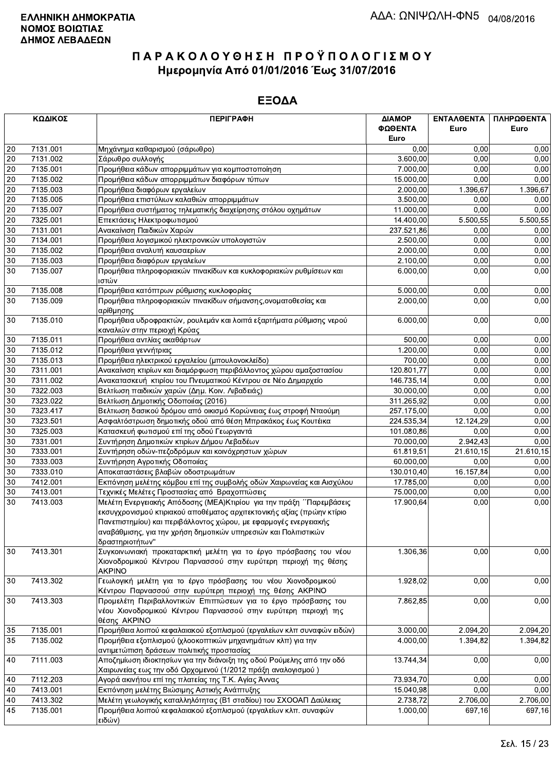**ΕΛΛΗΝΙΚΗ ΔΗΜΟΚΡΑΤΙΑ**
**ΝΟΜΟΣ ΒΟΙΩΤΙΑΣ**
**ΔΗΜΟΣ ΛΕΒΑΔΕΩΝ**

ΑΔΑ: ΩΝΙΨΩΛΗ-ΦΝ5 04/08/2016

# ΠΑΡΑΚΟΛΟΥΘΗΣΗ ΠΡΟΫΠΟΛΟΓΙΣΜΟΥ

## Ημερομηνία Από 01/01/2016 Έως 31/07/2016

## ΕΞΟΔΑ

| ΚΩΔΙΚΟΣ | | ΠΕΡΙΓΡΑΦΗ | ΔΙΑΜΟΡ ΦΩΘΕΝΤΑ Euro | ΕΝΤΑΛΘΕΝΤΑ Euro | ΠΛΗΡΩΘΕΝΤΑ Euro |
|---|---|---|---|---|---|
| 20 | 7131.001 | Μηχάνημα καθαρισμού (σάρωθρο) | 0,00 | 0,00 | 0,00 |
| 20 | 7131.002 | Σάρωθρο συλλογής | 3.600,00 | 0,00 | 0,00 |
| 20 | 7135.001 | Προμήθεια κάδων απορριμμάτων για κομποστοποίηση | 7.000,00 | 0,00 | 0,00 |
| 20 | 7135.002 | Προμήθεια κάδων απορριμμάτων διαφόρων τύπων | 15.000,00 | 0,00 | 0,00 |
| 20 | 7135.003 | Προμήθεια διαφόρων εργαλείων | 2.000,00 | 1.396,67 | 1.396,67 |
| 20 | 7135.005 | Προμήθεια επιστύλιων καλαθιών απορριμμάτων | 3.500,00 | 0,00 | 0,00 |
| 20 | 7135.007 | Προμήθεια συστήματος τηλεματικής διαχείρησης στόλου οχημάτων | 11.000,00 | 0,00 | 0,00 |
| 20 | 7325.001 | Επεκτάσεις Ηλεκτροφωτισμού | 14.400,00 | 5.500,55 | 5.500,55 |
| 30 | 7131.001 | Ανακαίνιση Παιδικών Χαρών | 237.521,86 | 0,00 | 0,00 |
| 30 | 7134.001 | Προμήθεια λογισμικού ηλεκτρονικών υπολογιστών | 2.500,00 | 0,00 | 0,00 |
| 30 | 7135.002 | Προμήθεια αναλυτή καυσαερίων | 2.000,00 | 0,00 | 0,00 |
| 30 | 7135.003 | Προμήθεια διαφόρων εργαλείων | 2.100,00 | 0,00 | 0,00 |
| 30 | 7135.007 | Προμήθεια πληροφοριακών πινακίδων και κυκλοφοριακών ρυθμίσεων και ιστών | 6.000,00 | 0,00 | 0,00 |
| 30 | 7135.008 | Προμήθεια κατόπτρων ρύθμισης κυκλοφορίας | 5.000,00 | 0,00 | 0,00 |
| 30 | 7135.009 | Προμήθεια πληροφοριακών πινακίδων σήμανσης,ονοματοθεσίας και αρίθμησης | 2.000,00 | 0,00 | 0,00 |
| 30 | 7135.010 | Προμήθεια υδροφρακτών, ρουλεμάν και λοιπά εξαρτήματα ρύθμισης νερού καναλιών στην περιοχή Κρύας | 6.000,00 | 0,00 | 0,00 |
| 30 | 7135.011 | Προμήθεια αντλίας ακαθάρτων | 500,00 | 0,00 | 0,00 |
| 30 | 7135.012 | Προμήθεια γεννήτριας | 1.200,00 | 0,00 | 0,00 |
| 30 | 7135.013 | Προμήθεια ηλεκτρικού εργαλείου (μπουλονοκλείδο) | 700,00 | 0,00 | 0,00 |
| 30 | 7311.001 | Ανακαίνιση κτιρίων και διαμόρφωση περιβάλλοντος χώρου αμαξοστασίου | 120.801,77 | 0,00 | 0,00 |
| 30 | 7311.002 | Ανακατασκευή κτιρίου του Πνευματικού Κέντρου σε Νέο Δημαρχείο | 146.735,14 | 0,00 | 0,00 |
| 30 | 7322.003 | Βελτίωση παιδικών χαρών (Δημ. Κοιν. Λιβαδειάς) | 30.000,00 | 0,00 | 0,00 |
| 30 | 7323.022 | Βελτίωση Δημοτικής Οδοποιίας (2016) | 311.265,92 | 0,00 | 0,00 |
| 30 | 7323.417 | Βελτιωση δασικού δρόμου από οικισμό Κορώνειας έως στροφή Νταούμη | 257.175,00 | 0,00 | 0,00 |
| 30 | 7323.501 | Ασφαλτόστρωση δημοτικής οδού από θέση Μπρακάκος έως Κουτέικα | 224.535,34 | 12.124,29 | 0,00 |
| 30 | 7325.003 | Κατασκευή φωτισμού επί της οδού Γεωργαντά | 101.080,86 | 0,00 | 0,00 |
| 30 | 7331.001 | Συντήρηση Δημοτικών κτιρίων Δήμου Λεβαδέων | 70.000,00 | 2.942,43 | 0,00 |
| 30 | 7333.001 | Συντήρηση οδών-πεζοδρόμων και κοινόχρηστων χώρων | 61.819,51 | 21.610,15 | 21.610,15 |
| 30 | 7333.003 | Συντήρηση Αγροτικής Οδοποιίας | 60.000,00 | 0,00 | 0,00 |
| 30 | 7333.010 | Αποκαταστάσεις βλαβών οδοστρωμάτων | 130.010,40 | 16.157,84 | 0,00 |
| 30 | 7412.001 | Εκπόνηση μελέτης κόμβου επί της συμβολής οδών Χαιρωνείας και Αισχύλου | 17.785,00 | 0,00 | 0,00 |
| 30 | 7413.001 | Τεχνικές Μελέτες Προστασίας από Βραχοπτώσεις | 75.000,00 | 0,00 | 0,00 |
| 30 | 7413.003 | Μελέτη Ενεργειακής Απόδοσης (ΜΕΑ)Κτιρίου για την πράξη ¨Παρεμβάσεις εκσυγχρονισμού κτιριακού αποθέματος αρχιτεκτονικής αξίας (πρώην κτίριο Πανεπιστημίου) και περιβάλλοντος χώρου, με εφαρμογές ενεργειακής αναβάθμισης, για την χρήση δημοτικών υπηρεσιών και Πολιτιστικών δραστηριοτήτων" | 17.900,64 | 0,00 | 0,00 |
| 30 | 7413.301 | Συγκοινωνιακή προκαταρκτική μελέτη για το έργο πρόσβασης του νέου Χιονοδρομικού Κέντρου Παρνασσού στην ευρύτερη περιοχή της θέσης ΑΚΡΙΝΟ | 1.306,36 | 0,00 | 0,00 |
| 30 | 7413.302 | Γεωλογική μελέτη για το έργο πρόσβασης του νέου Χιονοδρομικού Κέντρου Παρνασσού στην ευρύτερη περιοχή της θέσης ΑΚΡΙΝΟ | 1.928,02 | 0,00 | 0,00 |
| 30 | 7413.303 | Προμελέτη Περιβαλλοντικών Επιπτώσεων για το έργο πρόσβασης του νέου Χιονοδρομικού Κέντρου Παρνασσού στην ευρύτερη περιοχή της θέσης ΑΚΡΙΝΟ | 7.862,85 | 0,00 | 0,00 |
| 35 | 7135.001 | Προμήθεια λοιπού κεφαλαιακού εξοπλισμού (εργαλείων κλπ συναφών ειδών) | 3.000,00 | 2.094,20 | 2.094,20 |
| 35 | 7135.002 | Προμήθεια εξοπλισμού (χλοοκοπτικών μηχανημάτων κλπ) για την αντιμετώπιση δράσεων πολιτικής προστασίας | 4.000,00 | 1.394,82 | 1.394,82 |
| 40 | 7111.003 | Αποζημίωση ιδιοκτησίων για την διάνοιξη της οδού Ρούμελης από την οδό Χαιρωνείας εως την οδό Ορχομενού (1/2012 πράξη αναλογισμού ) | 13.744,34 | 0,00 | 0,00 |
| 40 | 7112.203 | Αγορά ακινήτου επί της πλατείας της Τ.Κ. Αγίας Άννας | 73.934,70 | 0,00 | 0,00 |
| 40 | 7413.001 | Εκπόνηση μελέτης Βιώσιμης Αστικής Ανάπτυξης | 15.040,98 | 0,00 | 0,00 |
| 40 | 7413.302 | Μελέτη γεωλογικής καταλληλότητας (Β1 σταδίου) του ΣΧΟΟΑΠ Δαύλειας | 2.738,72 | 2.706,00 | 2.706,00 |
| 45 | 7135.001 | Προμήθεια λοιπού κεφαλαιακού εξοπλισμού (εργαλείων κλπ. συναφών ειδών) | 1.000,00 | 697,16 | 697,16 |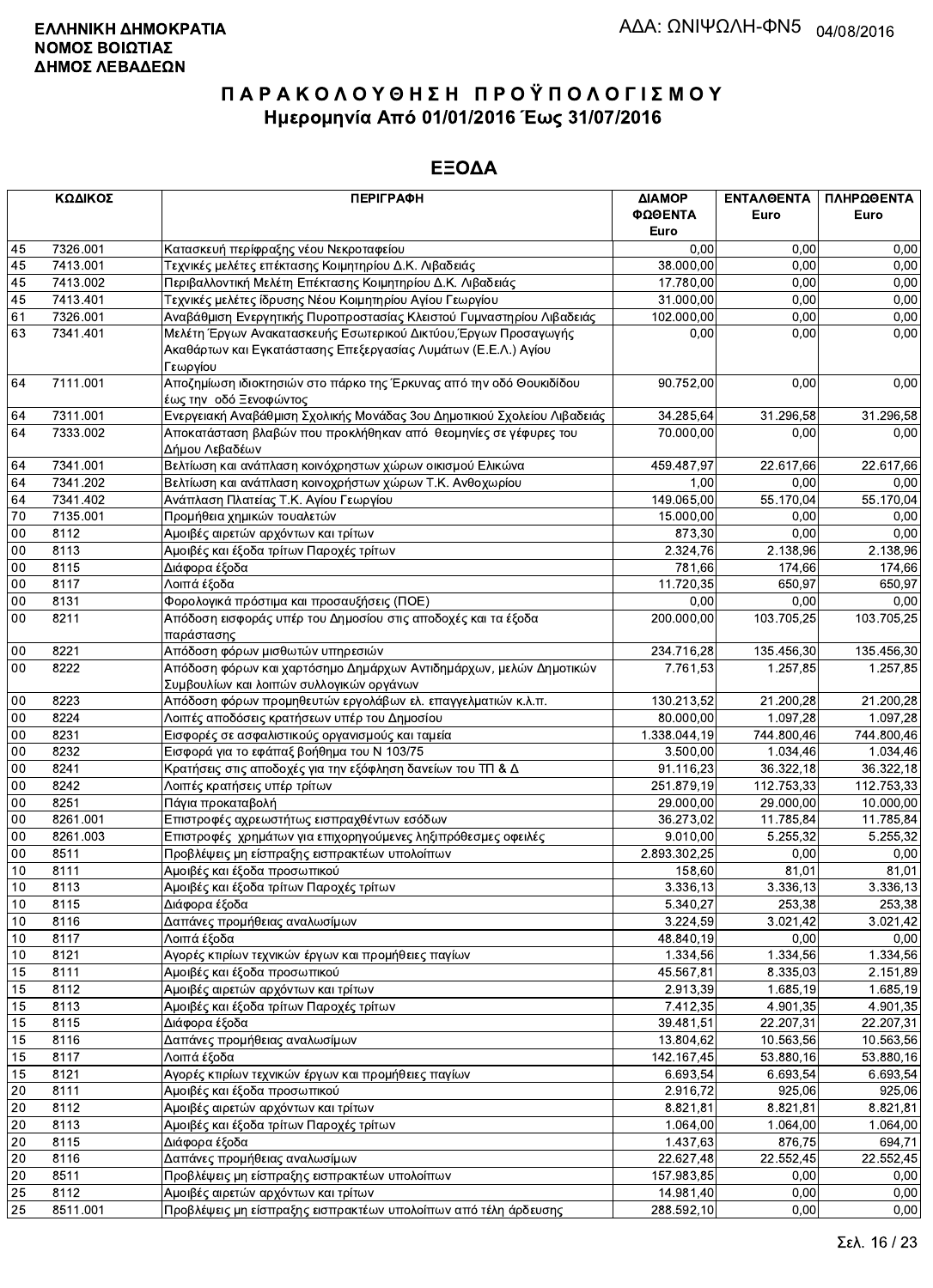**ΕΛΛΗΝΙΚΗ ΔΗΜΟΚΡΑΤΙΑ**
**ΝΟΜΟΣ ΒΟΙΩΤΙΑΣ**
**ΔΗΜΟΣ ΛΕΒΑΔΕΩΝ**

ΑΔΑ: ΩΝΙΨΩΛΗ-ΦΝ5 04/08/2016

# ΠΑΡΑΚΟΛΟΥΘΗΣΗ ΠΡΟΫΠΟΛΟΓΙΣΜΟΥ
## Ημερομηνία Από 01/01/2016 Έως 31/07/2016

## ΕΞΟΔΑ

| ΚΩΔΙΚΟΣ | | ΠΕΡΙΓΡΑΦΗ | ΔΙΑΜΟΡΦΩΘΕΝΤΑ Euro | ΕΝΤΑΛΘΕΝΤΑ Euro | ΠΛΗΡΩΘΕΝΤΑ Euro |
|---|---|---|---|---|---|
| 45 | 7326.001 | Κατασκευή περίφραξης νέου Νεκροταφείου | 0,00 | 0,00 | 0,00 |
| 45 | 7413.001 | Τεχνικές μελέτες επέκτασης Κοιμητηρίου Δ.Κ. Λιβαδειάς | 38.000,00 | 0,00 | 0,00 |
| 45 | 7413.002 | Περιβαλλοντική Μελέτη Επέκτασης Κοιμητηρίου Δ.Κ. Λιβαδειάς | 17.780,00 | 0,00 | 0,00 |
| 45 | 7413.401 | Τεχνικές μελέτες ίδρυσης Νέου Κοιμητηρίου Αγίου Γεωργίου | 31.000,00 | 0,00 | 0,00 |
| 61 | 7326.001 | Αναβάθμιση Ενεργητικής Πυροπροστασίας Κλειστού Γυμναστηρίου Λιβαδειάς | 102.000,00 | 0,00 | 0,00 |
| 63 | 7341.401 | Μελέτη Έργων Ανακατασκευής Εσωτερικού Δικτύου,Έργων Προσαγωγής Ακαθάρτων και Εγκατάστασης Επεξεργασίας Λυμάτων (Ε.Ε.Λ.) Αγίου Γεωργίου | 0,00 | 0,00 | 0,00 |
| 64 | 7111.001 | Αποζημίωση ιδιοκτησιών στο πάρκο της Έρκυνας από την οδό Θουκιδίδου έως την οδό Ξενοφώντος | 90.752,00 | 0,00 | 0,00 |
| 64 | 7311.001 | Ενεργειακή Αναβάθμιση Σχολικής Μονάδας 3ου Δημοτικιού Σχολείου Λιβαδειάς | 34.285,64 | 31.296,58 | 31.296,58 |
| 64 | 7333.002 | Αποκατάσταση βλαβών που προκλήθηκαν από θεομηνίες σε γέφυρες του Δήμου Λεβαδέων | 70.000,00 | 0,00 | 0,00 |
| 64 | 7341.001 | Βελτίωση και ανάπλαση κοινόχρηστων χώρων οικισμού Ελικώνα | 459.487,97 | 22.617,66 | 22.617,66 |
| 64 | 7341.202 | Βελτίωση και ανάπλαση κοινοχρήστων χώρων Τ.Κ. Ανθοχωρίου | 1,00 | 0,00 | 0,00 |
| 64 | 7341.402 | Ανάπλαση Πλατείας Τ.Κ. Αγίου Γεωργίου | 149.065,00 | 55.170,04 | 55.170,04 |
| 70 | 7135.001 | Προμήθεια χημικών τουαλετών | 15.000,00 | 0,00 | 0,00 |
| 00 | 8112 | Αμοιβές αιρετών αρχόντων και τρίτων | 873,30 | 0,00 | 0,00 |
| 00 | 8113 | Αμοιβές και έξοδα τρίτων Παροχές τρίτων | 2.324,76 | 2.138,96 | 2.138,96 |
| 00 | 8115 | Διάφορα έξοδα | 781,66 | 174,66 | 174,66 |
| 00 | 8117 | Λοιπά έξοδα | 11.720,35 | 650,97 | 650,97 |
| 00 | 8131 | Φορολογικά πρόστιμα και προσαυξήσεις (ΠΟΕ) | 0,00 | 0,00 | 0,00 |
| 00 | 8211 | Απόδοση εισφοράς υπέρ του Δημοσίου στις αποδοχές και τα έξοδα παράστασης | 200.000,00 | 103.705,25 | 103.705,25 |
| 00 | 8221 | Απόδοση φόρων μισθωτών υπηρεσιών | 234.716,28 | 135.456,30 | 135.456,30 |
| 00 | 8222 | Απόδοση φόρων και χαρτόσημο Δημάρχων Αντιδημάρχων, μελών Δημοτικών Συμβουλίων και λοιπών συλλογικών οργάνων | 7.761,53 | 1.257,85 | 1.257,85 |
| 00 | 8223 | Απόδοση φόρων προμηθευτών εργολάβων ελ. επαγγελματιών κ.λ.π. | 130.213,52 | 21.200,28 | 21.200,28 |
| 00 | 8224 | Λοιπές αποδόσεις κρατήσεων υπέρ του Δημοσίου | 80.000,00 | 1.097,28 | 1.097,28 |
| 00 | 8231 | Εισφορές σε ασφαλιστικούς οργανισμούς και ταμεία | 1.338.044,19 | 744.800,46 | 744.800,46 |
| 00 | 8232 | Εισφορά για το εφάπαξ βοήθημα του Ν 103/75 | 3.500,00 | 1.034,46 | 1.034,46 |
| 00 | 8241 | Κρατήσεις στις αποδοχές για την εξόφληση δανείων του ΤΠ & Δ | 91.116,23 | 36.322,18 | 36.322,18 |
| 00 | 8242 | Λοιπές κρατήσεις υπέρ τρίτων | 251.879,19 | 112.753,33 | 112.753,33 |
| 00 | 8251 | Πάγια προκαταβολή | 29.000,00 | 29.000,00 | 10.000,00 |
| 00 | 8261.001 | Επιστροφές αχρεωστήτως εισπραχθέντων εσόδων | 36.273,02 | 11.785,84 | 11.785,84 |
| 00 | 8261.003 | Επιστροφές χρημάτων για επιχορηγούμενες ληξιπρόθεσμες οφειλές | 9.010,00 | 5.255,32 | 5.255,32 |
| 00 | 8511 | Προβλέψεις μη είσπραξης εισπρακτέων υπολοίπων | 2.893.302,25 | 0,00 | 0,00 |
| 10 | 8111 | Αμοιβές και έξοδα προσωπικού | 158,60 | 81,01 | 81,01 |
| 10 | 8113 | Αμοιβές και έξοδα τρίτων Παροχές τρίτων | 3.336,13 | 3.336,13 | 3.336,13 |
| 10 | 8115 | Διάφορα έξοδα | 5.340,27 | 253,38 | 253,38 |
| 10 | 8116 | Δαπάνες προμήθειας αναλωσίμων | 3.224,59 | 3.021,42 | 3.021,42 |
| 10 | 8117 | Λοιπά έξοδα | 48.840,19 | 0,00 | 0,00 |
| 10 | 8121 | Αγορές κτιρίων τεχνικών έργων και προμήθειες παγίων | 1.334,56 | 1.334,56 | 1.334,56 |
| 15 | 8111 | Αμοιβές και έξοδα προσωπικού | 45.567,81 | 8.335,03 | 2.151,89 |
| 15 | 8112 | Αμοιβές αιρετών αρχόντων και τρίτων | 2.913,39 | 1.685,19 | 1.685,19 |
| 15 | 8113 | Αμοιβές και έξοδα τρίτων Παροχές τρίτων | 7.412,35 | 4.901,35 | 4.901,35 |
| 15 | 8115 | Διάφορα έξοδα | 39.481,51 | 22.207,31 | 22.207,31 |
| 15 | 8116 | Δαπάνες προμήθειας αναλωσίμων | 13.804,62 | 10.563,56 | 10.563,56 |
| 15 | 8117 | Λοιπά έξοδα | 142.167,45 | 53.880,16 | 53.880,16 |
| 15 | 8121 | Αγορές κτιρίων τεχνικών έργων και προμήθειες παγίων | 6.693,54 | 6.693,54 | 6.693,54 |
| 20 | 8111 | Αμοιβές και έξοδα προσωπικού | 2.916,72 | 925,06 | 925,06 |
| 20 | 8112 | Αμοιβές αιρετών αρχόντων και τρίτων | 8.821,81 | 8.821,81 | 8.821,81 |
| 20 | 8113 | Αμοιβές και έξοδα τρίτων Παροχές τρίτων | 1.064,00 | 1.064,00 | 1.064,00 |
| 20 | 8115 | Διάφορα έξοδα | 1.437,63 | 876,75 | 694,71 |
| 20 | 8116 | Δαπάνες προμήθειας αναλωσίμων | 22.627,48 | 22.552,45 | 22.552,45 |
| 20 | 8511 | Προβλέψεις μη είσπραξης εισπρακτέων υπολοίπων | 157.983,85 | 0,00 | 0,00 |
| 25 | 8112 | Αμοιβές αιρετών αρχόντων και τρίτων | 14.981,40 | 0,00 | 0,00 |
| 25 | 8511.001 | Προβλέψεις μη είσπραξης εισπρακτέων υπολοίπων από τέλη άρδευσης | 288.592,10 | 0,00 | 0,00 |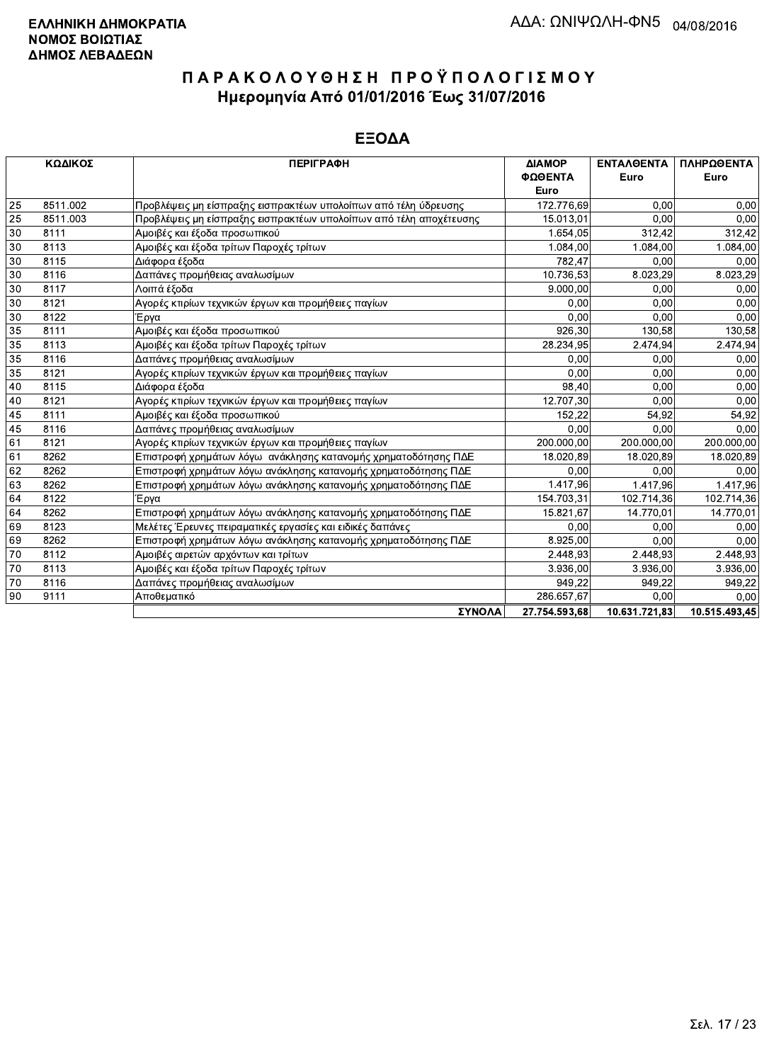**ΕΛΛΗΝΙΚΗ ΔΗΜΟΚΡΑΤΙΑ**
**ΝΟΜΟΣ ΒΟΙΩΤΙΑΣ**
**ΔΗΜΟΣ ΛΕΒΑΔΕΩΝ**

ΑΔΑ: ΩΝΙΨΩΛΗ-ΦΝ5 04/08/2016

# ΠΑΡΑΚΟΛΟΥΘΗΣΗ ΠΡΟΫΠΟΛΟΓΙΣΜΟΥ

## Ημερομηνία Από 01/01/2016 Έως 31/07/2016

## ΕΞΟΔΑ

| ΚΩΔΙΚΟΣ | | ΠΕΡΙΓΡΑΦΗ | ΔΙΑΜΟΡ ΦΩΘΕΝΤΑ Euro | ΕΝΤΑΛΘΕΝΤΑ Euro | ΠΛΗΡΩΘΕΝΤΑ Euro |
|---|---|---|---|---|---|
| 25 | 8511.002 | Προβλέψεις μη είσπραξης εισπρακτέων υπολοίπων από τέλη ύδρευσης | 172.776,69 | 0,00 | 0,00 |
| 25 | 8511.003 | Προβλέψεις μη είσπραξης εισπρακτέων υπολοίπων από τέλη αποχέτευσης | 15.013,01 | 0,00 | 0,00 |
| 30 | 8111 | Αμοιβές και έξοδα προσωπικού | 1.654,05 | 312,42 | 312,42 |
| 30 | 8113 | Αμοιβές και έξοδα τρίτων Παροχές τρίτων | 1.084,00 | 1.084,00 | 1.084,00 |
| 30 | 8115 | Διάφορα έξοδα | 782,47 | 0,00 | 0,00 |
| 30 | 8116 | Δαπάνες προμήθειας αναλωσίμων | 10.736,53 | 8.023,29 | 8.023,29 |
| 30 | 8117 | Λοιπά έξοδα | 9.000,00 | 0,00 | 0,00 |
| 30 | 8121 | Αγορές κτιρίων τεχνικών έργων και προμήθειες παγίων | 0,00 | 0,00 | 0,00 |
| 30 | 8122 | Έργα | 0,00 | 0,00 | 0,00 |
| 35 | 8111 | Αμοιβές και έξοδα προσωπικού | 926,30 | 130,58 | 130,58 |
| 35 | 8113 | Αμοιβές και έξοδα τρίτων Παροχές τρίτων | 28.234,95 | 2.474,94 | 2.474,94 |
| 35 | 8116 | Δαπάνες προμήθειας αναλωσίμων | 0,00 | 0,00 | 0,00 |
| 35 | 8121 | Αγορές κτιρίων τεχνικών έργων και προμήθειες παγίων | 0,00 | 0,00 | 0,00 |
| 40 | 8115 | Διάφορα έξοδα | 98,40 | 0,00 | 0,00 |
| 40 | 8121 | Αγορές κτιρίων τεχνικών έργων και προμήθειες παγίων | 12.707,30 | 0,00 | 0,00 |
| 45 | 8111 | Αμοιβές και έξοδα προσωπικού | 152,22 | 54,92 | 54,92 |
| 45 | 8116 | Δαπάνες προμήθειας αναλωσίμων | 0,00 | 0,00 | 0,00 |
| 61 | 8121 | Αγορές κτιρίων τεχνικών έργων και προμήθειες παγίων | 200.000,00 | 200.000,00 | 200.000,00 |
| 61 | 8262 | Επιστροφή χρημάτων λόγω ανάκλησης κατανομής χρηματοδότησης ΠΔΕ | 18.020,89 | 18.020,89 | 18.020,89 |
| 62 | 8262 | Επιστροφή χρημάτων λόγω ανάκλησης κατανομής χρηματοδότησης ΠΔΕ | 0,00 | 0,00 | 0,00 |
| 63 | 8262 | Επιστροφή χρημάτων λόγω ανάκλησης κατανομής χρηματοδότησης ΠΔΕ | 1.417,96 | 1.417,96 | 1.417,96 |
| 64 | 8122 | Έργα | 154.703,31 | 102.714,36 | 102.714,36 |
| 64 | 8262 | Επιστροφή χρημάτων λόγω ανάκλησης κατανομής χρηματοδότησης ΠΔΕ | 15.821,67 | 14.770,01 | 14.770,01 |
| 69 | 8123 | Μελέτες Έρευνες πειραματικές εργασίες και ειδικές δαπάνες | 0,00 | 0,00 | 0,00 |
| 69 | 8262 | Επιστροφή χρημάτων λόγω ανάκλησης κατανομής χρηματοδότησης ΠΔΕ | 8.925,00 | 0,00 | 0,00 |
| 70 | 8112 | Αμοιβές αιρετών αρχόντων και τρίτων | 2.448,93 | 2.448,93 | 2.448,93 |
| 70 | 8113 | Αμοιβές και έξοδα τρίτων Παροχές τρίτων | 3.936,00 | 3.936,00 | 3.936,00 |
| 70 | 8116 | Δαπάνες προμήθειας αναλωσίμων | 949,22 | 949,22 | 949,22 |
| 90 | 9111 | Αποθεματικό | 286.657,67 | 0,00 | 0,00 |
| | | **ΣΥΝΟΛΑ** | **27.754.593,68** | **10.631.721,83** | **10.515.493,45** |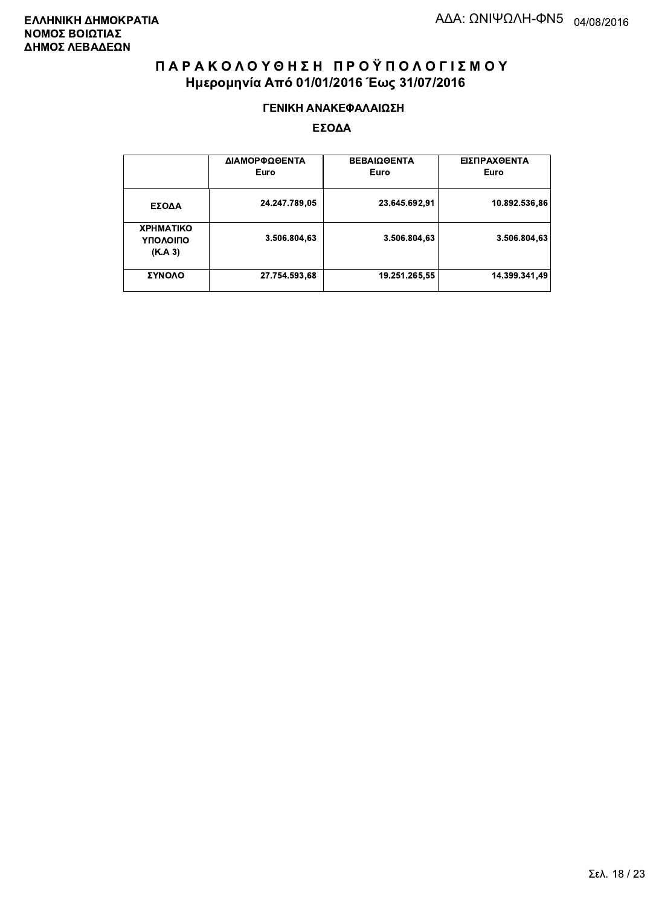**ΕΛΛΗΝΙΚΗ ΔΗΜΟΚΡΑΤΙΑ**
**ΝΟΜΟΣ ΒΟΙΩΤΙΑΣ**
**ΔΗΜΟΣ ΛΕΒΑΔΕΩΝ**

ΑΔΑ: ΩΝΙΨΩΛΗ-ΦΝ5 04/08/2016

# Π Α Ρ Α Κ Ο Λ Ο Υ Θ Η Σ Η  Π Ρ Ο Ϋ Π Ο Λ Ο Γ Ι Σ Μ Ο Υ

## Ημερομηνία Από 01/01/2016 Έως 31/07/2016

### ΓΕΝΙΚΗ ΑΝΑΚΕΦΑΛΑΙΩΣΗ

### ΕΣΟΔΑ

| | ΔΙΑΜΟΡΦΩΘΕΝΤΑ Euro | ΒΕΒΑΙΩΘΕΝΤΑ Euro | ΕΙΣΠΡΑΧΘΕΝΤΑ Euro |
|---|---|---|---|
| ΕΣΟΔΑ | 24.247.789,05 | 23.645.692,91 | 10.892.536,86 |
| ΧΡΗΜΑΤΙΚΟ ΥΠΟΛΟΙΠΟ (Κ.Α 3) | 3.506.804,63 | 3.506.804,63 | 3.506.804,63 |
| ΣΥΝΟΛΟ | 27.754.593,68 | 19.251.265,55 | 14.399.341,49 |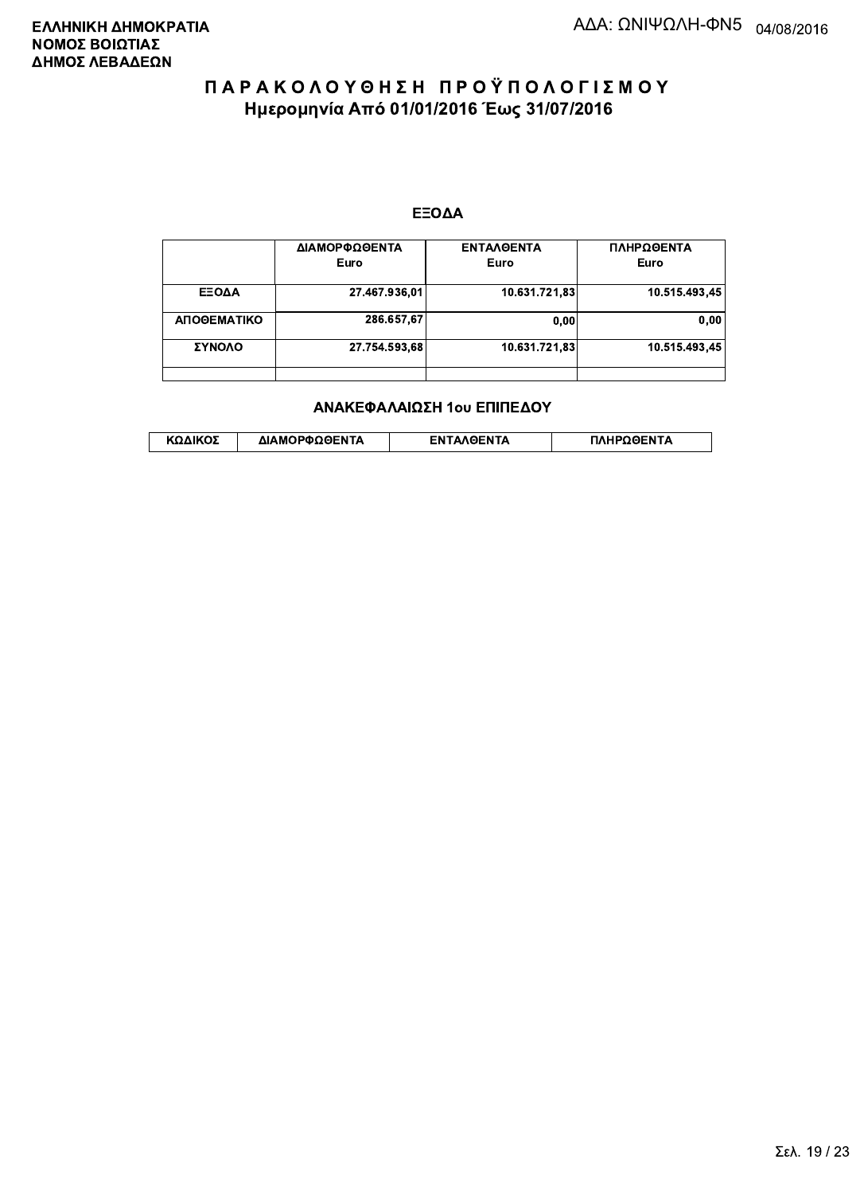**ΕΛΛΗΝΙΚΗ ΔΗΜΟΚΡΑΤΙΑ**
**ΝΟΜΟΣ ΒΟΙΩΤΙΑΣ**
**ΔΗΜΟΣ ΛΕΒΑΔΕΩΝ**

ΑΔΑ: ΩΝΙΨΩΛΗ-ΦΝ5 04/08/2016

# ΠΑΡΑΚΟΛΟΥΘΗΣΗ ΠΡΟΫΠΟΛΟΓΙΣΜΟΥ
## Ημερομηνία Από 01/01/2016 Έως 31/07/2016

### ΕΞΟΔΑ

| | ΔΙΑΜΟΡΦΩΘΕΝΤΑ Euro | ΕΝΤΑΛΘΕΝΤΑ Euro | ΠΛΗΡΩΘΕΝΤΑ Euro |
|---|---|---|---|
| ΕΞΟΔΑ | 27.467.936,01 | 10.631.721,83 | 10.515.493,45 |
| ΑΠΟΘΕΜΑΤΙΚΟ | 286.657,67 | 0,00 | 0,00 |
| ΣΥΝΟΛΟ | 27.754.593,68 | 10.631.721,83 | 10.515.493,45 |
| | | | |

### ΑΝΑΚΕΦΑΛΑΙΩΣΗ 1ου ΕΠΙΠΕΔΟΥ

| ΚΩΔΙΚΟΣ | ΔΙΑΜΟΡΦΩΘΕΝΤΑ | ΕΝΤΑΛΘΕΝΤΑ | ΠΛΗΡΩΘΕΝΤΑ |
|---|---|---|---|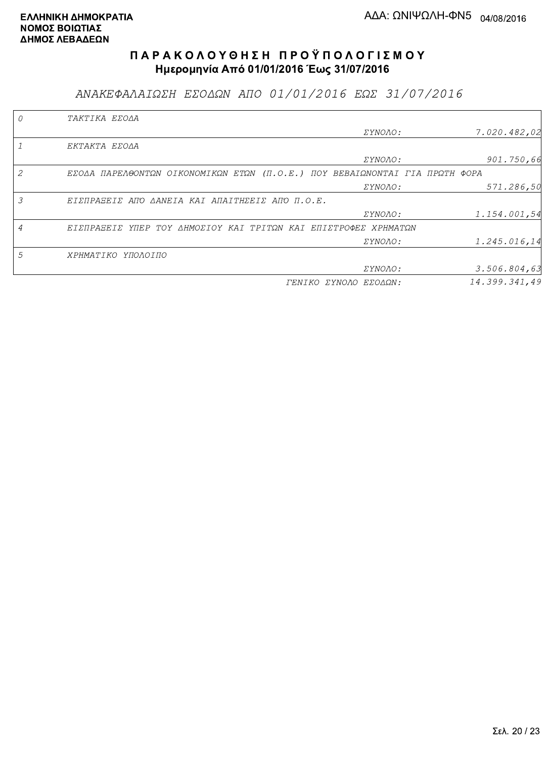**ΕΛΛΗΝΙΚΗ ΔΗΜΟΚΡΑΤΙΑ**
**ΝΟΜΟΣ ΒΟΙΩΤΙΑΣ**
**ΔΗΜΟΣ ΛΕΒΑΔΕΩΝ**

ΑΔΑ: ΩΝΙΨΩΛΗ-ΦΝ5 04/08/2016

# Π Α Ρ Α Κ Ο Λ Ο Υ Θ Η Σ Η   Π Ρ Ο Ϋ Π Ο Λ Ο Γ Ι Σ Μ Ο Υ

**Ημερομηνία Από 01/01/2016 Έως 31/07/2016**

## *ΑΝΑΚΕΦΑΛΑΙΩΣΗ ΕΣΟΔΩΝ ΑΠΟ 01/01/2016 ΕΩΣ 31/07/2016*

| Κωδ. | Περιγραφή | | Ποσό |
|---|---|---|---|
| 0 | ΤΑΚΤΙΚΑ ΕΣΟΔΑ | | |
| | | ΣΥΝΟΛΟ: | 7.020.482,02 |
| 1 | ΕΚΤΑΚΤΑ ΕΣΟΔΑ | | |
| | | ΣΥΝΟΛΟ: | 901.750,66 |
| 2 | ΕΣΟΔΑ ΠΑΡΕΛΘΟΝΤΩΝ ΟΙΚΟΝΟΜΙΚΩΝ ΕΤΩΝ (Π.Ο.Ε.) ΠΟΥ ΒΕΒΑΙΩΝΟΝΤΑΙ ΓΙΑ ΠΡΩΤΗ ΦΟΡΑ | | |
| | | ΣΥΝΟΛΟ: | 571.286,50 |
| 3 | ΕΙΣΠΡΑΞΕΙΣ ΑΠΌ ΔΑΝΕΙΑ ΚΑΙ ΑΠΑΙΤΗΣΕΙΣ ΑΠΌ Π.Ο.Ε. | | |
| | | ΣΥΝΟΛΟ: | 1.154.001,54 |
| 4 | ΕΙΣΠΡΑΞΕΙΣ ΥΠΕΡ ΤΟΥ ΔΗΜΟΣΙΟΥ ΚΑΙ ΤΡΙΤΩΝ ΚΑΙ ΕΠΙΣΤΡΟΦΕΣ ΧΡΗΜΑΤΩΝ | | |
| | | ΣΥΝΟΛΟ: | 1.245.016,14 |
| 5 | ΧΡΗΜΑΤΙΚΟ ΥΠΟΛΟΙΠΟ | | |
| | | ΣΥΝΟΛΟ: | 3.506.804,63 |
| | | ΓΕΝΙΚΟ ΣΥΝΟΛΟ ΕΣΟΔΩΝ: | 14.399.341,49 |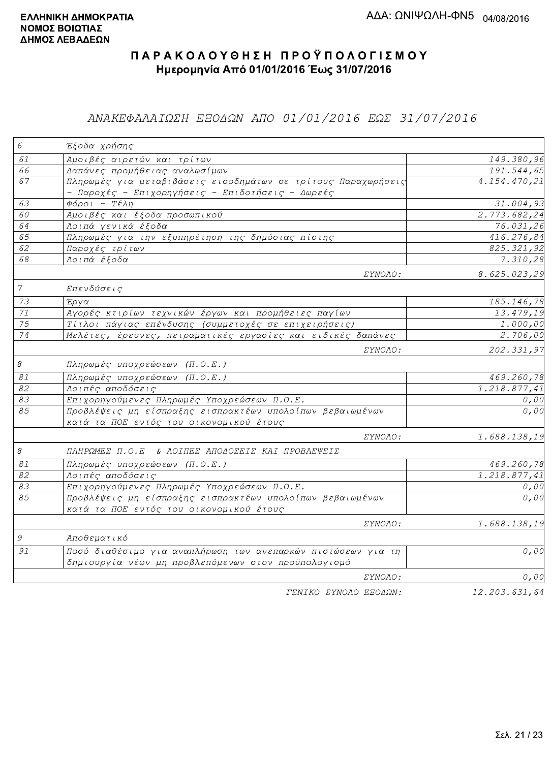**ΕΛΛΗΝΙΚΗ ΔΗΜΟΚΡΑΤΙΑ**
**ΝΟΜΟΣ ΒΟΙΩΤΙΑΣ**
**ΔΗΜΟΣ ΛΕΒΑΔΕΩΝ**

ΑΔΑ: ΩΝΙΨΩΛΗ-ΦΝ5 04/08/2016

# Π Α Ρ Α Κ Ο Λ Ο Υ Θ Η Σ Η  Π Ρ Ο Ϋ Π Ο Λ Ο Γ Ι Σ Μ Ο Υ

**Ημερομηνία Από 01/01/2016 Έως 31/07/2016**

## ΑΝΑΚΕΦΑΛΑΙΩΣΗ ΕΞΟΔΩΝ ΑΠΟ 01/01/2016 ΕΩΣ 31/07/2016

| Κωδ. | Περιγραφή | Ποσό |
|---|---|---|
| 6 | Έξοδα χρήσης | |
| 61 | Αμοιβές αιρετών και τρίτων | 149.380,96 |
| 66 | Δαπάνες προμήθειας αναλωσίμων | 191.544,65 |
| 67 | Πληρωμές για μεταβιβάσεις εισοδημάτων σε τρίτους Παραχωρήσεις - Παροχές - Επιχορηγήσεις - Επιδοτήσεις - Δωρεές | 4.154.470,21 |
| 63 | Φόροι - Τέλη | 31.004,93 |
| 60 | Αμοιβές και έξοδα προσωπικού | 2.773.682,24 |
| 64 | Λοιπά γενικά έξοδα | 76.031,26 |
| 65 | Πληρωμές για την εξυπηρέτηση της δημόσιας πίστης | 416.276,84 |
| 62 | Παροχές τρίτων | 825.321,92 |
| 68 | Λοιπά έξοδα | 7.310,28 |
| | ΣΥΝΟΛΟ: | 8.625.023,29 |
| 7 | Επενδύσεις | |
| 73 | Έργα | 185.146,78 |
| 71 | Αγορές κτιρίων τεχνικών έργων και προμήθειες παγίων | 13.479,19 |
| 75 | Τίτλοι πάγιας επένδυσης (συμμετοχές σε επιχειρήσεις) | 1.000,00 |
| 74 | Μελέτες, έρευνες, πειραματικές εργασίες και ειδικές δαπάνες | 2.706,00 |
| | ΣΥΝΟΛΟ: | 202.331,97 |
| 8 | Πληρωμές υποχρεώσεων (Π.Ο.Ε.) | |
| 81 | Πληρωμές υποχρεώσεων (Π.Ο.Ε.) | 469.260,78 |
| 82 | Λοιπές αποδόσεις | 1.218.877,41 |
| 83 | Επιχορηγούμενες Πληρωμές Υποχρεώσεων Π.Ο.Ε. | 0,00 |
| 85 | Προβλέψεις μη είσπραξης εισπρακτέων υπολοίπων βεβαιωμένων κατά τα ΠΟΕ εντός του οικονομικού έτους | 0,00 |
| | ΣΥΝΟΛΟ: | 1.688.138,19 |
| 8 | ΠΛΗΡΩΜΕΣ Π.Ο.Ε & ΛΟΙΠΕΣ ΑΠΟΔΟΣΕΙΣ ΚΑΙ ΠΡΟΒΛΕΨΕΙΣ | |
| 81 | Πληρωμές υποχρεώσεων (Π.Ο.Ε.) | 469.260,78 |
| 82 | Λοιπές αποδόσεις | 1.218.877,41 |
| 83 | Επιχορηγούμενες Πληρωμές Υποχρεώσεων Π.Ο.Ε. | 0,00 |
| 85 | Προβλέψεις μη είσπραξης εισπρακτέων υπολοίπων βεβαιωμένων κατά τα ΠΟΕ εντός του οικονομικού έτους | 0,00 |
| | ΣΥΝΟΛΟ: | 1.688.138,19 |
| 9 | Αποθεματικό | |
| 91 | Ποσό διαθέσιμο για αναπλήρωση των ανεπαρκών πιστώσεων για τη δημιουργία νέων μη προβλεπόμενων στον προϋπολογισμό | 0,00 |
| | ΣΥΝΟΛΟ: | 0,00 |
| | ΓΕΝΙΚΟ ΣΥΝΟΛΟ ΕΞΟΔΩΝ: | 12.203.631,64 |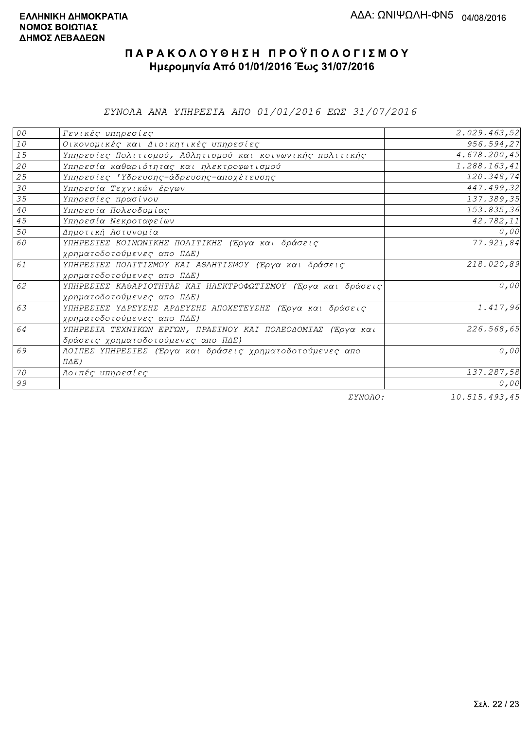**ΕΛΛΗΝΙΚΗ ΔΗΜΟΚΡΑΤΙΑ**
**ΝΟΜΟΣ ΒΟΙΩΤΙΑΣ**
**ΔΗΜΟΣ ΛΕΒΑΔΕΩΝ**

ΑΔΑ: ΩΝΙΨΩΛΗ-ΦΝ5 04/08/2016

# Π Α Ρ Α Κ Ο Λ Ο Υ Θ Η Σ Η  Π Ρ Ο Ϋ Π Ο Λ Ο Γ Ι Σ Μ Ο Υ

## Ημερομηνία Από 01/01/2016 Έως 31/07/2016

*ΣΥΝΟΛΑ ΑΝΑ ΥΠΗΡΕΣΙΑ ΑΠΟ 01/01/2016 ΕΩΣ 31/07/2016*

| | | |
|---|---|---|
| 00 | Γενικές υπηρεσίες | 2.029.463,52 |
| 10 | Οικονομικές και Διοικητικές υπηρεσίες | 956.594,27 |
| 15 | Υπηρεσίες Πολιτισμού, Αθλητισμού και κοινωνικής πολιτικής | 4.678.200,45 |
| 20 | Υπηρεσία καθαριότητας και ηλεκτροφωτισμού | 1.288.163,41 |
| 25 | Υπηρεσίες 'Υδρευσης-άδρευσης-αποχέτευσης | 120.348,74 |
| 30 | Υπηρεσία Τεχνικών έργων | 447.499,32 |
| 35 | Υπηρεσίες πρασίνου | 137.389,35 |
| 40 | Υπηρεσία Πολεοδομίας | 153.835,36 |
| 45 | Υπηρεσία Νεκροταφείων | 42.782,11 |
| 50 | Δημοτική Αστυνομία | 0,00 |
| 60 | ΥΠΗΡΕΣΙΕΣ ΚΟΙΝΩΝΙΚΗΣ ΠΟΛΙΤΙΚΗΣ (Έργα και δράσεις χρηματοδοτούμενες απο ΠΔΕ) | 77.921,84 |
| 61 | ΥΠΗΡΕΣΙΕΣ ΠΟΛΙΤΙΣΜΟΥ ΚΑΙ ΑΘΛΗΤΙΣΜΟΥ (Έργα και δράσεις χρηματοδοτούμενες απο ΠΔΕ) | 218.020,89 |
| 62 | ΥΠΗΡΕΣΙΕΣ ΚΑΘΑΡΙΟΤΗΤΑΣ ΚΑΙ ΗΛΕΚΤΡΟΦΩΤΙΣΜΟΥ (Έργα και δράσεις χρηματοδοτούμενες απο ΠΔΕ) | 0,00 |
| 63 | ΥΠΗΡΕΣΙΕΣ ΥΔΡΕΥΣΗΣ ΑΡΔΕΥΣΗΣ ΑΠΟΧΕΤΕΥΣΗΣ (Έργα και δράσεις χρηματοδοτούμενες απο ΠΔΕ) | 1.417,96 |
| 64 | ΥΠΗΡΕΣΙΑ ΤΕΧΝΙΚΩΝ ΕΡΓΩΝ, ΠΡΑΣΙΝΟΥ ΚΑΙ ΠΟΛΕΟΔΟΜΙΑΣ (Έργα και δράσεις χρηματοδοτούμενες απο ΠΔΕ) | 226.568,65 |
| 69 | ΛΟΙΠΕΣ ΥΠΗΡΕΣΙΕΣ (Έργα και δράσεις χρηματοδοτούμενες απο ΠΔΕ) | 0,00 |
| 70 | Λοιπές υπηρεσίες | 137.287,58 |
| 99 | | 0,00 |
| | ΣΥΝΟΛΟ: | 10.515.493,45 |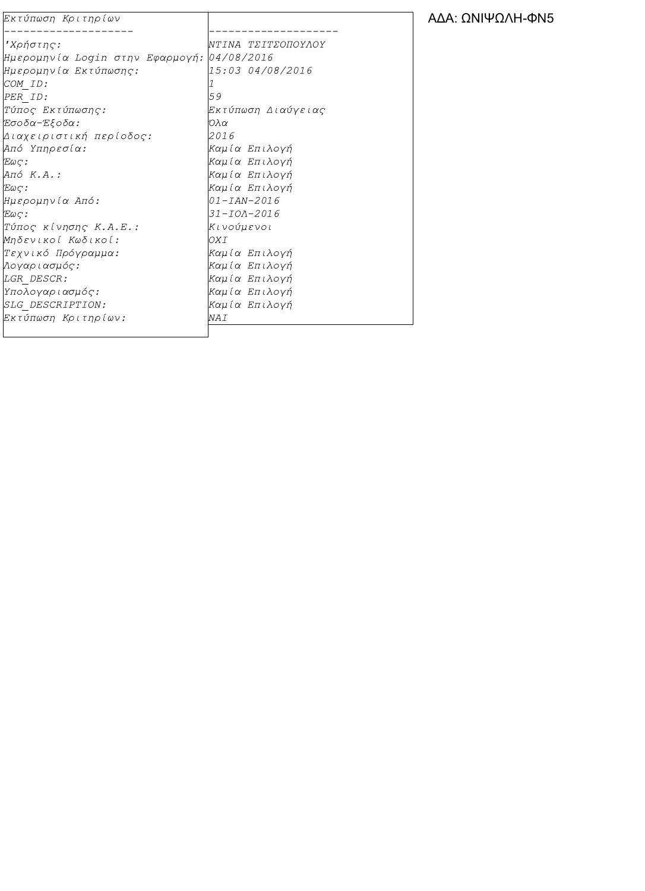ΑΔΑ: ΩΝΙΨΩΛΗ-ΦΝ5

| Εκτύπωση Κριτηρίων | |
|---|---|
| 'Χρήστης: | ΝΤΙΝΑ ΤΣΙΤΣΟΠΟΥΛΟΥ |
| Ημερομηνία Login στην Εφαρμογή: | 04/08/2016 |
| Ημερομηνία Εκτύπωσης: | 15:03 04/08/2016 |
| COM_ID: | 1 |
| PER_ID: | 59 |
| Τύπος Εκτύπωσης: | Εκτύπωση Διαύγειας |
| Έσοδα-Έξοδα: | Όλα |
| Διαχειριστική περίοδος: | 2016 |
| Από Υπηρεσία: | Καμία Επιλογή |
| Έως: | Καμία Επιλογή |
| Από Κ.Α.: | Καμία Επιλογή |
| Έως: | Καμία Επιλογή |
| Ημερομηνία Από: | 01-ΙΑΝ-2016 |
| Έως: | 31-ΙΟΛ-2016 |
| Τύπος κίνησης Κ.Α.Ε.: | Κινούμενοι |
| Μηδενικοί Κωδικοί: | ΟΧΙ |
| Τεχνικό Πρόγραμμα: | Καμία Επιλογή |
| Λογαριασμός: | Καμία Επιλογή |
| LGR_DESCR: | Καμία Επιλογή |
| Υπολογαριασμός: | Καμία Επιλογή |
| SLG_DESCRIPTION: | Καμία Επιλογή |
| Εκτύπωση Κριτηρίων: | ΝΑΙ |